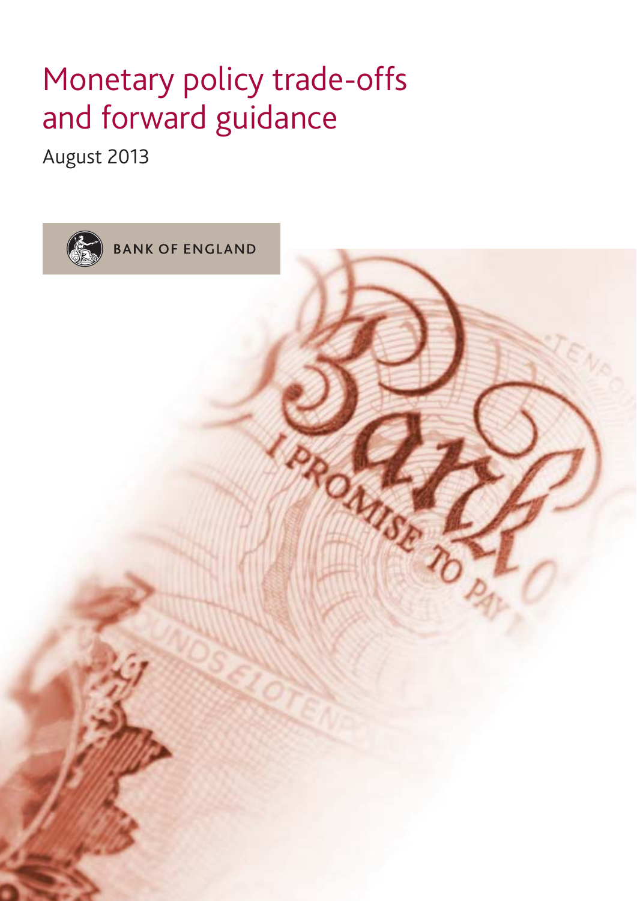# Monetary policy trade-offs and forward guidance

August 2013

BANK OF ENGLAND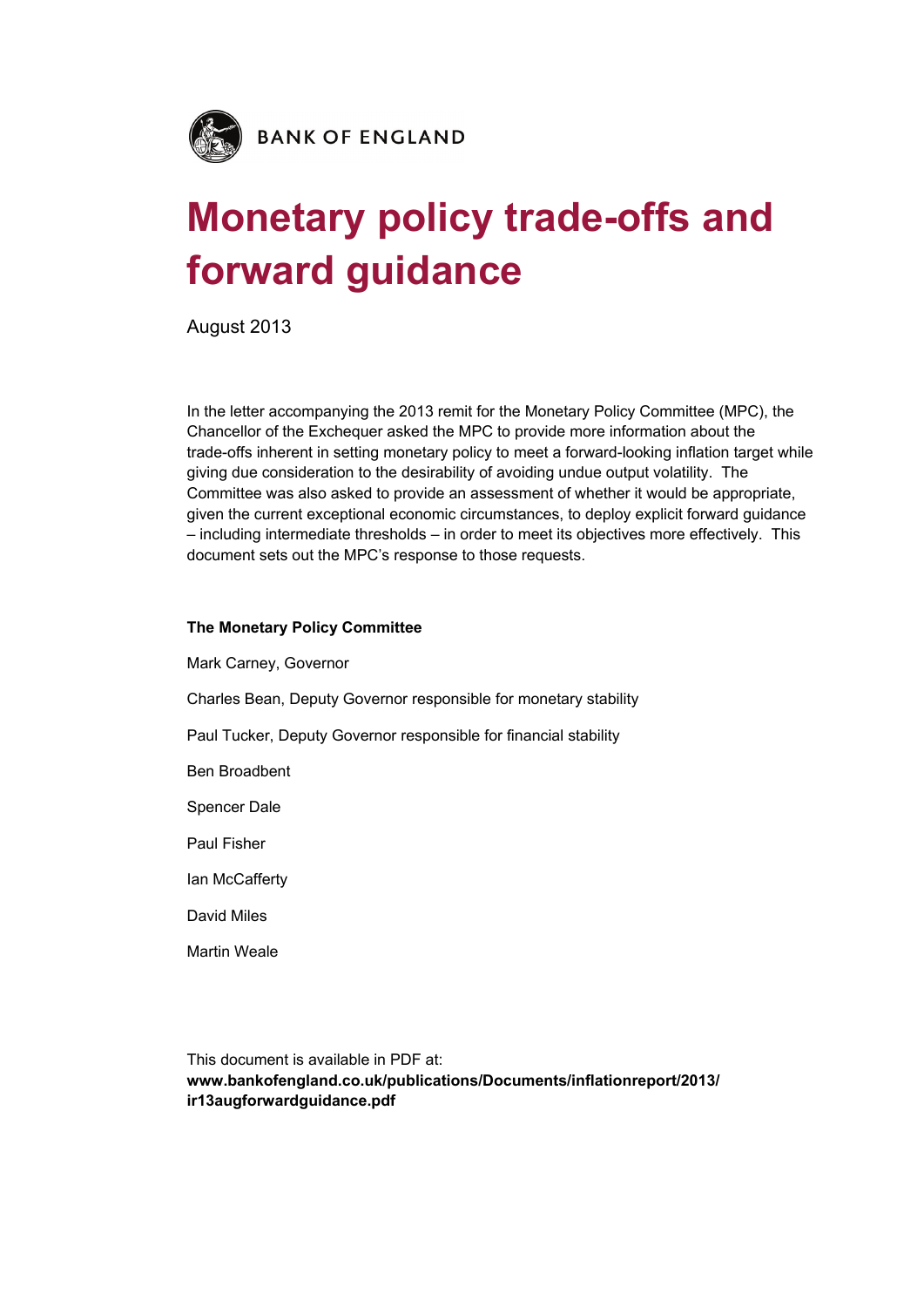BANK OF ENGLAND

# Monetary policy trade-offs and forward guidance

August 2013

In the letter accompanying the 2013 remit for the Monetary Policy Committee (MPC), the Chancellor of the Exchequer asked the MPC to provide more information about the trade-offs inherent in setting monetary policy to meet a forward-looking inflation target while giving due consideration to the desirability of avoiding undue output volatility. The Committee was also asked to provide an assessment of whether it would be appropriate, given the current exceptional economic circumstances, to deploy explicit forward guidance – including intermediate thresholds – in order to meet its objectives more effectively. This document sets out the MPC's response to those requests.

**The Monetary Policy Committee**

Mark Carney, Governor

Charles Bean, Deputy Governor responsible for monetary stability

Paul Tucker, Deputy Governor responsible for financial stability

Ben Broadbent

Spencer Dale

Paul Fisher

Ian McCafferty

David Miles

Martin Weale

This document is available in PDF at:
**www.bankofengland.co.uk/publications/Documents/inflationreport/2013/ir13augforwardguidance.pdf**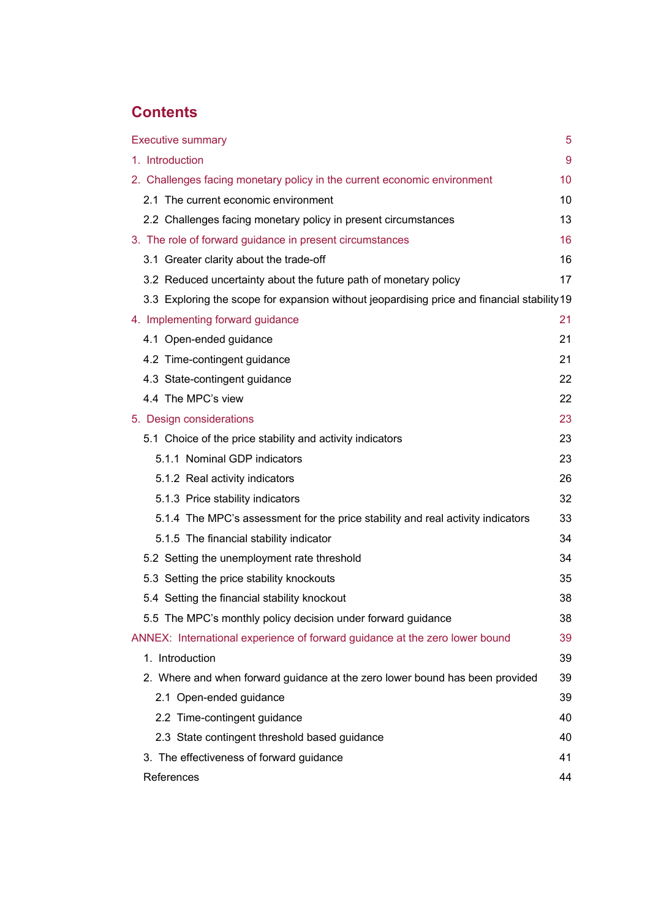# Contents

| | |
|---|---|
| Executive summary | 5 |
| 1. Introduction | 9 |
| 2. Challenges facing monetary policy in the current economic environment | 10 |
| 2.1 The current economic environment | 10 |
| 2.2 Challenges facing monetary policy in present circumstances | 13 |
| 3. The role of forward guidance in present circumstances | 16 |
| 3.1 Greater clarity about the trade-off | 16 |
| 3.2 Reduced uncertainty about the future path of monetary policy | 17 |
| 3.3 Exploring the scope for expansion without jeopardising price and financial stability | 19 |
| 4. Implementing forward guidance | 21 |
| 4.1 Open-ended guidance | 21 |
| 4.2 Time-contingent guidance | 21 |
| 4.3 State-contingent guidance | 22 |
| 4.4 The MPC's view | 22 |
| 5. Design considerations | 23 |
| 5.1 Choice of the price stability and activity indicators | 23 |
| 5.1.1 Nominal GDP indicators | 23 |
| 5.1.2 Real activity indicators | 26 |
| 5.1.3 Price stability indicators | 32 |
| 5.1.4 The MPC's assessment for the price stability and real activity indicators | 33 |
| 5.1.5 The financial stability indicator | 34 |
| 5.2 Setting the unemployment rate threshold | 34 |
| 5.3 Setting the price stability knockouts | 35 |
| 5.4 Setting the financial stability knockout | 38 |
| 5.5 The MPC's monthly policy decision under forward guidance | 38 |
| ANNEX: International experience of forward guidance at the zero lower bound | 39 |
| 1. Introduction | 39 |
| 2. Where and when forward guidance at the zero lower bound has been provided | 39 |
| 2.1 Open-ended guidance | 39 |
| 2.2 Time-contingent guidance | 40 |
| 2.3 State contingent threshold based guidance | 40 |
| 3. The effectiveness of forward guidance | 41 |
| References | 44 |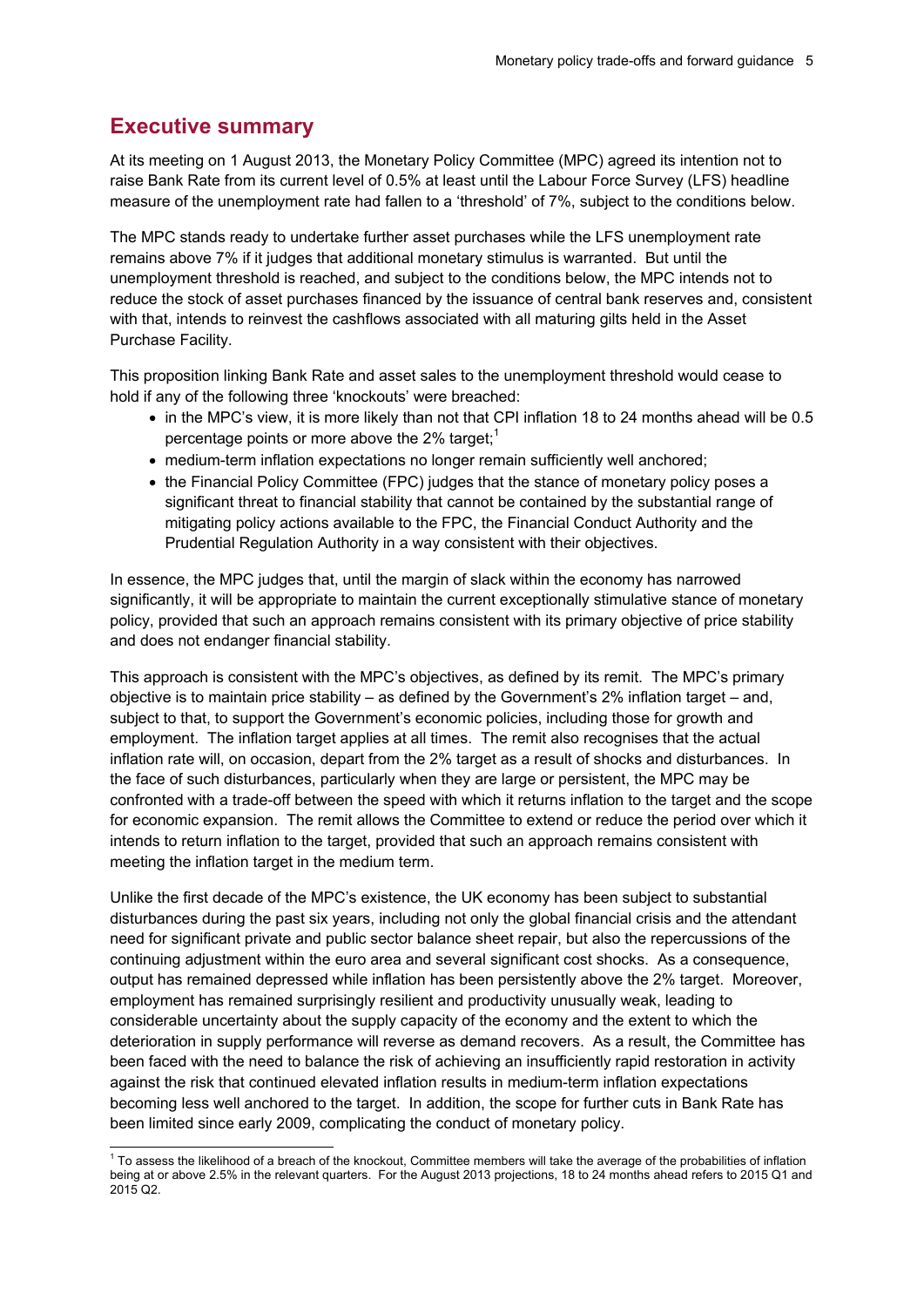## Executive summary

At its meeting on 1 August 2013, the Monetary Policy Committee (MPC) agreed its intention not to raise Bank Rate from its current level of 0.5% at least until the Labour Force Survey (LFS) headline measure of the unemployment rate had fallen to a 'threshold' of 7%, subject to the conditions below.

The MPC stands ready to undertake further asset purchases while the LFS unemployment rate remains above 7% if it judges that additional monetary stimulus is warranted. But until the unemployment threshold is reached, and subject to the conditions below, the MPC intends not to reduce the stock of asset purchases financed by the issuance of central bank reserves and, consistent with that, intends to reinvest the cashflows associated with all maturing gilts held in the Asset Purchase Facility.

This proposition linking Bank Rate and asset sales to the unemployment threshold would cease to hold if any of the following three 'knockouts' were breached:

- in the MPC's view, it is more likely than not that CPI inflation 18 to 24 months ahead will be 0.5 percentage points or more above the 2% target;[1]
- medium-term inflation expectations no longer remain sufficiently well anchored;
- the Financial Policy Committee (FPC) judges that the stance of monetary policy poses a significant threat to financial stability that cannot be contained by the substantial range of mitigating policy actions available to the FPC, the Financial Conduct Authority and the Prudential Regulation Authority in a way consistent with their objectives.

In essence, the MPC judges that, until the margin of slack within the economy has narrowed significantly, it will be appropriate to maintain the current exceptionally stimulative stance of monetary policy, provided that such an approach remains consistent with its primary objective of price stability and does not endanger financial stability.

This approach is consistent with the MPC's objectives, as defined by its remit. The MPC's primary objective is to maintain price stability – as defined by the Government's 2% inflation target – and, subject to that, to support the Government's economic policies, including those for growth and employment. The inflation target applies at all times. The remit also recognises that the actual inflation rate will, on occasion, depart from the 2% target as a result of shocks and disturbances. In the face of such disturbances, particularly when they are large or persistent, the MPC may be confronted with a trade-off between the speed with which it returns inflation to the target and the scope for economic expansion. The remit allows the Committee to extend or reduce the period over which it intends to return inflation to the target, provided that such an approach remains consistent with meeting the inflation target in the medium term.

Unlike the first decade of the MPC's existence, the UK economy has been subject to substantial disturbances during the past six years, including not only the global financial crisis and the attendant need for significant private and public sector balance sheet repair, but also the repercussions of the continuing adjustment within the euro area and several significant cost shocks. As a consequence, output has remained depressed while inflation has been persistently above the 2% target. Moreover, employment has remained surprisingly resilient and productivity unusually weak, leading to considerable uncertainty about the supply capacity of the economy and the extent to which the deterioration in supply performance will reverse as demand recovers. As a result, the Committee has been faced with the need to balance the risk of achieving an insufficiently rapid restoration in activity against the risk that continued elevated inflation results in medium-term inflation expectations becoming less well anchored to the target. In addition, the scope for further cuts in Bank Rate has been limited since early 2009, complicating the conduct of monetary policy.

[1] To assess the likelihood of a breach of the knockout, Committee members will take the average of the probabilities of inflation being at or above 2.5% in the relevant quarters. For the August 2013 projections, 18 to 24 months ahead refers to 2015 Q1 and 2015 Q2.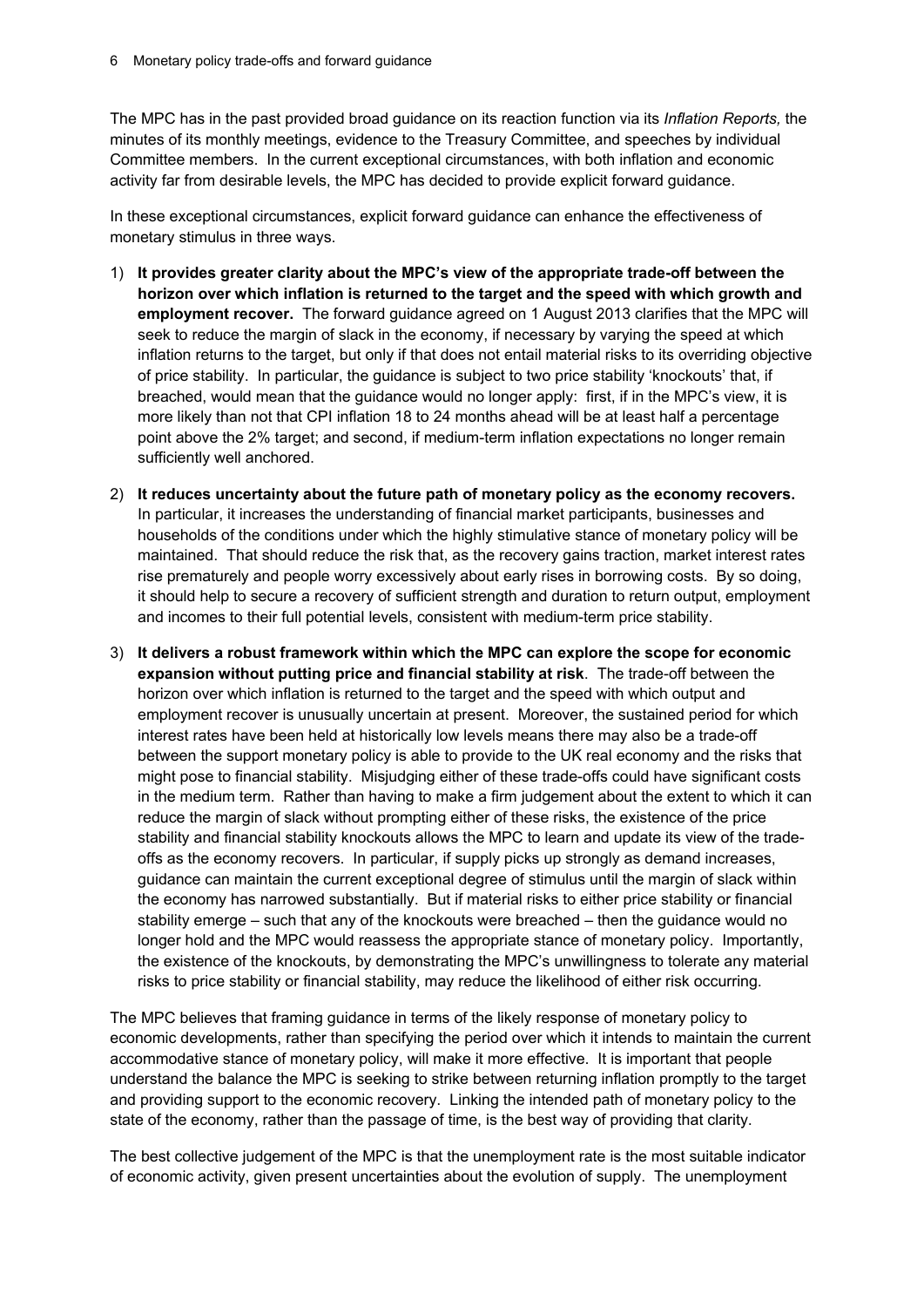The MPC has in the past provided broad guidance on its reaction function via its *Inflation Reports,* the minutes of its monthly meetings, evidence to the Treasury Committee, and speeches by individual Committee members. In the current exceptional circumstances, with both inflation and economic activity far from desirable levels, the MPC has decided to provide explicit forward guidance.

In these exceptional circumstances, explicit forward guidance can enhance the effectiveness of monetary stimulus in three ways.

1) **It provides greater clarity about the MPC's view of the appropriate trade-off between the horizon over which inflation is returned to the target and the speed with which growth and employment recover.** The forward guidance agreed on 1 August 2013 clarifies that the MPC will seek to reduce the margin of slack in the economy, if necessary by varying the speed at which inflation returns to the target, but only if that does not entail material risks to its overriding objective of price stability. In particular, the guidance is subject to two price stability 'knockouts' that, if breached, would mean that the guidance would no longer apply: first, if in the MPC's view, it is more likely than not that CPI inflation 18 to 24 months ahead will be at least half a percentage point above the 2% target; and second, if medium-term inflation expectations no longer remain sufficiently well anchored.

2) **It reduces uncertainty about the future path of monetary policy as the economy recovers.** In particular, it increases the understanding of financial market participants, businesses and households of the conditions under which the highly stimulative stance of monetary policy will be maintained. That should reduce the risk that, as the recovery gains traction, market interest rates rise prematurely and people worry excessively about early rises in borrowing costs. By so doing, it should help to secure a recovery of sufficient strength and duration to return output, employment and incomes to their full potential levels, consistent with medium-term price stability.

3) **It delivers a robust framework within which the MPC can explore the scope for economic expansion without putting price and financial stability at risk**. The trade-off between the horizon over which inflation is returned to the target and the speed with which output and employment recover is unusually uncertain at present. Moreover, the sustained period for which interest rates have been held at historically low levels means there may also be a trade-off between the support monetary policy is able to provide to the UK real economy and the risks that might pose to financial stability. Misjudging either of these trade-offs could have significant costs in the medium term. Rather than having to make a firm judgement about the extent to which it can reduce the margin of slack without prompting either of these risks, the existence of the price stability and financial stability knockouts allows the MPC to learn and update its view of the trade-offs as the economy recovers. In particular, if supply picks up strongly as demand increases, guidance can maintain the current exceptional degree of stimulus until the margin of slack within the economy has narrowed substantially. But if material risks to either price stability or financial stability emerge – such that any of the knockouts were breached – then the guidance would no longer hold and the MPC would reassess the appropriate stance of monetary policy. Importantly, the existence of the knockouts, by demonstrating the MPC's unwillingness to tolerate any material risks to price stability or financial stability, may reduce the likelihood of either risk occurring.

The MPC believes that framing guidance in terms of the likely response of monetary policy to economic developments, rather than specifying the period over which it intends to maintain the current accommodative stance of monetary policy, will make it more effective. It is important that people understand the balance the MPC is seeking to strike between returning inflation promptly to the target and providing support to the economic recovery. Linking the intended path of monetary policy to the state of the economy, rather than the passage of time, is the best way of providing that clarity.

The best collective judgement of the MPC is that the unemployment rate is the most suitable indicator of economic activity, given present uncertainties about the evolution of supply. The unemployment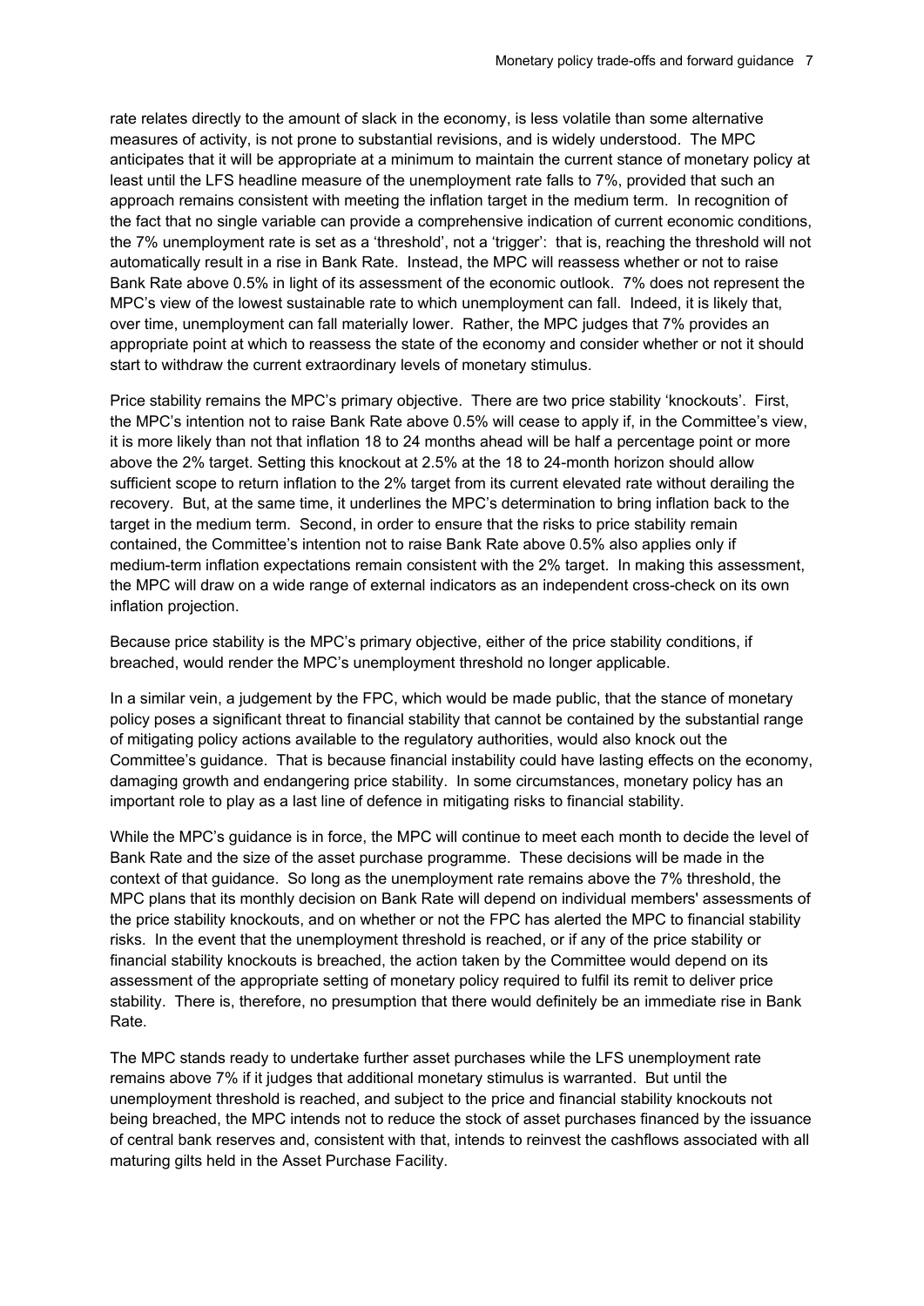rate relates directly to the amount of slack in the economy, is less volatile than some alternative measures of activity, is not prone to substantial revisions, and is widely understood. The MPC anticipates that it will be appropriate at a minimum to maintain the current stance of monetary policy at least until the LFS headline measure of the unemployment rate falls to 7%, provided that such an approach remains consistent with meeting the inflation target in the medium term. In recognition of the fact that no single variable can provide a comprehensive indication of current economic conditions, the 7% unemployment rate is set as a 'threshold', not a 'trigger': that is, reaching the threshold will not automatically result in a rise in Bank Rate. Instead, the MPC will reassess whether or not to raise Bank Rate above 0.5% in light of its assessment of the economic outlook. 7% does not represent the MPC's view of the lowest sustainable rate to which unemployment can fall. Indeed, it is likely that, over time, unemployment can fall materially lower. Rather, the MPC judges that 7% provides an appropriate point at which to reassess the state of the economy and consider whether or not it should start to withdraw the current extraordinary levels of monetary stimulus.

Price stability remains the MPC's primary objective. There are two price stability 'knockouts'. First, the MPC's intention not to raise Bank Rate above 0.5% will cease to apply if, in the Committee's view, it is more likely than not that inflation 18 to 24 months ahead will be half a percentage point or more above the 2% target. Setting this knockout at 2.5% at the 18 to 24-month horizon should allow sufficient scope to return inflation to the 2% target from its current elevated rate without derailing the recovery. But, at the same time, it underlines the MPC's determination to bring inflation back to the target in the medium term. Second, in order to ensure that the risks to price stability remain contained, the Committee's intention not to raise Bank Rate above 0.5% also applies only if medium-term inflation expectations remain consistent with the 2% target. In making this assessment, the MPC will draw on a wide range of external indicators as an independent cross-check on its own inflation projection.

Because price stability is the MPC's primary objective, either of the price stability conditions, if breached, would render the MPC's unemployment threshold no longer applicable.

In a similar vein, a judgement by the FPC, which would be made public, that the stance of monetary policy poses a significant threat to financial stability that cannot be contained by the substantial range of mitigating policy actions available to the regulatory authorities, would also knock out the Committee's guidance. That is because financial instability could have lasting effects on the economy, damaging growth and endangering price stability. In some circumstances, monetary policy has an important role to play as a last line of defence in mitigating risks to financial stability.

While the MPC's guidance is in force, the MPC will continue to meet each month to decide the level of Bank Rate and the size of the asset purchase programme. These decisions will be made in the context of that guidance. So long as the unemployment rate remains above the 7% threshold, the MPC plans that its monthly decision on Bank Rate will depend on individual members' assessments of the price stability knockouts, and on whether or not the FPC has alerted the MPC to financial stability risks. In the event that the unemployment threshold is reached, or if any of the price stability or financial stability knockouts is breached, the action taken by the Committee would depend on its assessment of the appropriate setting of monetary policy required to fulfil its remit to deliver price stability. There is, therefore, no presumption that there would definitely be an immediate rise in Bank Rate.

The MPC stands ready to undertake further asset purchases while the LFS unemployment rate remains above 7% if it judges that additional monetary stimulus is warranted. But until the unemployment threshold is reached, and subject to the price and financial stability knockouts not being breached, the MPC intends not to reduce the stock of asset purchases financed by the issuance of central bank reserves and, consistent with that, intends to reinvest the cashflows associated with all maturing gilts held in the Asset Purchase Facility.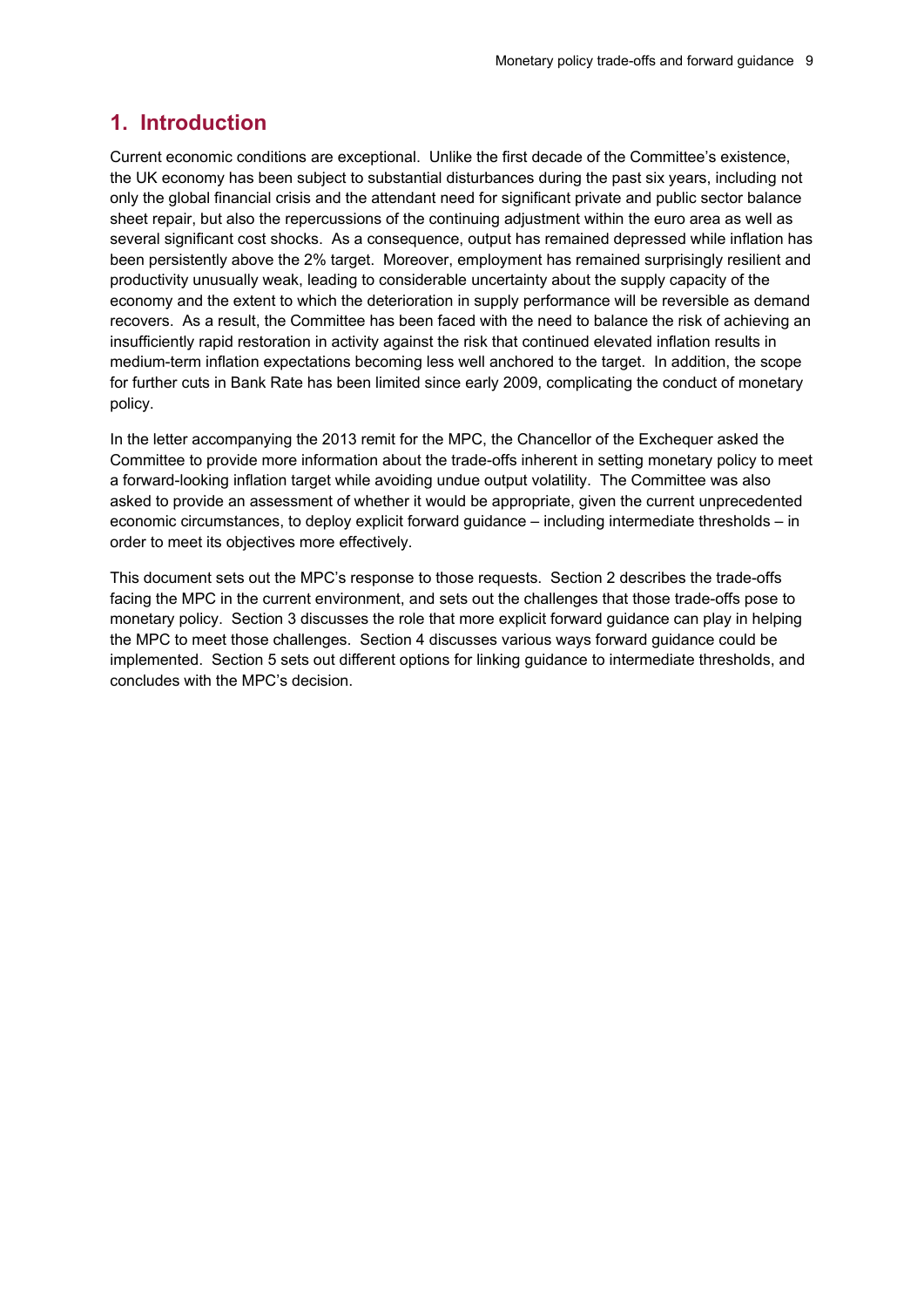# 1. Introduction

Current economic conditions are exceptional. Unlike the first decade of the Committee's existence, the UK economy has been subject to substantial disturbances during the past six years, including not only the global financial crisis and the attendant need for significant private and public sector balance sheet repair, but also the repercussions of the continuing adjustment within the euro area as well as several significant cost shocks. As a consequence, output has remained depressed while inflation has been persistently above the 2% target. Moreover, employment has remained surprisingly resilient and productivity unusually weak, leading to considerable uncertainty about the supply capacity of the economy and the extent to which the deterioration in supply performance will be reversible as demand recovers. As a result, the Committee has been faced with the need to balance the risk of achieving an insufficiently rapid restoration in activity against the risk that continued elevated inflation results in medium-term inflation expectations becoming less well anchored to the target. In addition, the scope for further cuts in Bank Rate has been limited since early 2009, complicating the conduct of monetary policy.

In the letter accompanying the 2013 remit for the MPC, the Chancellor of the Exchequer asked the Committee to provide more information about the trade-offs inherent in setting monetary policy to meet a forward-looking inflation target while avoiding undue output volatility. The Committee was also asked to provide an assessment of whether it would be appropriate, given the current unprecedented economic circumstances, to deploy explicit forward guidance – including intermediate thresholds – in order to meet its objectives more effectively.

This document sets out the MPC's response to those requests. Section 2 describes the trade-offs facing the MPC in the current environment, and sets out the challenges that those trade-offs pose to monetary policy. Section 3 discusses the role that more explicit forward guidance can play in helping the MPC to meet those challenges. Section 4 discusses various ways forward guidance could be implemented. Section 5 sets out different options for linking guidance to intermediate thresholds, and concludes with the MPC's decision.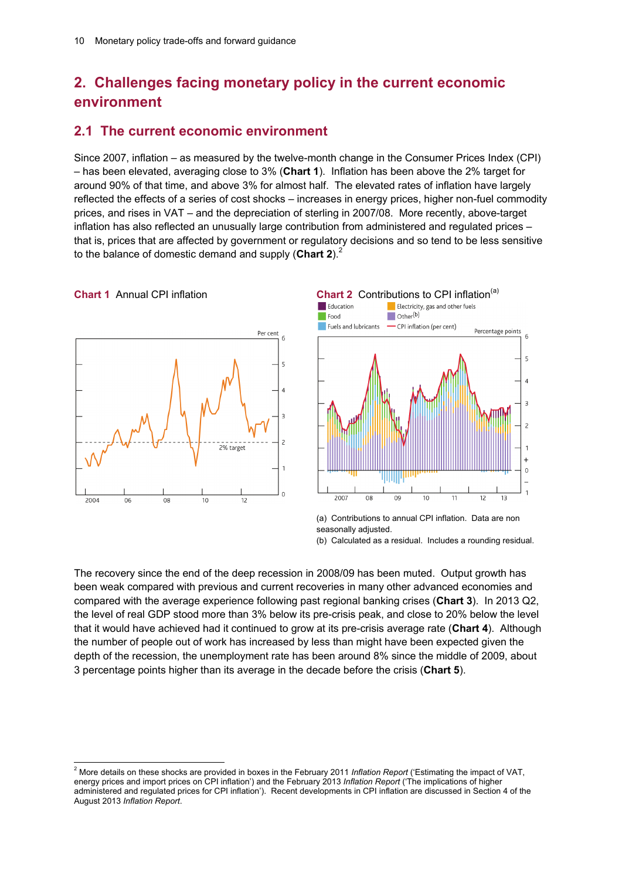## 2. Challenges facing monetary policy in the current economic environment

### 2.1 The current economic environment

Since 2007, inflation – as measured by the twelve-month change in the Consumer Prices Index (CPI) – has been elevated, averaging close to 3% (**Chart 1**). Inflation has been above the 2% target for around 90% of that time, and above 3% for almost half. The elevated rates of inflation have largely reflected the effects of a series of cost shocks – increases in energy prices, higher non-fuel commodity prices, and rises in VAT – and the depreciation of sterling in 2007/08. More recently, above-target inflation has also reflected an unusually large contribution from administered and regulated prices – that is, prices that are affected by government or regulatory decisions and so tend to be less sensitive to the balance of domestic demand and supply (**Chart 2**).[2]

**Chart 1** Annual CPI inflation

**Chart 2** Contributions to CPI inflation[(a)]

(a) Contributions to annual CPI inflation. Data are non seasonally adjusted.
(b) Calculated as a residual. Includes a rounding residual.

The recovery since the end of the deep recession in 2008/09 has been muted. Output growth has been weak compared with previous and current recoveries in many other advanced economies and compared with the average experience following past regional banking crises (**Chart 3**). In 2013 Q2, the level of real GDP stood more than 3% below its pre-crisis peak, and close to 20% below the level that it would have achieved had it continued to grow at its pre-crisis average rate (**Chart 4**). Although the number of people out of work has increased by less than might have been expected given the depth of the recession, the unemployment rate has been around 8% since the middle of 2009, about 3 percentage points higher than its average in the decade before the crisis (**Chart 5**).

---

[2] More details on these shocks are provided in boxes in the February 2011 *Inflation Report* ('Estimating the impact of VAT, energy prices and import prices on CPI inflation') and the February 2013 *Inflation Report* ('The implications of higher administered and regulated prices for CPI inflation'). Recent developments in CPI inflation are discussed in Section 4 of the August 2013 *Inflation Report*.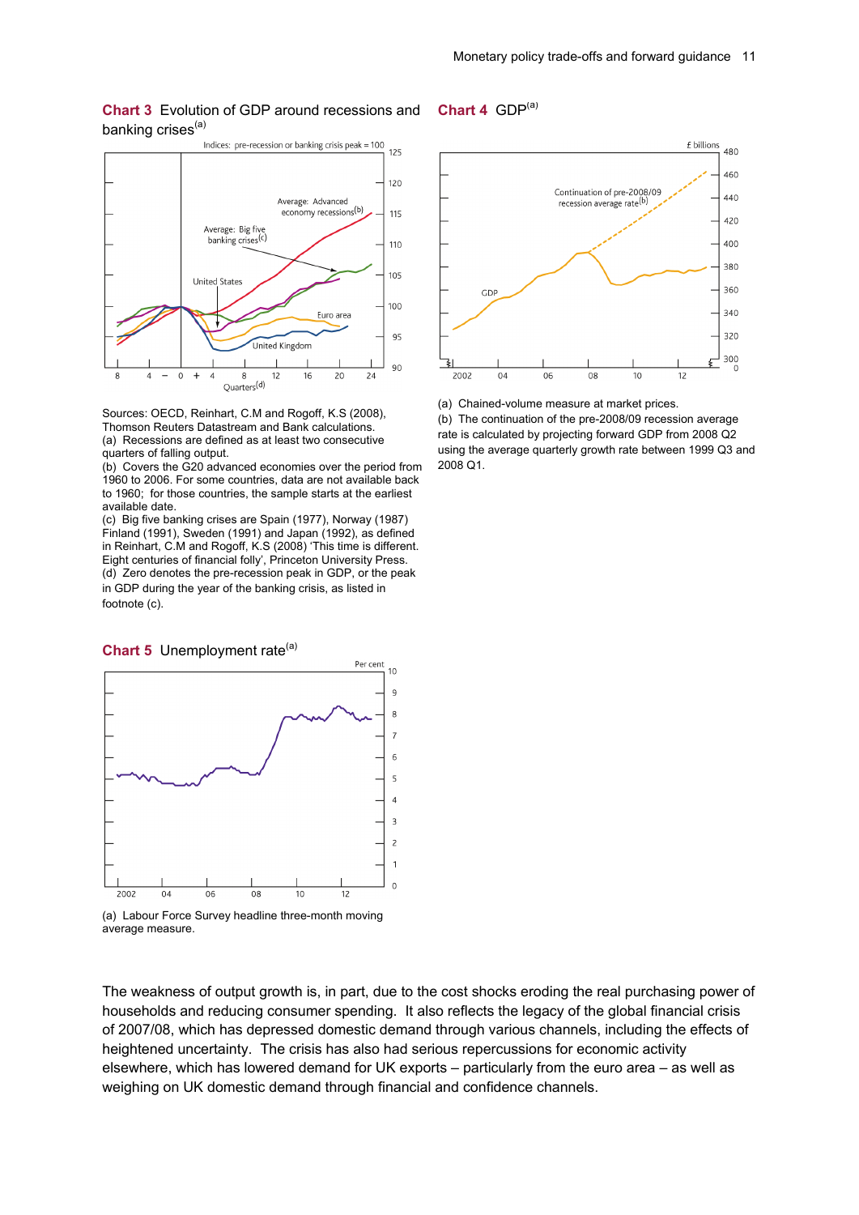**Chart 3** Evolution of GDP around recessions and banking crises[(a)]

Sources: OECD, Reinhart, C.M and Rogoff, K.S (2008), Thomson Reuters Datastream and Bank calculations.

(a) Recessions are defined as at least two consecutive quarters of falling output.

(b) Covers the G20 advanced economies over the period from 1960 to 2006. For some countries, data are not available back to 1960; for those countries, the sample starts at the earliest available date.

(c) Big five banking crises are Spain (1977), Norway (1987) Finland (1991), Sweden (1991) and Japan (1992), as defined in Reinhart, C.M and Rogoff, K.S (2008) 'This time is different. Eight centuries of financial folly', Princeton University Press.

(d) Zero denotes the pre-recession peak in GDP, or the peak in GDP during the year of the banking crisis, as listed in footnote (c).

**Chart 4** GDP[(a)]

(a) Chained-volume measure at market prices.

(b) The continuation of the pre-2008/09 recession average rate is calculated by projecting forward GDP from 2008 Q2 using the average quarterly growth rate between 1999 Q3 and 2008 Q1.

**Chart 5** Unemployment rate[(a)]

(a) Labour Force Survey headline three-month moving average measure.

The weakness of output growth is, in part, due to the cost shocks eroding the real purchasing power of households and reducing consumer spending. It also reflects the legacy of the global financial crisis of 2007/08, which has depressed domestic demand through various channels, including the effects of heightened uncertainty. The crisis has also had serious repercussions for economic activity elsewhere, which has lowered demand for UK exports – particularly from the euro area – as well as weighing on UK domestic demand through financial and confidence channels.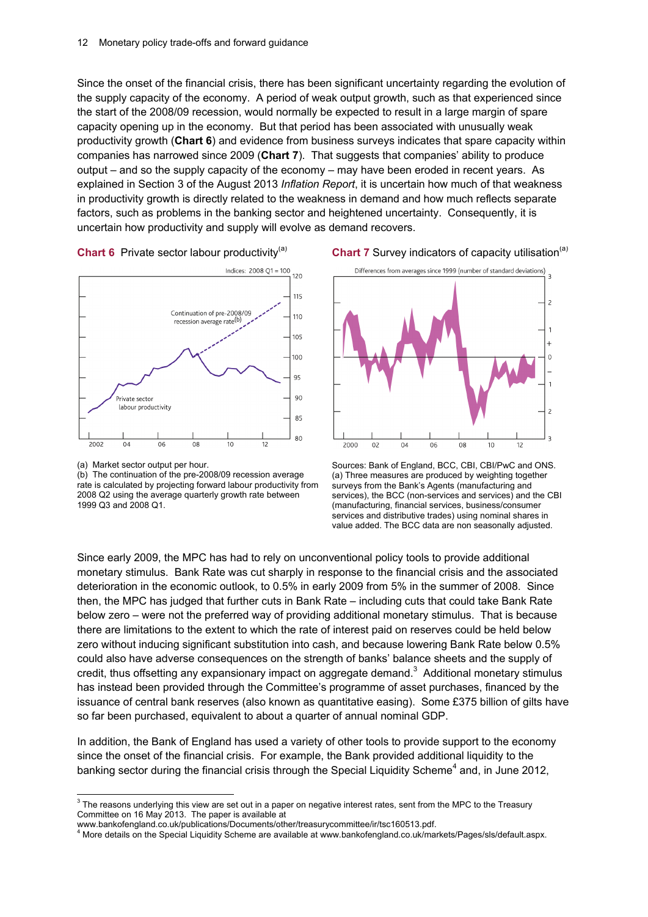Since the onset of the financial crisis, there has been significant uncertainty regarding the evolution of the supply capacity of the economy. A period of weak output growth, such as that experienced since the start of the 2008/09 recession, would normally be expected to result in a large margin of spare capacity opening up in the economy. But that period has been associated with unusually weak productivity growth (**Chart 6**) and evidence from business surveys indicates that spare capacity within companies has narrowed since 2009 (**Chart 7**). That suggests that companies' ability to produce output – and so the supply capacity of the economy – may have been eroded in recent years. As explained in Section 3 of the August 2013 *Inflation Report*, it is uncertain how much of that weakness in productivity growth is directly related to the weakness in demand and how much reflects separate factors, such as problems in the banking sector and heightened uncertainty. Consequently, it is uncertain how productivity and supply will evolve as demand recovers.

**Chart 6** Private sector labour productivity[(a)]

(a) Market sector output per hour.
(b) The continuation of the pre-2008/09 recession average rate is calculated by projecting forward labour productivity from 2008 Q2 using the average quarterly growth rate between 1999 Q3 and 2008 Q1.

**Chart 7** Survey indicators of capacity utilisation[(a)]

Sources: Bank of England, BCC, CBI, CBI/PwC and ONS.
(a) Three measures are produced by weighting together surveys from the Bank's Agents (manufacturing and services), the BCC (non-services and services) and the CBI (manufacturing, financial services, business/consumer services and distributive trades) using nominal shares in value added. The BCC data are non seasonally adjusted.

Since early 2009, the MPC has had to rely on unconventional policy tools to provide additional monetary stimulus. Bank Rate was cut sharply in response to the financial crisis and the associated deterioration in the economic outlook, to 0.5% in early 2009 from 5% in the summer of 2008. Since then, the MPC has judged that further cuts in Bank Rate – including cuts that could take Bank Rate below zero – were not the preferred way of providing additional monetary stimulus. That is because there are limitations to the extent to which the rate of interest paid on reserves could be held below zero without inducing significant substitution into cash, and because lowering Bank Rate below 0.5% could also have adverse consequences on the strength of banks' balance sheets and the supply of credit, thus offsetting any expansionary impact on aggregate demand.[3] Additional monetary stimulus has instead been provided through the Committee's programme of asset purchases, financed by the issuance of central bank reserves (also known as quantitative easing). Some £375 billion of gilts have so far been purchased, equivalent to about a quarter of annual nominal GDP.

In addition, the Bank of England has used a variety of other tools to provide support to the economy since the onset of the financial crisis. For example, the Bank provided additional liquidity to the banking sector during the financial crisis through the Special Liquidity Scheme[4] and, in June 2012,

[3] The reasons underlying this view are set out in a paper on negative interest rates, sent from the MPC to the Treasury Committee on 16 May 2013. The paper is available at www.bankofengland.co.uk/publications/Documents/other/treasurycommittee/ir/tsc160513.pdf.

[4] More details on the Special Liquidity Scheme are available at www.bankofengland.co.uk/markets/Pages/sls/default.aspx.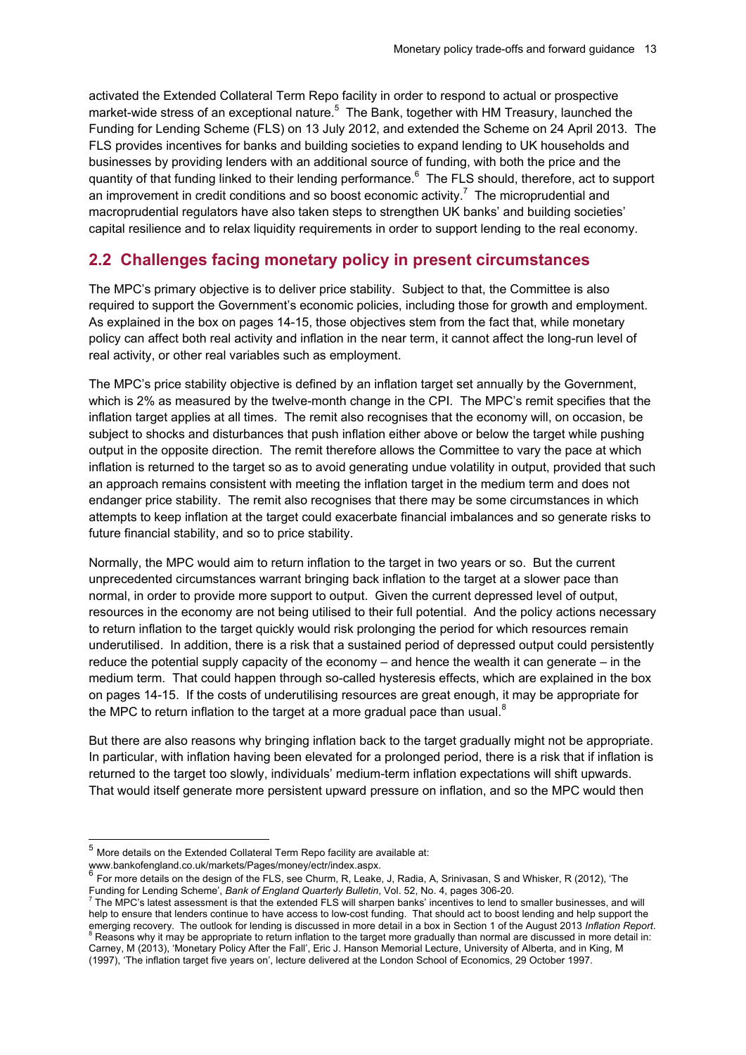activated the Extended Collateral Term Repo facility in order to respond to actual or prospective market-wide stress of an exceptional nature.[5] The Bank, together with HM Treasury, launched the Funding for Lending Scheme (FLS) on 13 July 2012, and extended the Scheme on 24 April 2013. The FLS provides incentives for banks and building societies to expand lending to UK households and businesses by providing lenders with an additional source of funding, with both the price and the quantity of that funding linked to their lending performance.[6] The FLS should, therefore, act to support an improvement in credit conditions and so boost economic activity.[7] The microprudential and macroprudential regulators have also taken steps to strengthen UK banks' and building societies' capital resilience and to relax liquidity requirements in order to support lending to the real economy.

## 2.2 Challenges facing monetary policy in present circumstances

The MPC's primary objective is to deliver price stability. Subject to that, the Committee is also required to support the Government's economic policies, including those for growth and employment. As explained in the box on pages 14-15, those objectives stem from the fact that, while monetary policy can affect both real activity and inflation in the near term, it cannot affect the long-run level of real activity, or other real variables such as employment.

The MPC's price stability objective is defined by an inflation target set annually by the Government, which is 2% as measured by the twelve-month change in the CPI. The MPC's remit specifies that the inflation target applies at all times. The remit also recognises that the economy will, on occasion, be subject to shocks and disturbances that push inflation either above or below the target while pushing output in the opposite direction. The remit therefore allows the Committee to vary the pace at which inflation is returned to the target so as to avoid generating undue volatility in output, provided that such an approach remains consistent with meeting the inflation target in the medium term and does not endanger price stability. The remit also recognises that there may be some circumstances in which attempts to keep inflation at the target could exacerbate financial imbalances and so generate risks to future financial stability, and so to price stability.

Normally, the MPC would aim to return inflation to the target in two years or so. But the current unprecedented circumstances warrant bringing back inflation to the target at a slower pace than normal, in order to provide more support to output. Given the current depressed level of output, resources in the economy are not being utilised to their full potential. And the policy actions necessary to return inflation to the target quickly would risk prolonging the period for which resources remain underutilised. In addition, there is a risk that a sustained period of depressed output could persistently reduce the potential supply capacity of the economy – and hence the wealth it can generate – in the medium term. That could happen through so-called hysteresis effects, which are explained in the box on pages 14-15. If the costs of underutilising resources are great enough, it may be appropriate for the MPC to return inflation to the target at a more gradual pace than usual.[8]

But there are also reasons why bringing inflation back to the target gradually might not be appropriate. In particular, with inflation having been elevated for a prolonged period, there is a risk that if inflation is returned to the target too slowly, individuals' medium-term inflation expectations will shift upwards. That would itself generate more persistent upward pressure on inflation, and so the MPC would then

---

[5] More details on the Extended Collateral Term Repo facility are available at: www.bankofengland.co.uk/markets/Pages/money/ectr/index.aspx.

[6] For more details on the design of the FLS, see Churm, R, Leake, J, Radia, A, Srinivasan, S and Whisker, R (2012), 'The Funding for Lending Scheme', *Bank of England Quarterly Bulletin*, Vol. 52, No. 4, pages 306-20.

[7] The MPC's latest assessment is that the extended FLS will sharpen banks' incentives to lend to smaller businesses, and will help to ensure that lenders continue to have access to low-cost funding. That should act to boost lending and help support the emerging recovery. The outlook for lending is discussed in more detail in a box in Section 1 of the August 2013 *Inflation Report*.

[8] Reasons why it may be appropriate to return inflation to the target more gradually than normal are discussed in more detail in: Carney, M (2013), 'Monetary Policy After the Fall', Eric J. Hanson Memorial Lecture, University of Alberta, and in King, M (1997), 'The inflation target five years on', lecture delivered at the London School of Economics, 29 October 1997.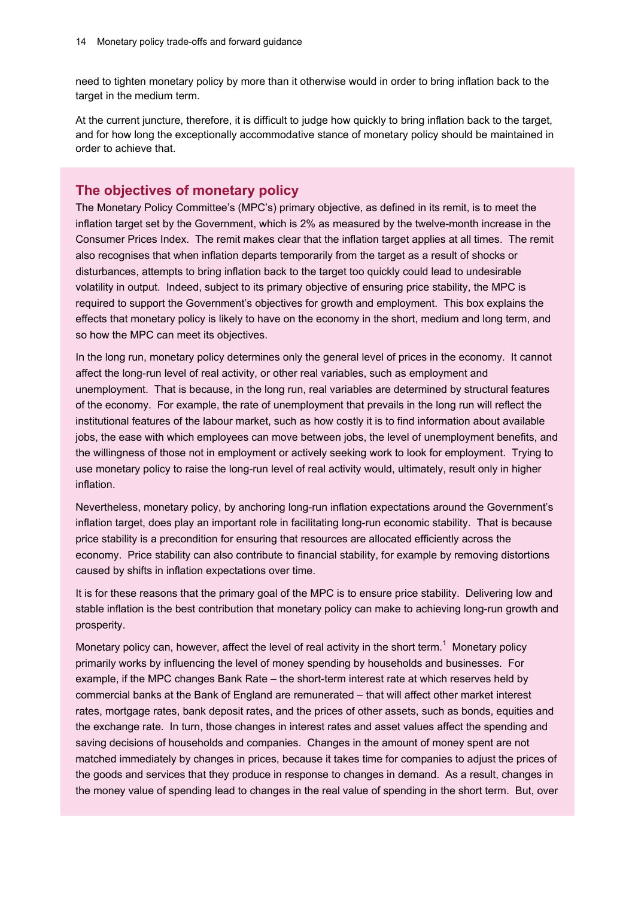need to tighten monetary policy by more than it otherwise would in order to bring inflation back to the target in the medium term.

At the current juncture, therefore, it is difficult to judge how quickly to bring inflation back to the target, and for how long the exceptionally accommodative stance of monetary policy should be maintained in order to achieve that.

## The objectives of monetary policy

The Monetary Policy Committee's (MPC's) primary objective, as defined in its remit, is to meet the inflation target set by the Government, which is 2% as measured by the twelve-month increase in the Consumer Prices Index. The remit makes clear that the inflation target applies at all times. The remit also recognises that when inflation departs temporarily from the target as a result of shocks or disturbances, attempts to bring inflation back to the target too quickly could lead to undesirable volatility in output. Indeed, subject to its primary objective of ensuring price stability, the MPC is required to support the Government's objectives for growth and employment. This box explains the effects that monetary policy is likely to have on the economy in the short, medium and long term, and so how the MPC can meet its objectives.

In the long run, monetary policy determines only the general level of prices in the economy. It cannot affect the long-run level of real activity, or other real variables, such as employment and unemployment. That is because, in the long run, real variables are determined by structural features of the economy. For example, the rate of unemployment that prevails in the long run will reflect the institutional features of the labour market, such as how costly it is to find information about available jobs, the ease with which employees can move between jobs, the level of unemployment benefits, and the willingness of those not in employment or actively seeking work to look for employment. Trying to use monetary policy to raise the long-run level of real activity would, ultimately, result only in higher inflation.

Nevertheless, monetary policy, by anchoring long-run inflation expectations around the Government's inflation target, does play an important role in facilitating long-run economic stability. That is because price stability is a precondition for ensuring that resources are allocated efficiently across the economy. Price stability can also contribute to financial stability, for example by removing distortions caused by shifts in inflation expectations over time.

It is for these reasons that the primary goal of the MPC is to ensure price stability. Delivering low and stable inflation is the best contribution that monetary policy can make to achieving long-run growth and prosperity.

Monetary policy can, however, affect the level of real activity in the short term.[1] Monetary policy primarily works by influencing the level of money spending by households and businesses. For example, if the MPC changes Bank Rate – the short-term interest rate at which reserves held by commercial banks at the Bank of England are remunerated – that will affect other market interest rates, mortgage rates, bank deposit rates, and the prices of other assets, such as bonds, equities and the exchange rate. In turn, those changes in interest rates and asset values affect the spending and saving decisions of households and companies. Changes in the amount of money spent are not matched immediately by changes in prices, because it takes time for companies to adjust the prices of the goods and services that they produce in response to changes in demand. As a result, changes in the money value of spending lead to changes in the real value of spending in the short term. But, over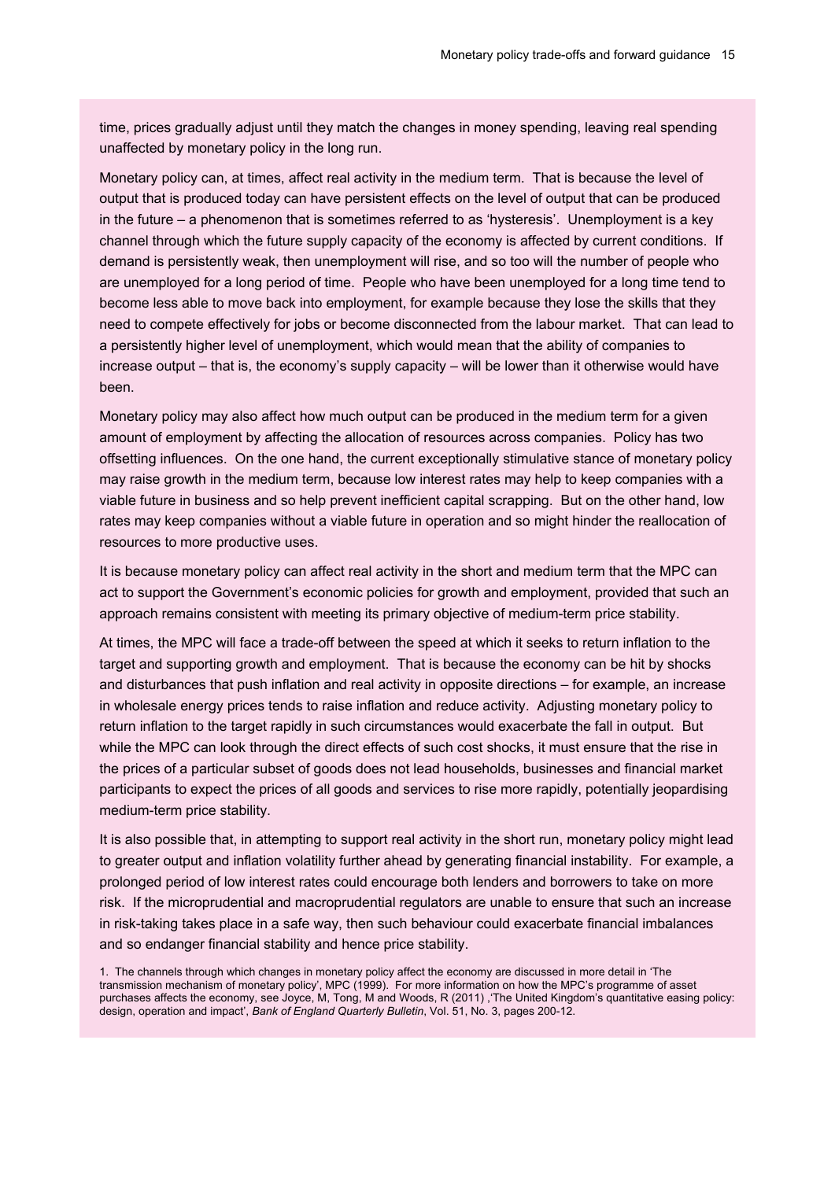time, prices gradually adjust until they match the changes in money spending, leaving real spending unaffected by monetary policy in the long run.

Monetary policy can, at times, affect real activity in the medium term. That is because the level of output that is produced today can have persistent effects on the level of output that can be produced in the future – a phenomenon that is sometimes referred to as 'hysteresis'. Unemployment is a key channel through which the future supply capacity of the economy is affected by current conditions. If demand is persistently weak, then unemployment will rise, and so too will the number of people who are unemployed for a long period of time. People who have been unemployed for a long time tend to become less able to move back into employment, for example because they lose the skills that they need to compete effectively for jobs or become disconnected from the labour market. That can lead to a persistently higher level of unemployment, which would mean that the ability of companies to increase output – that is, the economy's supply capacity – will be lower than it otherwise would have been.

Monetary policy may also affect how much output can be produced in the medium term for a given amount of employment by affecting the allocation of resources across companies. Policy has two offsetting influences. On the one hand, the current exceptionally stimulative stance of monetary policy may raise growth in the medium term, because low interest rates may help to keep companies with a viable future in business and so help prevent inefficient capital scrapping. But on the other hand, low rates may keep companies without a viable future in operation and so might hinder the reallocation of resources to more productive uses.

It is because monetary policy can affect real activity in the short and medium term that the MPC can act to support the Government's economic policies for growth and employment, provided that such an approach remains consistent with meeting its primary objective of medium-term price stability.

At times, the MPC will face a trade-off between the speed at which it seeks to return inflation to the target and supporting growth and employment. That is because the economy can be hit by shocks and disturbances that push inflation and real activity in opposite directions – for example, an increase in wholesale energy prices tends to raise inflation and reduce activity. Adjusting monetary policy to return inflation to the target rapidly in such circumstances would exacerbate the fall in output. But while the MPC can look through the direct effects of such cost shocks, it must ensure that the rise in the prices of a particular subset of goods does not lead households, businesses and financial market participants to expect the prices of all goods and services to rise more rapidly, potentially jeopardising medium-term price stability.

It is also possible that, in attempting to support real activity in the short run, monetary policy might lead to greater output and inflation volatility further ahead by generating financial instability. For example, a prolonged period of low interest rates could encourage both lenders and borrowers to take on more risk. If the microprudential and macroprudential regulators are unable to ensure that such an increase in risk-taking takes place in a safe way, then such behaviour could exacerbate financial imbalances and so endanger financial stability and hence price stability.

1. The channels through which changes in monetary policy affect the economy are discussed in more detail in 'The transmission mechanism of monetary policy', MPC (1999). For more information on how the MPC's programme of asset purchases affects the economy, see Joyce, M, Tong, M and Woods, R (2011) ,'The United Kingdom's quantitative easing policy: design, operation and impact', *Bank of England Quarterly Bulletin*, Vol. 51, No. 3, pages 200-12.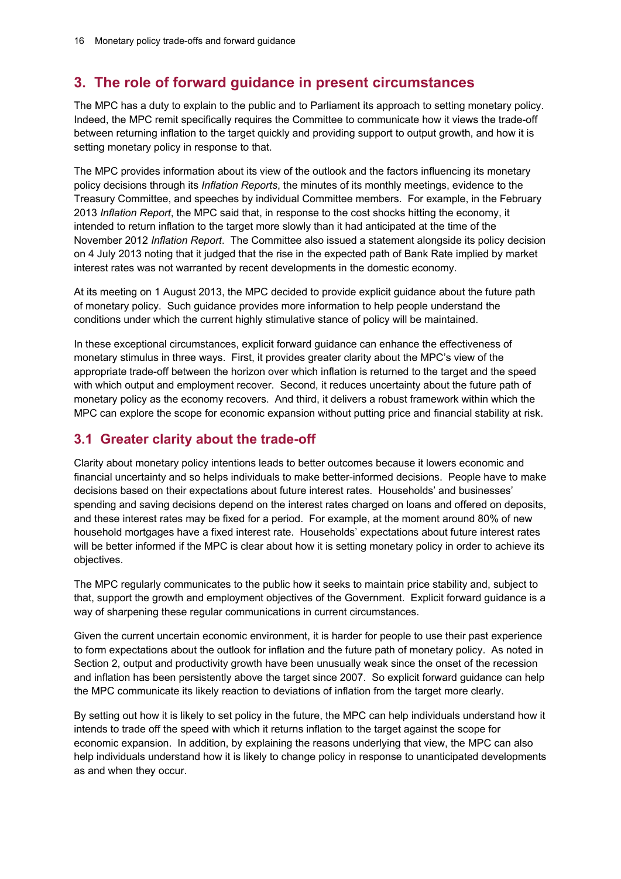## 3. The role of forward guidance in present circumstances

The MPC has a duty to explain to the public and to Parliament its approach to setting monetary policy. Indeed, the MPC remit specifically requires the Committee to communicate how it views the trade-off between returning inflation to the target quickly and providing support to output growth, and how it is setting monetary policy in response to that.

The MPC provides information about its view of the outlook and the factors influencing its monetary policy decisions through its *Inflation Reports*, the minutes of its monthly meetings, evidence to the Treasury Committee, and speeches by individual Committee members. For example, in the February 2013 *Inflation Report*, the MPC said that, in response to the cost shocks hitting the economy, it intended to return inflation to the target more slowly than it had anticipated at the time of the November 2012 *Inflation Report*. The Committee also issued a statement alongside its policy decision on 4 July 2013 noting that it judged that the rise in the expected path of Bank Rate implied by market interest rates was not warranted by recent developments in the domestic economy.

At its meeting on 1 August 2013, the MPC decided to provide explicit guidance about the future path of monetary policy. Such guidance provides more information to help people understand the conditions under which the current highly stimulative stance of policy will be maintained.

In these exceptional circumstances, explicit forward guidance can enhance the effectiveness of monetary stimulus in three ways. First, it provides greater clarity about the MPC's view of the appropriate trade-off between the horizon over which inflation is returned to the target and the speed with which output and employment recover. Second, it reduces uncertainty about the future path of monetary policy as the economy recovers. And third, it delivers a robust framework within which the MPC can explore the scope for economic expansion without putting price and financial stability at risk.

### 3.1 Greater clarity about the trade-off

Clarity about monetary policy intentions leads to better outcomes because it lowers economic and financial uncertainty and so helps individuals to make better-informed decisions. People have to make decisions based on their expectations about future interest rates. Households' and businesses' spending and saving decisions depend on the interest rates charged on loans and offered on deposits, and these interest rates may be fixed for a period. For example, at the moment around 80% of new household mortgages have a fixed interest rate. Households' expectations about future interest rates will be better informed if the MPC is clear about how it is setting monetary policy in order to achieve its objectives.

The MPC regularly communicates to the public how it seeks to maintain price stability and, subject to that, support the growth and employment objectives of the Government. Explicit forward guidance is a way of sharpening these regular communications in current circumstances.

Given the current uncertain economic environment, it is harder for people to use their past experience to form expectations about the outlook for inflation and the future path of monetary policy. As noted in Section 2, output and productivity growth have been unusually weak since the onset of the recession and inflation has been persistently above the target since 2007. So explicit forward guidance can help the MPC communicate its likely reaction to deviations of inflation from the target more clearly.

By setting out how it is likely to set policy in the future, the MPC can help individuals understand how it intends to trade off the speed with which it returns inflation to the target against the scope for economic expansion. In addition, by explaining the reasons underlying that view, the MPC can also help individuals understand how it is likely to change policy in response to unanticipated developments as and when they occur.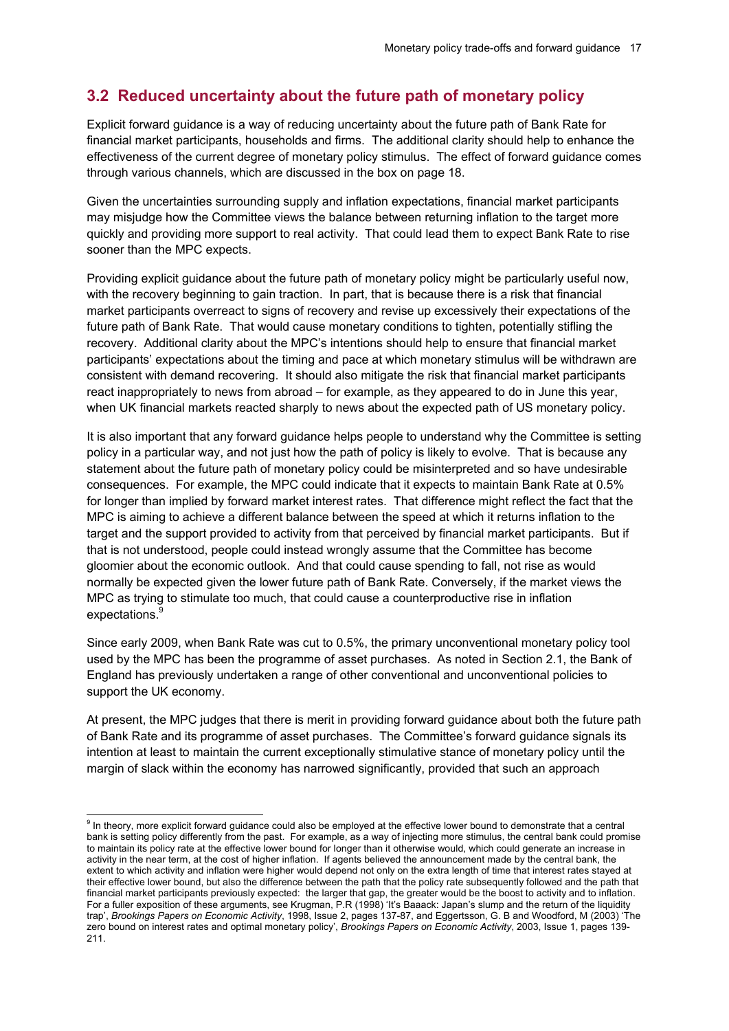## 3.2 Reduced uncertainty about the future path of monetary policy

Explicit forward guidance is a way of reducing uncertainty about the future path of Bank Rate for financial market participants, households and firms. The additional clarity should help to enhance the effectiveness of the current degree of monetary policy stimulus. The effect of forward guidance comes through various channels, which are discussed in the box on page 18.

Given the uncertainties surrounding supply and inflation expectations, financial market participants may misjudge how the Committee views the balance between returning inflation to the target more quickly and providing more support to real activity. That could lead them to expect Bank Rate to rise sooner than the MPC expects.

Providing explicit guidance about the future path of monetary policy might be particularly useful now, with the recovery beginning to gain traction. In part, that is because there is a risk that financial market participants overreact to signs of recovery and revise up excessively their expectations of the future path of Bank Rate. That would cause monetary conditions to tighten, potentially stifling the recovery. Additional clarity about the MPC's intentions should help to ensure that financial market participants' expectations about the timing and pace at which monetary stimulus will be withdrawn are consistent with demand recovering. It should also mitigate the risk that financial market participants react inappropriately to news from abroad – for example, as they appeared to do in June this year, when UK financial markets reacted sharply to news about the expected path of US monetary policy.

It is also important that any forward guidance helps people to understand why the Committee is setting policy in a particular way, and not just how the path of policy is likely to evolve. That is because any statement about the future path of monetary policy could be misinterpreted and so have undesirable consequences. For example, the MPC could indicate that it expects to maintain Bank Rate at 0.5% for longer than implied by forward market interest rates. That difference might reflect the fact that the MPC is aiming to achieve a different balance between the speed at which it returns inflation to the target and the support provided to activity from that perceived by financial market participants. But if that is not understood, people could instead wrongly assume that the Committee has become gloomier about the economic outlook. And that could cause spending to fall, not rise as would normally be expected given the lower future path of Bank Rate. Conversely, if the market views the MPC as trying to stimulate too much, that could cause a counterproductive rise in inflation expectations.[9]

Since early 2009, when Bank Rate was cut to 0.5%, the primary unconventional monetary policy tool used by the MPC has been the programme of asset purchases. As noted in Section 2.1, the Bank of England has previously undertaken a range of other conventional and unconventional policies to support the UK economy.

At present, the MPC judges that there is merit in providing forward guidance about both the future path of Bank Rate and its programme of asset purchases. The Committee's forward guidance signals its intention at least to maintain the current exceptionally stimulative stance of monetary policy until the margin of slack within the economy has narrowed significantly, provided that such an approach

---

[9] In theory, more explicit forward guidance could also be employed at the effective lower bound to demonstrate that a central bank is setting policy differently from the past. For example, as a way of injecting more stimulus, the central bank could promise to maintain its policy rate at the effective lower bound for longer than it otherwise would, which could generate an increase in activity in the near term, at the cost of higher inflation. If agents believed the announcement made by the central bank, the extent to which activity and inflation were higher would depend not only on the extra length of time that interest rates stayed at their effective lower bound, but also the difference between the path that the policy rate subsequently followed and the path that financial market participants previously expected: the larger that gap, the greater would be the boost to activity and to inflation. For a fuller exposition of these arguments, see Krugman, P.R (1998) 'It's Baaack: Japan's slump and the return of the liquidity trap', *Brookings Papers on Economic Activity*, 1998, Issue 2, pages 137-87, and Eggertsson, G. B and Woodford, M (2003) 'The zero bound on interest rates and optimal monetary policy', *Brookings Papers on Economic Activity*, 2003, Issue 1, pages 139-211.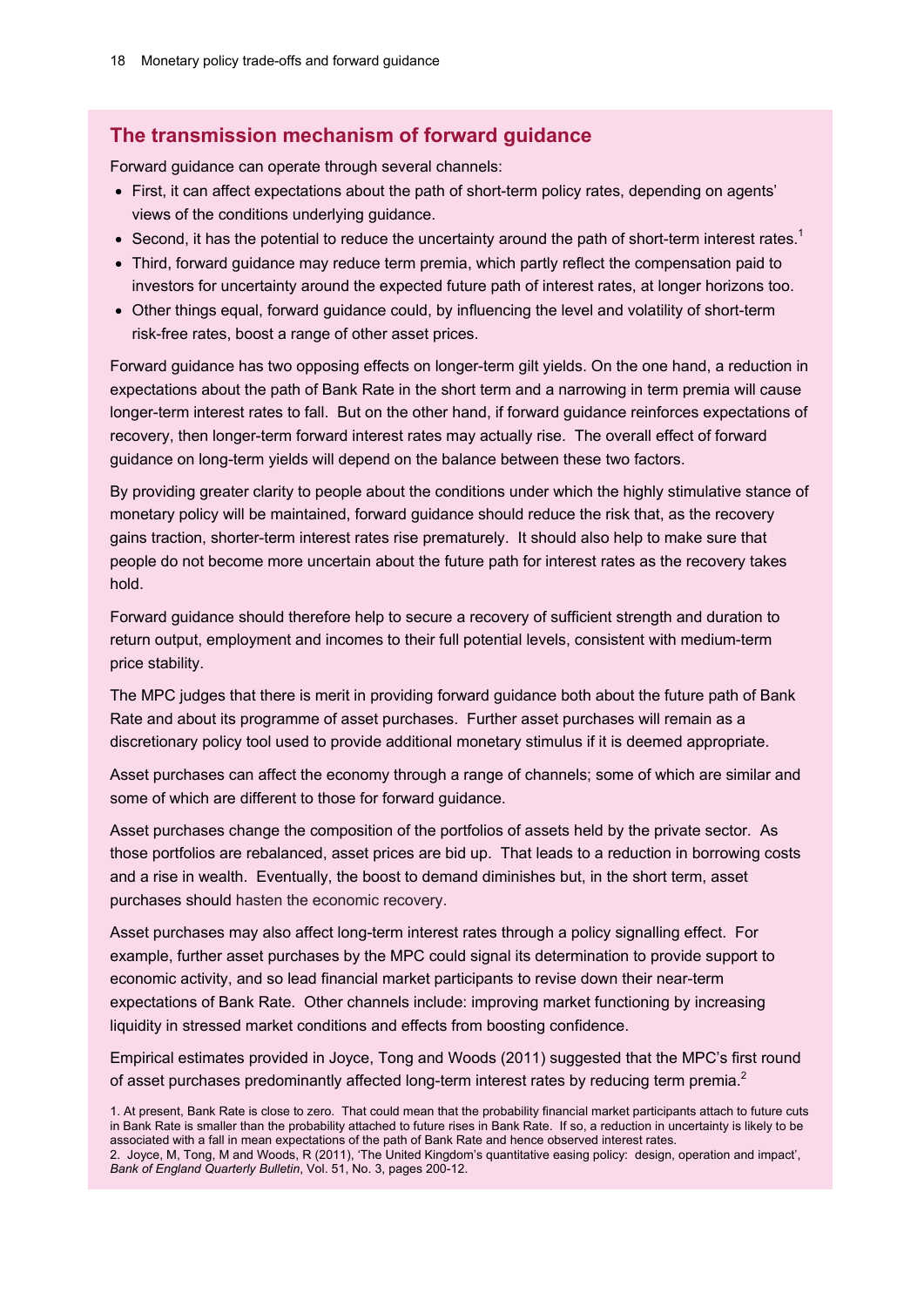## The transmission mechanism of forward guidance

Forward guidance can operate through several channels:

- First, it can affect expectations about the path of short-term policy rates, depending on agents' views of the conditions underlying guidance.
- Second, it has the potential to reduce the uncertainty around the path of short-term interest rates.[1]
- Third, forward guidance may reduce term premia, which partly reflect the compensation paid to investors for uncertainty around the expected future path of interest rates, at longer horizons too.
- Other things equal, forward guidance could, by influencing the level and volatility of short-term risk-free rates, boost a range of other asset prices.

Forward guidance has two opposing effects on longer-term gilt yields. On the one hand, a reduction in expectations about the path of Bank Rate in the short term and a narrowing in term premia will cause longer-term interest rates to fall. But on the other hand, if forward guidance reinforces expectations of recovery, then longer-term forward interest rates may actually rise. The overall effect of forward guidance on long-term yields will depend on the balance between these two factors.

By providing greater clarity to people about the conditions under which the highly stimulative stance of monetary policy will be maintained, forward guidance should reduce the risk that, as the recovery gains traction, shorter-term interest rates rise prematurely. It should also help to make sure that people do not become more uncertain about the future path for interest rates as the recovery takes hold.

Forward guidance should therefore help to secure a recovery of sufficient strength and duration to return output, employment and incomes to their full potential levels, consistent with medium-term price stability.

The MPC judges that there is merit in providing forward guidance both about the future path of Bank Rate and about its programme of asset purchases. Further asset purchases will remain as a discretionary policy tool used to provide additional monetary stimulus if it is deemed appropriate.

Asset purchases can affect the economy through a range of channels; some of which are similar and some of which are different to those for forward guidance.

Asset purchases change the composition of the portfolios of assets held by the private sector. As those portfolios are rebalanced, asset prices are bid up. That leads to a reduction in borrowing costs and a rise in wealth. Eventually, the boost to demand diminishes but, in the short term, asset purchases should hasten the economic recovery.

Asset purchases may also affect long-term interest rates through a policy signalling effect. For example, further asset purchases by the MPC could signal its determination to provide support to economic activity, and so lead financial market participants to revise down their near-term expectations of Bank Rate. Other channels include: improving market functioning by increasing liquidity in stressed market conditions and effects from boosting confidence.

Empirical estimates provided in Joyce, Tong and Woods (2011) suggested that the MPC's first round of asset purchases predominantly affected long-term interest rates by reducing term premia.[2]

1. At present, Bank Rate is close to zero. That could mean that the probability financial market participants attach to future cuts in Bank Rate is smaller than the probability attached to future rises in Bank Rate. If so, a reduction in uncertainty is likely to be associated with a fall in mean expectations of the path of Bank Rate and hence observed interest rates.
2. Joyce, M, Tong, M and Woods, R (2011), 'The United Kingdom's quantitative easing policy: design, operation and impact', *Bank of England Quarterly Bulletin*, Vol. 51, No. 3, pages 200-12.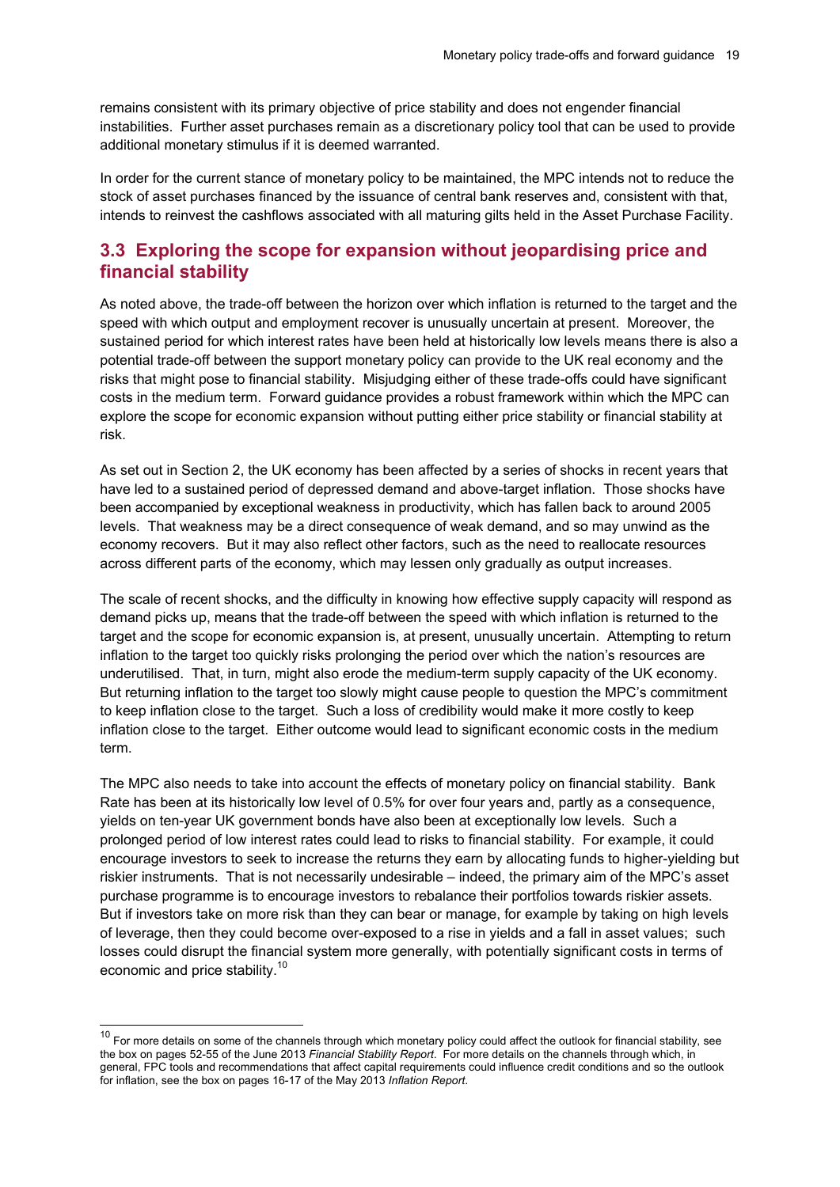remains consistent with its primary objective of price stability and does not engender financial instabilities. Further asset purchases remain as a discretionary policy tool that can be used to provide additional monetary stimulus if it is deemed warranted.

In order for the current stance of monetary policy to be maintained, the MPC intends not to reduce the stock of asset purchases financed by the issuance of central bank reserves and, consistent with that, intends to reinvest the cashflows associated with all maturing gilts held in the Asset Purchase Facility.

## 3.3 Exploring the scope for expansion without jeopardising price and financial stability

As noted above, the trade-off between the horizon over which inflation is returned to the target and the speed with which output and employment recover is unusually uncertain at present. Moreover, the sustained period for which interest rates have been held at historically low levels means there is also a potential trade-off between the support monetary policy can provide to the UK real economy and the risks that might pose to financial stability. Misjudging either of these trade-offs could have significant costs in the medium term. Forward guidance provides a robust framework within which the MPC can explore the scope for economic expansion without putting either price stability or financial stability at risk.

As set out in Section 2, the UK economy has been affected by a series of shocks in recent years that have led to a sustained period of depressed demand and above-target inflation. Those shocks have been accompanied by exceptional weakness in productivity, which has fallen back to around 2005 levels. That weakness may be a direct consequence of weak demand, and so may unwind as the economy recovers. But it may also reflect other factors, such as the need to reallocate resources across different parts of the economy, which may lessen only gradually as output increases.

The scale of recent shocks, and the difficulty in knowing how effective supply capacity will respond as demand picks up, means that the trade-off between the speed with which inflation is returned to the target and the scope for economic expansion is, at present, unusually uncertain. Attempting to return inflation to the target too quickly risks prolonging the period over which the nation's resources are underutilised. That, in turn, might also erode the medium-term supply capacity of the UK economy. But returning inflation to the target too slowly might cause people to question the MPC's commitment to keep inflation close to the target. Such a loss of credibility would make it more costly to keep inflation close to the target. Either outcome would lead to significant economic costs in the medium term.

The MPC also needs to take into account the effects of monetary policy on financial stability. Bank Rate has been at its historically low level of 0.5% for over four years and, partly as a consequence, yields on ten-year UK government bonds have also been at exceptionally low levels. Such a prolonged period of low interest rates could lead to risks to financial stability. For example, it could encourage investors to seek to increase the returns they earn by allocating funds to higher-yielding but riskier instruments. That is not necessarily undesirable – indeed, the primary aim of the MPC's asset purchase programme is to encourage investors to rebalance their portfolios towards riskier assets. But if investors take on more risk than they can bear or manage, for example by taking on high levels of leverage, then they could become over-exposed to a rise in yields and a fall in asset values; such losses could disrupt the financial system more generally, with potentially significant costs in terms of economic and price stability.[10]

---

[10] For more details on some of the channels through which monetary policy could affect the outlook for financial stability, see the box on pages 52-55 of the June 2013 *Financial Stability Report*. For more details on the channels through which, in general, FPC tools and recommendations that affect capital requirements could influence credit conditions and so the outlook for inflation, see the box on pages 16-17 of the May 2013 *Inflation Report*.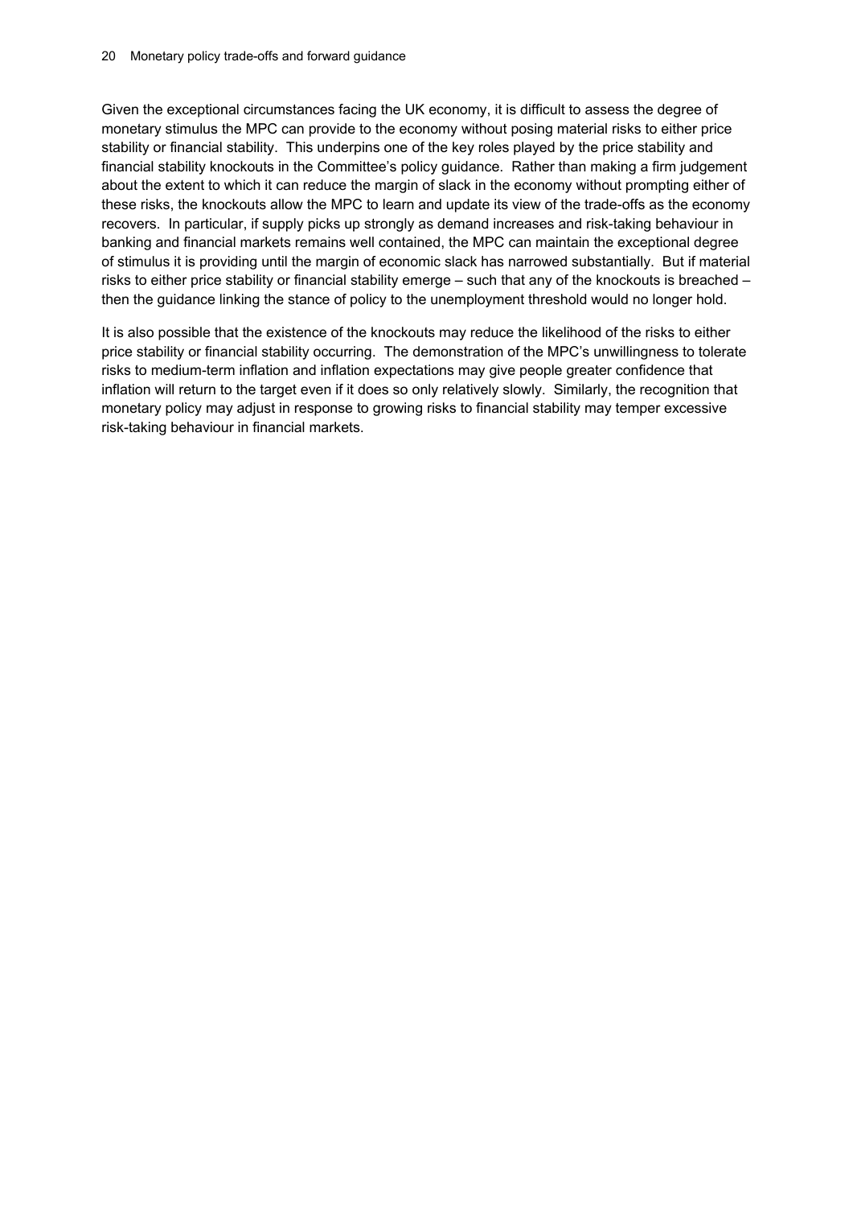Given the exceptional circumstances facing the UK economy, it is difficult to assess the degree of monetary stimulus the MPC can provide to the economy without posing material risks to either price stability or financial stability. This underpins one of the key roles played by the price stability and financial stability knockouts in the Committee's policy guidance. Rather than making a firm judgement about the extent to which it can reduce the margin of slack in the economy without prompting either of these risks, the knockouts allow the MPC to learn and update its view of the trade-offs as the economy recovers. In particular, if supply picks up strongly as demand increases and risk-taking behaviour in banking and financial markets remains well contained, the MPC can maintain the exceptional degree of stimulus it is providing until the margin of economic slack has narrowed substantially. But if material risks to either price stability or financial stability emerge – such that any of the knockouts is breached – then the guidance linking the stance of policy to the unemployment threshold would no longer hold.

It is also possible that the existence of the knockouts may reduce the likelihood of the risks to either price stability or financial stability occurring. The demonstration of the MPC's unwillingness to tolerate risks to medium-term inflation and inflation expectations may give people greater confidence that inflation will return to the target even if it does so only relatively slowly. Similarly, the recognition that monetary policy may adjust in response to growing risks to financial stability may temper excessive risk-taking behaviour in financial markets.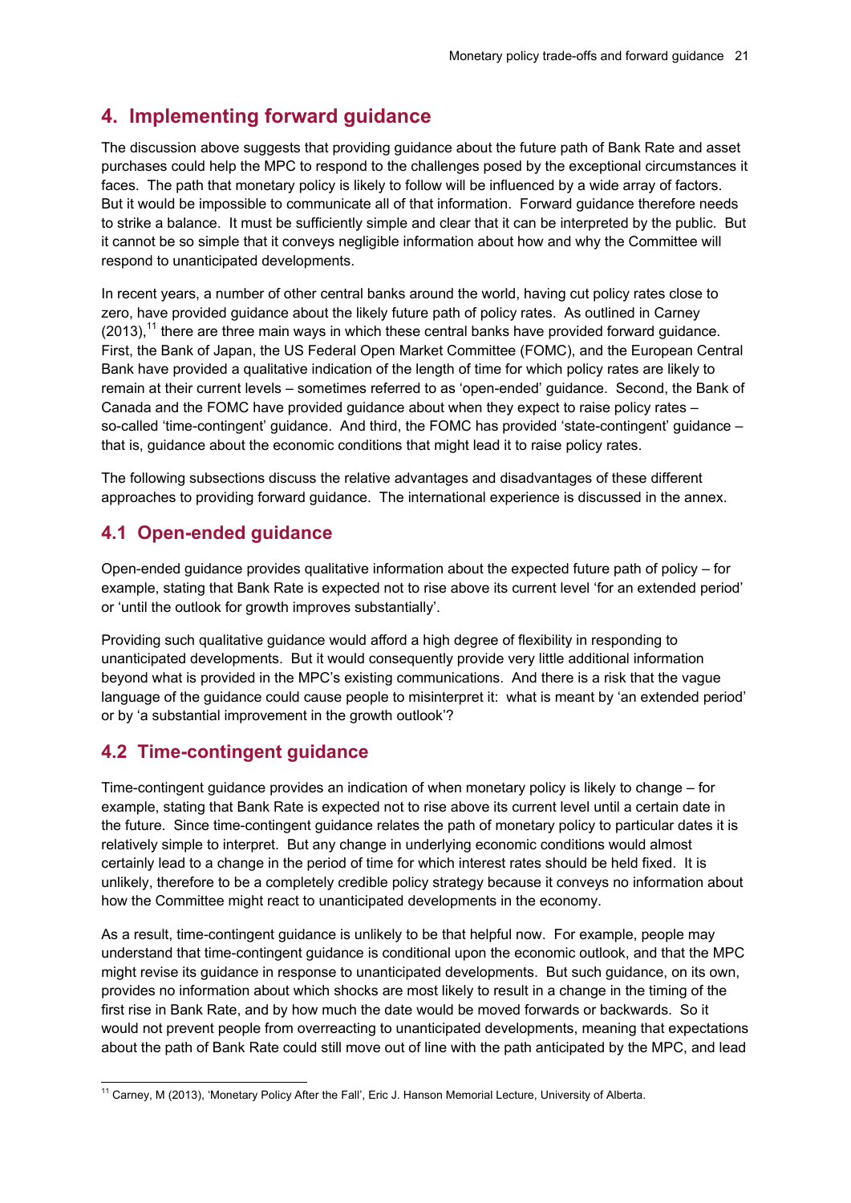## 4. Implementing forward guidance

The discussion above suggests that providing guidance about the future path of Bank Rate and asset purchases could help the MPC to respond to the challenges posed by the exceptional circumstances it faces. The path that monetary policy is likely to follow will be influenced by a wide array of factors. But it would be impossible to communicate all of that information. Forward guidance therefore needs to strike a balance. It must be sufficiently simple and clear that it can be interpreted by the public. But it cannot be so simple that it conveys negligible information about how and why the Committee will respond to unanticipated developments.

In recent years, a number of other central banks around the world, having cut policy rates close to zero, have provided guidance about the likely future path of policy rates. As outlined in Carney (2013),[11] there are three main ways in which these central banks have provided forward guidance. First, the Bank of Japan, the US Federal Open Market Committee (FOMC), and the European Central Bank have provided a qualitative indication of the length of time for which policy rates are likely to remain at their current levels – sometimes referred to as 'open-ended' guidance. Second, the Bank of Canada and the FOMC have provided guidance about when they expect to raise policy rates – so-called 'time-contingent' guidance. And third, the FOMC has provided 'state-contingent' guidance – that is, guidance about the economic conditions that might lead it to raise policy rates.

The following subsections discuss the relative advantages and disadvantages of these different approaches to providing forward guidance. The international experience is discussed in the annex.

### 4.1 Open-ended guidance

Open-ended guidance provides qualitative information about the expected future path of policy – for example, stating that Bank Rate is expected not to rise above its current level 'for an extended period' or 'until the outlook for growth improves substantially'.

Providing such qualitative guidance would afford a high degree of flexibility in responding to unanticipated developments. But it would consequently provide very little additional information beyond what is provided in the MPC's existing communications. And there is a risk that the vague language of the guidance could cause people to misinterpret it: what is meant by 'an extended period' or by 'a substantial improvement in the growth outlook'?

### 4.2 Time-contingent guidance

Time-contingent guidance provides an indication of when monetary policy is likely to change – for example, stating that Bank Rate is expected not to rise above its current level until a certain date in the future. Since time-contingent guidance relates the path of monetary policy to particular dates it is relatively simple to interpret. But any change in underlying economic conditions would almost certainly lead to a change in the period of time for which interest rates should be held fixed. It is unlikely, therefore to be a completely credible policy strategy because it conveys no information about how the Committee might react to unanticipated developments in the economy.

As a result, time-contingent guidance is unlikely to be that helpful now. For example, people may understand that time-contingent guidance is conditional upon the economic outlook, and that the MPC might revise its guidance in response to unanticipated developments. But such guidance, on its own, provides no information about which shocks are most likely to result in a change in the timing of the first rise in Bank Rate, and by how much the date would be moved forwards or backwards. So it would not prevent people from overreacting to unanticipated developments, meaning that expectations about the path of Bank Rate could still move out of line with the path anticipated by the MPC, and lead

---

[11] Carney, M (2013), 'Monetary Policy After the Fall', Eric J. Hanson Memorial Lecture, University of Alberta.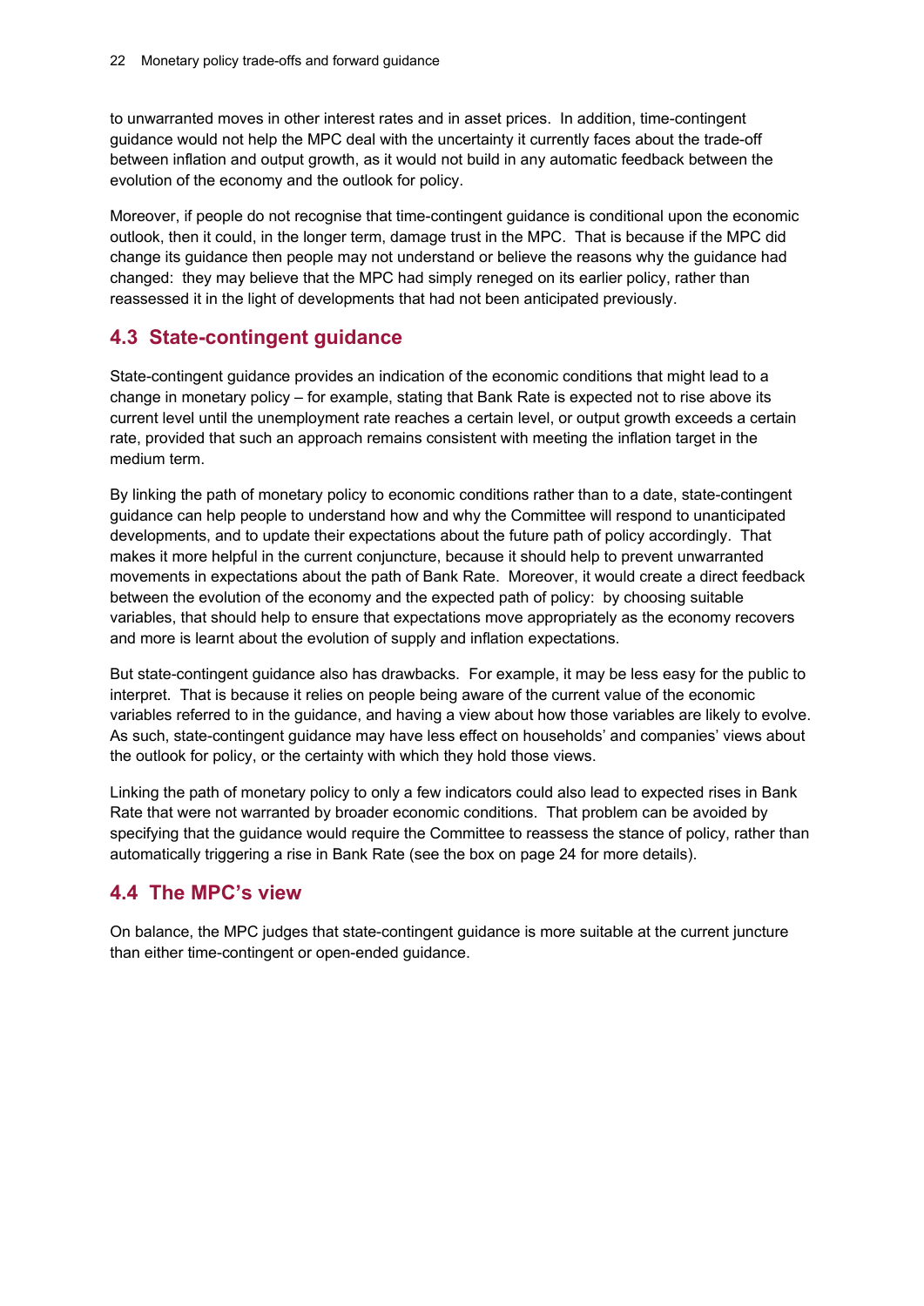to unwarranted moves in other interest rates and in asset prices. In addition, time-contingent guidance would not help the MPC deal with the uncertainty it currently faces about the trade-off between inflation and output growth, as it would not build in any automatic feedback between the evolution of the economy and the outlook for policy.

Moreover, if people do not recognise that time-contingent guidance is conditional upon the economic outlook, then it could, in the longer term, damage trust in the MPC. That is because if the MPC did change its guidance then people may not understand or believe the reasons why the guidance had changed: they may believe that the MPC had simply reneged on its earlier policy, rather than reassessed it in the light of developments that had not been anticipated previously.

## 4.3 State-contingent guidance

State-contingent guidance provides an indication of the economic conditions that might lead to a change in monetary policy – for example, stating that Bank Rate is expected not to rise above its current level until the unemployment rate reaches a certain level, or output growth exceeds a certain rate, provided that such an approach remains consistent with meeting the inflation target in the medium term.

By linking the path of monetary policy to economic conditions rather than to a date, state-contingent guidance can help people to understand how and why the Committee will respond to unanticipated developments, and to update their expectations about the future path of policy accordingly. That makes it more helpful in the current conjuncture, because it should help to prevent unwarranted movements in expectations about the path of Bank Rate. Moreover, it would create a direct feedback between the evolution of the economy and the expected path of policy: by choosing suitable variables, that should help to ensure that expectations move appropriately as the economy recovers and more is learnt about the evolution of supply and inflation expectations.

But state-contingent guidance also has drawbacks. For example, it may be less easy for the public to interpret. That is because it relies on people being aware of the current value of the economic variables referred to in the guidance, and having a view about how those variables are likely to evolve. As such, state-contingent guidance may have less effect on households' and companies' views about the outlook for policy, or the certainty with which they hold those views.

Linking the path of monetary policy to only a few indicators could also lead to expected rises in Bank Rate that were not warranted by broader economic conditions. That problem can be avoided by specifying that the guidance would require the Committee to reassess the stance of policy, rather than automatically triggering a rise in Bank Rate (see the box on page 24 for more details).

## 4.4 The MPC's view

On balance, the MPC judges that state-contingent guidance is more suitable at the current juncture than either time-contingent or open-ended guidance.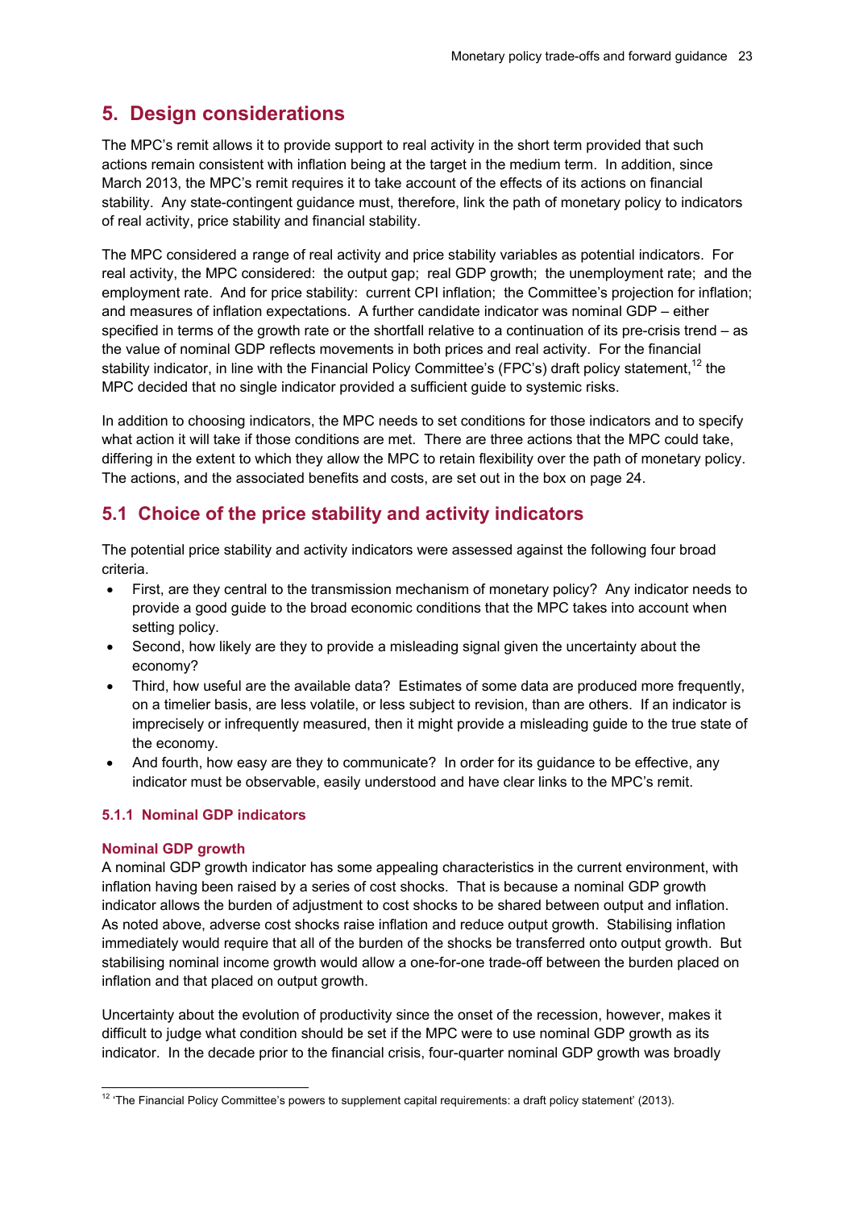## 5. Design considerations

The MPC's remit allows it to provide support to real activity in the short term provided that such actions remain consistent with inflation being at the target in the medium term. In addition, since March 2013, the MPC's remit requires it to take account of the effects of its actions on financial stability. Any state-contingent guidance must, therefore, link the path of monetary policy to indicators of real activity, price stability and financial stability.

The MPC considered a range of real activity and price stability variables as potential indicators. For real activity, the MPC considered: the output gap; real GDP growth; the unemployment rate; and the employment rate. And for price stability: current CPI inflation; the Committee's projection for inflation; and measures of inflation expectations. A further candidate indicator was nominal GDP – either specified in terms of the growth rate or the shortfall relative to a continuation of its pre-crisis trend – as the value of nominal GDP reflects movements in both prices and real activity. For the financial stability indicator, in line with the Financial Policy Committee's (FPC's) draft policy statement,[12] the MPC decided that no single indicator provided a sufficient guide to systemic risks.

In addition to choosing indicators, the MPC needs to set conditions for those indicators and to specify what action it will take if those conditions are met. There are three actions that the MPC could take, differing in the extent to which they allow the MPC to retain flexibility over the path of monetary policy. The actions, and the associated benefits and costs, are set out in the box on page 24.

### 5.1 Choice of the price stability and activity indicators

The potential price stability and activity indicators were assessed against the following four broad criteria.

- First, are they central to the transmission mechanism of monetary policy? Any indicator needs to provide a good guide to the broad economic conditions that the MPC takes into account when setting policy.
- Second, how likely are they to provide a misleading signal given the uncertainty about the economy?
- Third, how useful are the available data? Estimates of some data are produced more frequently, on a timelier basis, are less volatile, or less subject to revision, than are others. If an indicator is imprecisely or infrequently measured, then it might provide a misleading guide to the true state of the economy.
- And fourth, how easy are they to communicate? In order for its guidance to be effective, any indicator must be observable, easily understood and have clear links to the MPC's remit.

#### 5.1.1 Nominal GDP indicators

**Nominal GDP growth**

A nominal GDP growth indicator has some appealing characteristics in the current environment, with inflation having been raised by a series of cost shocks. That is because a nominal GDP growth indicator allows the burden of adjustment to cost shocks to be shared between output and inflation. As noted above, adverse cost shocks raise inflation and reduce output growth. Stabilising inflation immediately would require that all of the burden of the shocks be transferred onto output growth. But stabilising nominal income growth would allow a one-for-one trade-off between the burden placed on inflation and that placed on output growth.

Uncertainty about the evolution of productivity since the onset of the recession, however, makes it difficult to judge what condition should be set if the MPC were to use nominal GDP growth as its indicator. In the decade prior to the financial crisis, four-quarter nominal GDP growth was broadly

[12] 'The Financial Policy Committee's powers to supplement capital requirements: a draft policy statement' (2013).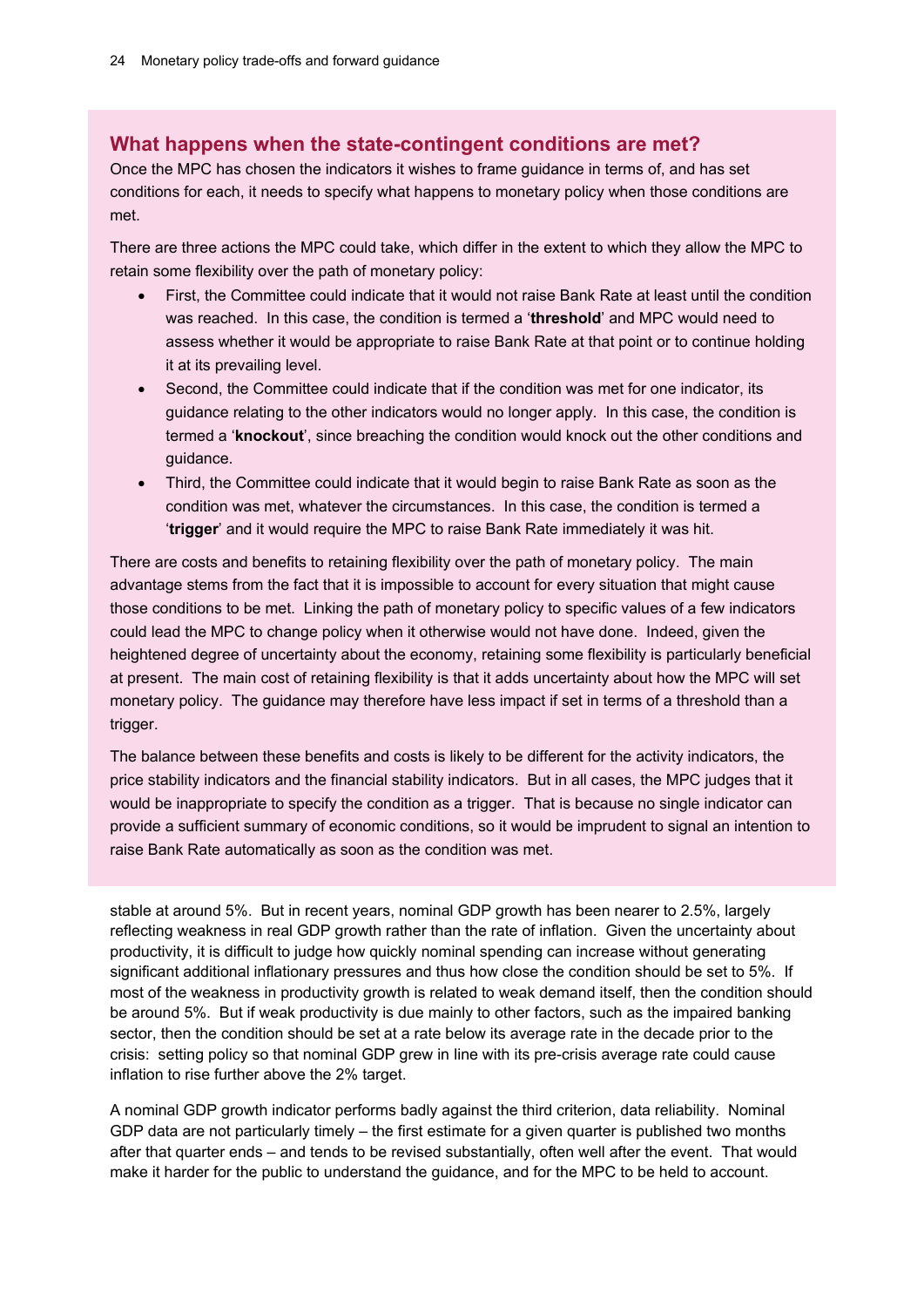### What happens when the state-contingent conditions are met?

Once the MPC has chosen the indicators it wishes to frame guidance in terms of, and has set conditions for each, it needs to specify what happens to monetary policy when those conditions are met.

There are three actions the MPC could take, which differ in the extent to which they allow the MPC to retain some flexibility over the path of monetary policy:

- First, the Committee could indicate that it would not raise Bank Rate at least until the condition was reached. In this case, the condition is termed a '**threshold**' and MPC would need to assess whether it would be appropriate to raise Bank Rate at that point or to continue holding it at its prevailing level.
- Second, the Committee could indicate that if the condition was met for one indicator, its guidance relating to the other indicators would no longer apply. In this case, the condition is termed a '**knockout**', since breaching the condition would knock out the other conditions and guidance.
- Third, the Committee could indicate that it would begin to raise Bank Rate as soon as the condition was met, whatever the circumstances. In this case, the condition is termed a '**trigger**' and it would require the MPC to raise Bank Rate immediately it was hit.

There are costs and benefits to retaining flexibility over the path of monetary policy. The main advantage stems from the fact that it is impossible to account for every situation that might cause those conditions to be met. Linking the path of monetary policy to specific values of a few indicators could lead the MPC to change policy when it otherwise would not have done. Indeed, given the heightened degree of uncertainty about the economy, retaining some flexibility is particularly beneficial at present. The main cost of retaining flexibility is that it adds uncertainty about how the MPC will set monetary policy. The guidance may therefore have less impact if set in terms of a threshold than a trigger.

The balance between these benefits and costs is likely to be different for the activity indicators, the price stability indicators and the financial stability indicators. But in all cases, the MPC judges that it would be inappropriate to specify the condition as a trigger. That is because no single indicator can provide a sufficient summary of economic conditions, so it would be imprudent to signal an intention to raise Bank Rate automatically as soon as the condition was met.

stable at around 5%. But in recent years, nominal GDP growth has been nearer to 2.5%, largely reflecting weakness in real GDP growth rather than the rate of inflation. Given the uncertainty about productivity, it is difficult to judge how quickly nominal spending can increase without generating significant additional inflationary pressures and thus how close the condition should be set to 5%. If most of the weakness in productivity growth is related to weak demand itself, then the condition should be around 5%. But if weak productivity is due mainly to other factors, such as the impaired banking sector, then the condition should be set at a rate below its average rate in the decade prior to the crisis: setting policy so that nominal GDP grew in line with its pre-crisis average rate could cause inflation to rise further above the 2% target.

A nominal GDP growth indicator performs badly against the third criterion, data reliability. Nominal GDP data are not particularly timely – the first estimate for a given quarter is published two months after that quarter ends – and tends to be revised substantially, often well after the event. That would make it harder for the public to understand the guidance, and for the MPC to be held to account.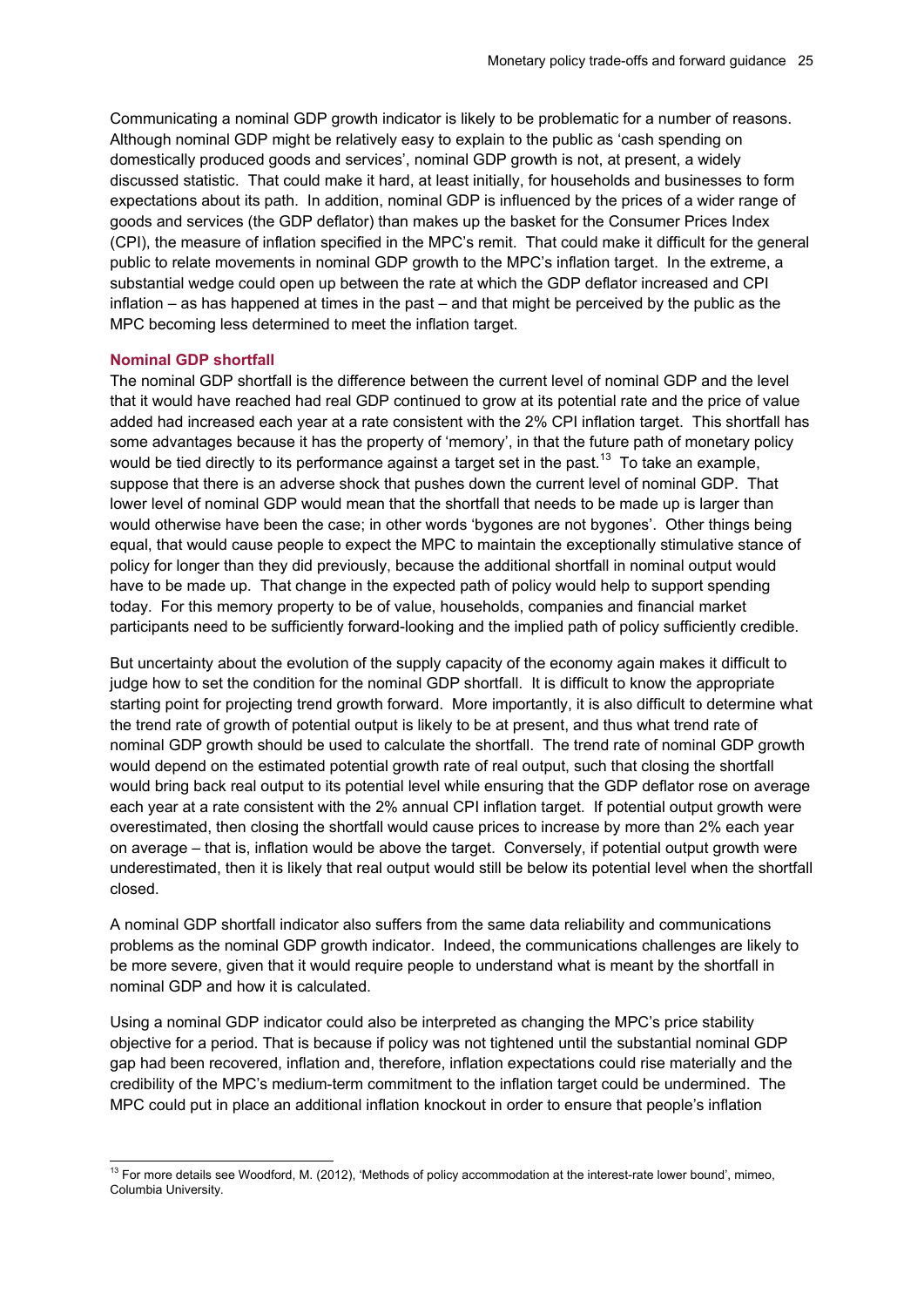Communicating a nominal GDP growth indicator is likely to be problematic for a number of reasons. Although nominal GDP might be relatively easy to explain to the public as 'cash spending on domestically produced goods and services', nominal GDP growth is not, at present, a widely discussed statistic. That could make it hard, at least initially, for households and businesses to form expectations about its path. In addition, nominal GDP is influenced by the prices of a wider range of goods and services (the GDP deflator) than makes up the basket for the Consumer Prices Index (CPI), the measure of inflation specified in the MPC's remit. That could make it difficult for the general public to relate movements in nominal GDP growth to the MPC's inflation target. In the extreme, a substantial wedge could open up between the rate at which the GDP deflator increased and CPI inflation – as has happened at times in the past – and that might be perceived by the public as the MPC becoming less determined to meet the inflation target.

### Nominal GDP shortfall

The nominal GDP shortfall is the difference between the current level of nominal GDP and the level that it would have reached had real GDP continued to grow at its potential rate and the price of value added had increased each year at a rate consistent with the 2% CPI inflation target. This shortfall has some advantages because it has the property of 'memory', in that the future path of monetary policy would be tied directly to its performance against a target set in the past.[13] To take an example, suppose that there is an adverse shock that pushes down the current level of nominal GDP. That lower level of nominal GDP would mean that the shortfall that needs to be made up is larger than would otherwise have been the case; in other words 'bygones are not bygones'. Other things being equal, that would cause people to expect the MPC to maintain the exceptionally stimulative stance of policy for longer than they did previously, because the additional shortfall in nominal output would have to be made up. That change in the expected path of policy would help to support spending today. For this memory property to be of value, households, companies and financial market participants need to be sufficiently forward-looking and the implied path of policy sufficiently credible.

But uncertainty about the evolution of the supply capacity of the economy again makes it difficult to judge how to set the condition for the nominal GDP shortfall. It is difficult to know the appropriate starting point for projecting trend growth forward. More importantly, it is also difficult to determine what the trend rate of growth of potential output is likely to be at present, and thus what trend rate of nominal GDP growth should be used to calculate the shortfall. The trend rate of nominal GDP growth would depend on the estimated potential growth rate of real output, such that closing the shortfall would bring back real output to its potential level while ensuring that the GDP deflator rose on average each year at a rate consistent with the 2% annual CPI inflation target. If potential output growth were overestimated, then closing the shortfall would cause prices to increase by more than 2% each year on average – that is, inflation would be above the target. Conversely, if potential output growth were underestimated, then it is likely that real output would still be below its potential level when the shortfall closed.

A nominal GDP shortfall indicator also suffers from the same data reliability and communications problems as the nominal GDP growth indicator. Indeed, the communications challenges are likely to be more severe, given that it would require people to understand what is meant by the shortfall in nominal GDP and how it is calculated.

Using a nominal GDP indicator could also be interpreted as changing the MPC's price stability objective for a period. That is because if policy was not tightened until the substantial nominal GDP gap had been recovered, inflation and, therefore, inflation expectations could rise materially and the credibility of the MPC's medium-term commitment to the inflation target could be undermined. The MPC could put in place an additional inflation knockout in order to ensure that people's inflation

---

[13] For more details see Woodford, M. (2012), 'Methods of policy accommodation at the interest-rate lower bound', mimeo, Columbia University.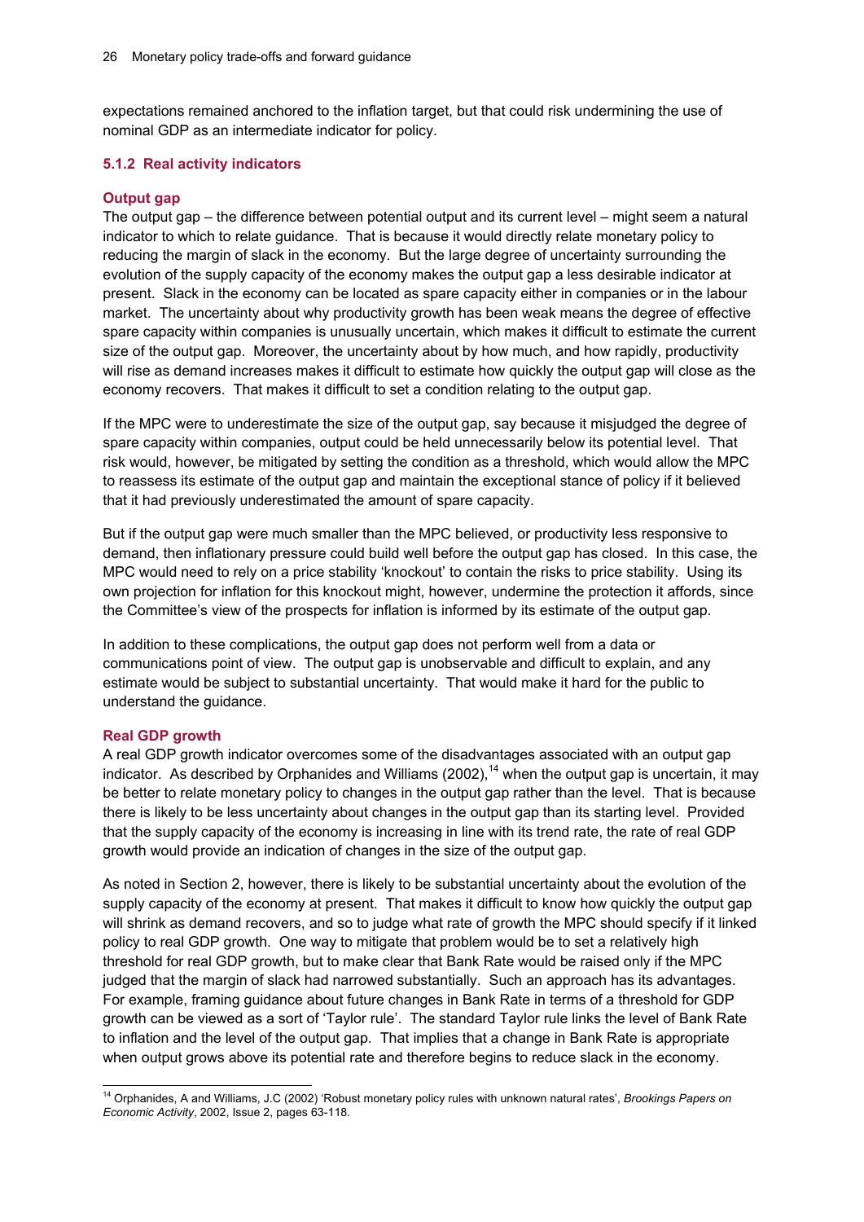expectations remained anchored to the inflation target, but that could risk undermining the use of nominal GDP as an intermediate indicator for policy.

### 5.1.2 Real activity indicators

#### Output gap

The output gap – the difference between potential output and its current level – might seem a natural indicator to which to relate guidance. That is because it would directly relate monetary policy to reducing the margin of slack in the economy. But the large degree of uncertainty surrounding the evolution of the supply capacity of the economy makes the output gap a less desirable indicator at present. Slack in the economy can be located as spare capacity either in companies or in the labour market. The uncertainty about why productivity growth has been weak means the degree of effective spare capacity within companies is unusually uncertain, which makes it difficult to estimate the current size of the output gap. Moreover, the uncertainty about by how much, and how rapidly, productivity will rise as demand increases makes it difficult to estimate how quickly the output gap will close as the economy recovers. That makes it difficult to set a condition relating to the output gap.

If the MPC were to underestimate the size of the output gap, say because it misjudged the degree of spare capacity within companies, output could be held unnecessarily below its potential level. That risk would, however, be mitigated by setting the condition as a threshold, which would allow the MPC to reassess its estimate of the output gap and maintain the exceptional stance of policy if it believed that it had previously underestimated the amount of spare capacity.

But if the output gap were much smaller than the MPC believed, or productivity less responsive to demand, then inflationary pressure could build well before the output gap has closed. In this case, the MPC would need to rely on a price stability 'knockout' to contain the risks to price stability. Using its own projection for inflation for this knockout might, however, undermine the protection it affords, since the Committee's view of the prospects for inflation is informed by its estimate of the output gap.

In addition to these complications, the output gap does not perform well from a data or communications point of view. The output gap is unobservable and difficult to explain, and any estimate would be subject to substantial uncertainty. That would make it hard for the public to understand the guidance.

#### Real GDP growth

A real GDP growth indicator overcomes some of the disadvantages associated with an output gap indicator. As described by Orphanides and Williams (2002),[14] when the output gap is uncertain, it may be better to relate monetary policy to changes in the output gap rather than the level. That is because there is likely to be less uncertainty about changes in the output gap than its starting level. Provided that the supply capacity of the economy is increasing in line with its trend rate, the rate of real GDP growth would provide an indication of changes in the size of the output gap.

As noted in Section 2, however, there is likely to be substantial uncertainty about the evolution of the supply capacity of the economy at present. That makes it difficult to know how quickly the output gap will shrink as demand recovers, and so to judge what rate of growth the MPC should specify if it linked policy to real GDP growth. One way to mitigate that problem would be to set a relatively high threshold for real GDP growth, but to make clear that Bank Rate would be raised only if the MPC judged that the margin of slack had narrowed substantially. Such an approach has its advantages. For example, framing guidance about future changes in Bank Rate in terms of a threshold for GDP growth can be viewed as a sort of 'Taylor rule'. The standard Taylor rule links the level of Bank Rate to inflation and the level of the output gap. That implies that a change in Bank Rate is appropriate when output grows above its potential rate and therefore begins to reduce slack in the economy.

---

[14] Orphanides, A and Williams, J.C (2002) 'Robust monetary policy rules with unknown natural rates', *Brookings Papers on Economic Activity*, 2002, Issue 2, pages 63-118.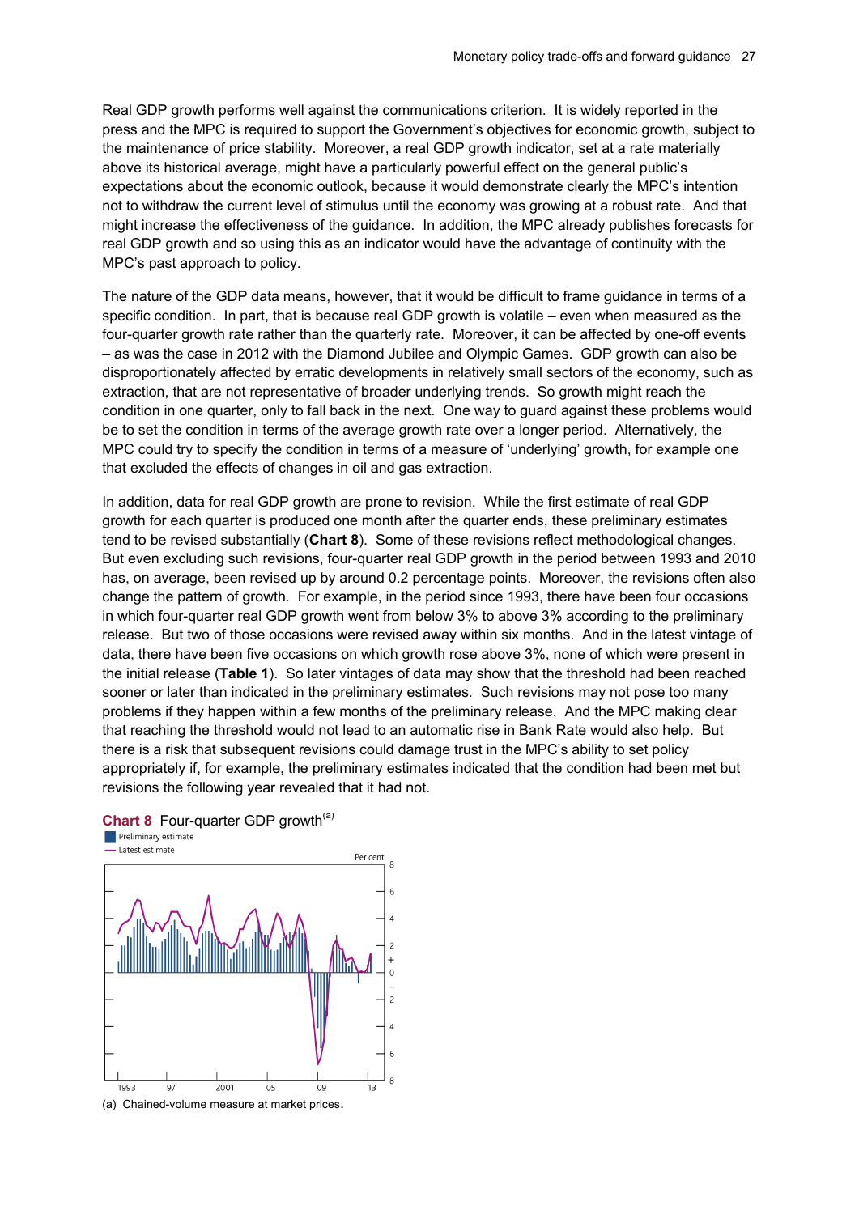Real GDP growth performs well against the communications criterion. It is widely reported in the press and the MPC is required to support the Government's objectives for economic growth, subject to the maintenance of price stability. Moreover, a real GDP growth indicator, set at a rate materially above its historical average, might have a particularly powerful effect on the general public's expectations about the economic outlook, because it would demonstrate clearly the MPC's intention not to withdraw the current level of stimulus until the economy was growing at a robust rate. And that might increase the effectiveness of the guidance. In addition, the MPC already publishes forecasts for real GDP growth and so using this as an indicator would have the advantage of continuity with the MPC's past approach to policy.

The nature of the GDP data means, however, that it would be difficult to frame guidance in terms of a specific condition. In part, that is because real GDP growth is volatile – even when measured as the four-quarter growth rate rather than the quarterly rate. Moreover, it can be affected by one-off events – as was the case in 2012 with the Diamond Jubilee and Olympic Games. GDP growth can also be disproportionately affected by erratic developments in relatively small sectors of the economy, such as extraction, that are not representative of broader underlying trends. So growth might reach the condition in one quarter, only to fall back in the next. One way to guard against these problems would be to set the condition in terms of the average growth rate over a longer period. Alternatively, the MPC could try to specify the condition in terms of a measure of 'underlying' growth, for example one that excluded the effects of changes in oil and gas extraction.

In addition, data for real GDP growth are prone to revision. While the first estimate of real GDP growth for each quarter is produced one month after the quarter ends, these preliminary estimates tend to be revised substantially (**Chart 8**). Some of these revisions reflect methodological changes. But even excluding such revisions, four-quarter real GDP growth in the period between 1993 and 2010 has, on average, been revised up by around 0.2 percentage points. Moreover, the revisions often also change the pattern of growth. For example, in the period since 1993, there have been four occasions in which four-quarter real GDP growth went from below 3% to above 3% according to the preliminary release. But two of those occasions were revised away within six months. And in the latest vintage of data, there have been five occasions on which growth rose above 3%, none of which were present in the initial release (**Table 1**). So later vintages of data may show that the threshold had been reached sooner or later than indicated in the preliminary estimates. Such revisions may not pose too many problems if they happen within a few months of the preliminary release. And the MPC making clear that reaching the threshold would not lead to an automatic rise in Bank Rate would also help. But there is a risk that subsequent revisions could damage trust in the MPC's ability to set policy appropriately if, for example, the preliminary estimates indicated that the condition had been met but revisions the following year revealed that it had not.

**Chart 8** Four-quarter GDP growth[(a)]

(a) Chained-volume measure at market prices.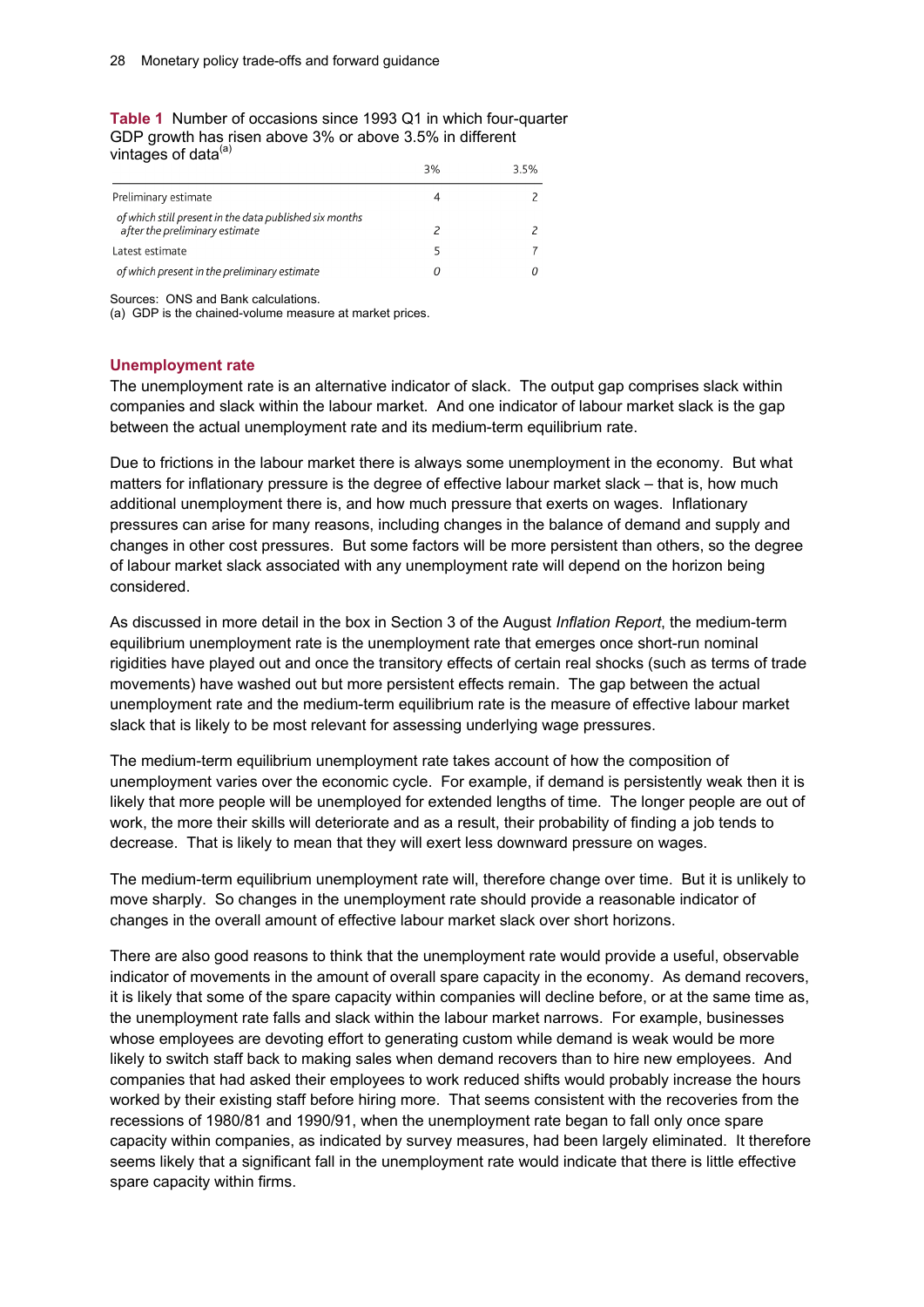**Table 1** Number of occasions since 1993 Q1 in which four-quarter GDP growth has risen above 3% or above 3.5% in different vintages of data[(a)]

| | 3% | 3.5% |
|---|---|---|
| Preliminary estimate | 4 | 2 |
| *of which still present in the data published six months after the preliminary estimate* | *2* | *2* |
| Latest estimate | 5 | 7 |
| *of which present in the preliminary estimate* | *0* | *0* |

Sources: ONS and Bank calculations.
(a) GDP is the chained-volume measure at market prices.

### Unemployment rate

The unemployment rate is an alternative indicator of slack. The output gap comprises slack within companies and slack within the labour market. And one indicator of labour market slack is the gap between the actual unemployment rate and its medium-term equilibrium rate.

Due to frictions in the labour market there is always some unemployment in the economy. But what matters for inflationary pressure is the degree of effective labour market slack – that is, how much additional unemployment there is, and how much pressure that exerts on wages. Inflationary pressures can arise for many reasons, including changes in the balance of demand and supply and changes in other cost pressures. But some factors will be more persistent than others, so the degree of labour market slack associated with any unemployment rate will depend on the horizon being considered.

As discussed in more detail in the box in Section 3 of the August *Inflation Report*, the medium-term equilibrium unemployment rate is the unemployment rate that emerges once short-run nominal rigidities have played out and once the transitory effects of certain real shocks (such as terms of trade movements) have washed out but more persistent effects remain. The gap between the actual unemployment rate and the medium-term equilibrium rate is the measure of effective labour market slack that is likely to be most relevant for assessing underlying wage pressures.

The medium-term equilibrium unemployment rate takes account of how the composition of unemployment varies over the economic cycle. For example, if demand is persistently weak then it is likely that more people will be unemployed for extended lengths of time. The longer people are out of work, the more their skills will deteriorate and as a result, their probability of finding a job tends to decrease. That is likely to mean that they will exert less downward pressure on wages.

The medium-term equilibrium unemployment rate will, therefore change over time. But it is unlikely to move sharply. So changes in the unemployment rate should provide a reasonable indicator of changes in the overall amount of effective labour market slack over short horizons.

There are also good reasons to think that the unemployment rate would provide a useful, observable indicator of movements in the amount of overall spare capacity in the economy. As demand recovers, it is likely that some of the spare capacity within companies will decline before, or at the same time as, the unemployment rate falls and slack within the labour market narrows. For example, businesses whose employees are devoting effort to generating custom while demand is weak would be more likely to switch staff back to making sales when demand recovers than to hire new employees. And companies that had asked their employees to work reduced shifts would probably increase the hours worked by their existing staff before hiring more. That seems consistent with the recoveries from the recessions of 1980/81 and 1990/91, when the unemployment rate began to fall only once spare capacity within companies, as indicated by survey measures, had been largely eliminated. It therefore seems likely that a significant fall in the unemployment rate would indicate that there is little effective spare capacity within firms.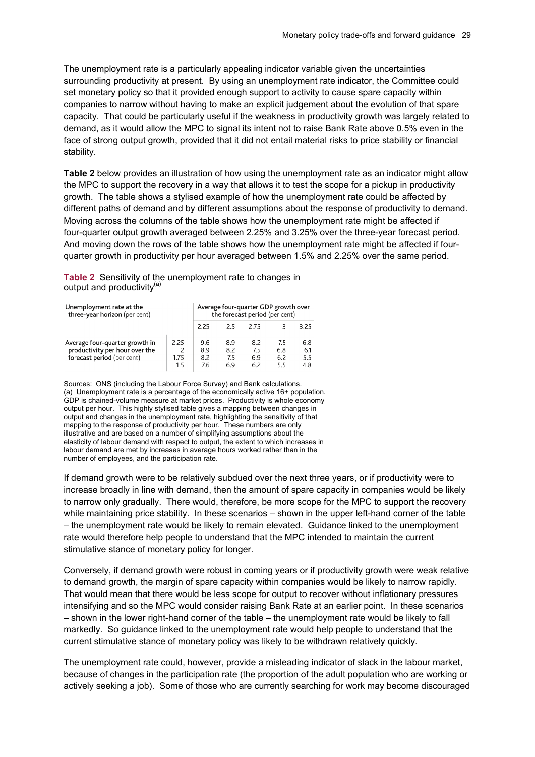The unemployment rate is a particularly appealing indicator variable given the uncertainties surrounding productivity at present. By using an unemployment rate indicator, the Committee could set monetary policy so that it provided enough support to activity to cause spare capacity within companies to narrow without having to make an explicit judgement about the evolution of that spare capacity. That could be particularly useful if the weakness in productivity growth was largely related to demand, as it would allow the MPC to signal its intent not to raise Bank Rate above 0.5% even in the face of strong output growth, provided that it did not entail material risks to price stability or financial stability.

**Table 2** below provides an illustration of how using the unemployment rate as an indicator might allow the MPC to support the recovery in a way that allows it to test the scope for a pickup in productivity growth. The table shows a stylised example of how the unemployment rate could be affected by different paths of demand and by different assumptions about the response of productivity to demand. Moving across the columns of the table shows how the unemployment rate might be affected if four-quarter output growth averaged between 2.25% and 3.25% over the three-year forecast period. And moving down the rows of the table shows how the unemployment rate might be affected if four-quarter growth in productivity per hour averaged between 1.5% and 2.25% over the same period.

**Table 2** Sensitivity of the unemployment rate to changes in output and productivity[(a)]

| Unemployment rate at the three-year horizon (per cent) | | Average four-quarter GDP growth over the forecast period (per cent) | | | | |
|---|---|---|---|---|---|---|
| | | 2.25 | 2.5 | 2.75 | 3 | 3.25 |
| Average four-quarter growth in productivity per hour over the forecast period (per cent) | 2.25 | 9.6 | 8.9 | 8.2 | 7.5 | 6.8 |
| | 2 | 8.9 | 8.2 | 7.5 | 6.8 | 6.1 |
| | 1.75 | 8.2 | 7.5 | 6.9 | 6.2 | 5.5 |
| | 1.5 | 7.6 | 6.9 | 6.2 | 5.5 | 4.8 |

Sources: ONS (including the Labour Force Survey) and Bank calculations.
(a) Unemployment rate is a percentage of the economically active 16+ population. GDP is chained-volume measure at market prices. Productivity is whole economy output per hour. This highly stylised table gives a mapping between changes in output and changes in the unemployment rate, highlighting the sensitivity of that mapping to the response of productivity per hour. These numbers are only illustrative and are based on a number of simplifying assumptions about the elasticity of labour demand with respect to output, the extent to which increases in labour demand are met by increases in average hours worked rather than in the number of employees, and the participation rate.

If demand growth were to be relatively subdued over the next three years, or if productivity were to increase broadly in line with demand, then the amount of spare capacity in companies would be likely to narrow only gradually. There would, therefore, be more scope for the MPC to support the recovery while maintaining price stability. In these scenarios – shown in the upper left-hand corner of the table – the unemployment rate would be likely to remain elevated. Guidance linked to the unemployment rate would therefore help people to understand that the MPC intended to maintain the current stimulative stance of monetary policy for longer.

Conversely, if demand growth were robust in coming years or if productivity growth were weak relative to demand growth, the margin of spare capacity within companies would be likely to narrow rapidly. That would mean that there would be less scope for output to recover without inflationary pressures intensifying and so the MPC would consider raising Bank Rate at an earlier point. In these scenarios – shown in the lower right-hand corner of the table – the unemployment rate would be likely to fall markedly. So guidance linked to the unemployment rate would help people to understand that the current stimulative stance of monetary policy was likely to be withdrawn relatively quickly.

The unemployment rate could, however, provide a misleading indicator of slack in the labour market, because of changes in the participation rate (the proportion of the adult population who are working or actively seeking a job). Some of those who are currently searching for work may become discouraged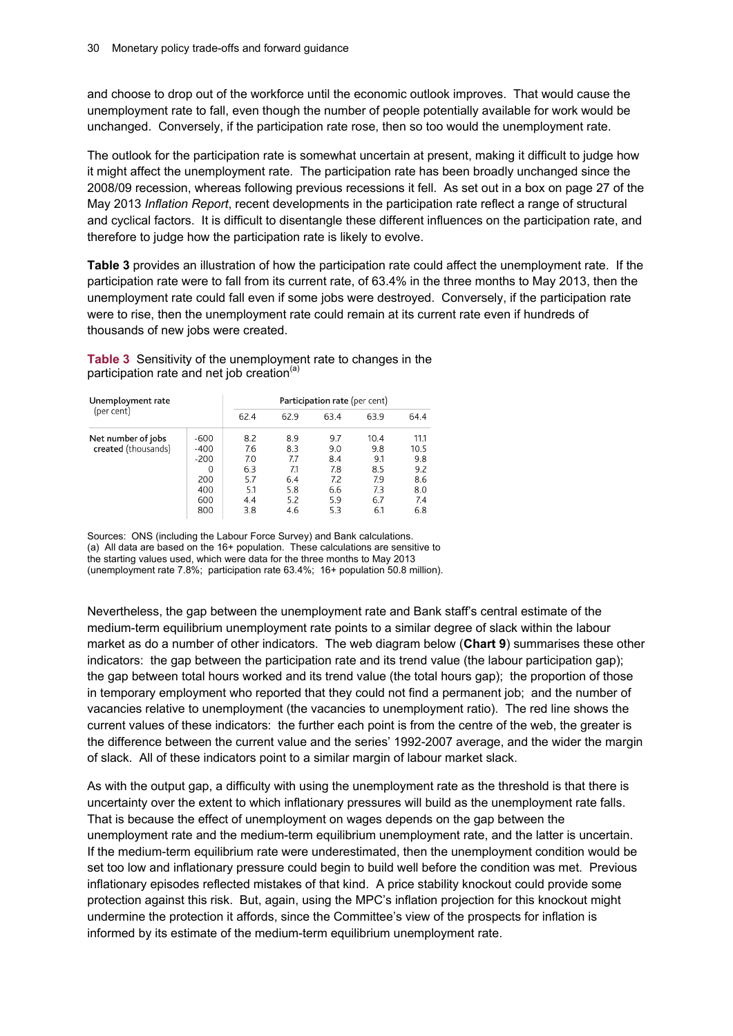and choose to drop out of the workforce until the economic outlook improves. That would cause the unemployment rate to fall, even though the number of people potentially available for work would be unchanged. Conversely, if the participation rate rose, then so too would the unemployment rate.

The outlook for the participation rate is somewhat uncertain at present, making it difficult to judge how it might affect the unemployment rate. The participation rate has been broadly unchanged since the 2008/09 recession, whereas following previous recessions it fell. As set out in a box on page 27 of the May 2013 *Inflation Report*, recent developments in the participation rate reflect a range of structural and cyclical factors. It is difficult to disentangle these different influences on the participation rate, and therefore to judge how the participation rate is likely to evolve.

**Table 3** provides an illustration of how the participation rate could affect the unemployment rate. If the participation rate were to fall from its current rate, of 63.4% in the three months to May 2013, then the unemployment rate could fall even if some jobs were destroyed. Conversely, if the participation rate were to rise, then the unemployment rate could remain at its current rate even if hundreds of thousands of new jobs were created.

**Table 3** Sensitivity of the unemployment rate to changes in the participation rate and net job creation[(a)]

| Unemployment rate (per cent) | | Participation rate (per cent) | | | | |
|---|---|---|---|---|---|---|
| | | 62.4 | 62.9 | 63.4 | 63.9 | 64.4 |
| Net number of jobs created (thousands) | -600 | 8.2 | 8.9 | 9.7 | 10.4 | 11.1 |
| | -400 | 7.6 | 8.3 | 9.0 | 9.8 | 10.5 |
| | -200 | 7.0 | 7.7 | 8.4 | 9.1 | 9.8 |
| | 0 | 6.3 | 7.1 | 7.8 | 8.5 | 9.2 |
| | 200 | 5.7 | 6.4 | 7.2 | 7.9 | 8.6 |
| | 400 | 5.1 | 5.8 | 6.6 | 7.3 | 8.0 |
| | 600 | 4.4 | 5.2 | 5.9 | 6.7 | 7.4 |
| | 800 | 3.8 | 4.6 | 5.3 | 6.1 | 6.8 |

Sources: ONS (including the Labour Force Survey) and Bank calculations.
(a) All data are based on the 16+ population. These calculations are sensitive to the starting values used, which were data for the three months to May 2013 (unemployment rate 7.8%; participation rate 63.4%; 16+ population 50.8 million).

Nevertheless, the gap between the unemployment rate and Bank staff's central estimate of the medium-term equilibrium unemployment rate points to a similar degree of slack within the labour market as do a number of other indicators. The web diagram below (**Chart 9**) summarises these other indicators: the gap between the participation rate and its trend value (the labour participation gap); the gap between total hours worked and its trend value (the total hours gap); the proportion of those in temporary employment who reported that they could not find a permanent job; and the number of vacancies relative to unemployment (the vacancies to unemployment ratio). The red line shows the current values of these indicators: the further each point is from the centre of the web, the greater is the difference between the current value and the series' 1992-2007 average, and the wider the margin of slack. All of these indicators point to a similar margin of labour market slack.

As with the output gap, a difficulty with using the unemployment rate as the threshold is that there is uncertainty over the extent to which inflationary pressures will build as the unemployment rate falls. That is because the effect of unemployment on wages depends on the gap between the unemployment rate and the medium-term equilibrium unemployment rate, and the latter is uncertain. If the medium-term equilibrium rate were underestimated, then the unemployment condition would be set too low and inflationary pressure could begin to build well before the condition was met. Previous inflationary episodes reflected mistakes of that kind. A price stability knockout could provide some protection against this risk. But, again, using the MPC's inflation projection for this knockout might undermine the protection it affords, since the Committee's view of the prospects for inflation is informed by its estimate of the medium-term equilibrium unemployment rate.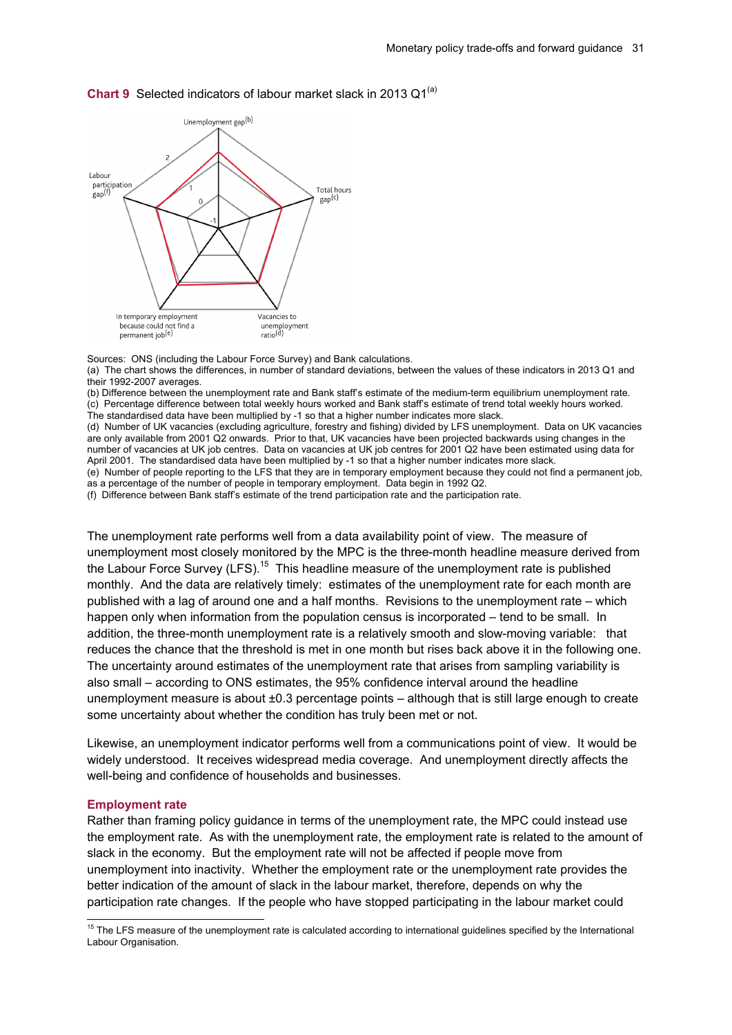**Chart 9** Selected indicators of labour market slack in 2013 Q1[(a)]

Sources: ONS (including the Labour Force Survey) and Bank calculations.

(a) The chart shows the differences, in number of standard deviations, between the values of these indicators in 2013 Q1 and their 1992-2007 averages.

(b) Difference between the unemployment rate and Bank staff's estimate of the medium-term equilibrium unemployment rate.

(c) Percentage difference between total weekly hours worked and Bank staff's estimate of trend total weekly hours worked. The standardised data have been multiplied by -1 so that a higher number indicates more slack.

(d) Number of UK vacancies (excluding agriculture, forestry and fishing) divided by LFS unemployment. Data on UK vacancies are only available from 2001 Q2 onwards. Prior to that, UK vacancies have been projected backwards using changes in the number of vacancies at UK job centres. Data on vacancies at UK job centres for 2001 Q2 have been estimated using data for April 2001. The standardised data have been multiplied by -1 so that a higher number indicates more slack.

(e) Number of people reporting to the LFS that they are in temporary employment because they could not find a permanent job, as a percentage of the number of people in temporary employment. Data begin in 1992 Q2.

(f) Difference between Bank staff's estimate of the trend participation rate and the participation rate.

The unemployment rate performs well from a data availability point of view. The measure of unemployment most closely monitored by the MPC is the three-month headline measure derived from the Labour Force Survey (LFS).[15] This headline measure of the unemployment rate is published monthly. And the data are relatively timely: estimates of the unemployment rate for each month are published with a lag of around one and a half months. Revisions to the unemployment rate – which happen only when information from the population census is incorporated – tend to be small. In addition, the three-month unemployment rate is a relatively smooth and slow-moving variable: that reduces the chance that the threshold is met in one month but rises back above it in the following one. The uncertainty around estimates of the unemployment rate that arises from sampling variability is also small – according to ONS estimates, the 95% confidence interval around the headline unemployment measure is about ±0.3 percentage points – although that is still large enough to create some uncertainty about whether the condition has truly been met or not.

Likewise, an unemployment indicator performs well from a communications point of view. It would be widely understood. It receives widespread media coverage. And unemployment directly affects the well-being and confidence of households and businesses.

### Employment rate

Rather than framing policy guidance in terms of the unemployment rate, the MPC could instead use the employment rate. As with the unemployment rate, the employment rate is related to the amount of slack in the economy. But the employment rate will not be affected if people move from unemployment into inactivity. Whether the employment rate or the unemployment rate provides the better indication of the amount of slack in the labour market, therefore, depends on why the participation rate changes. If the people who have stopped participating in the labour market could

[15] The LFS measure of the unemployment rate is calculated according to international guidelines specified by the International Labour Organisation.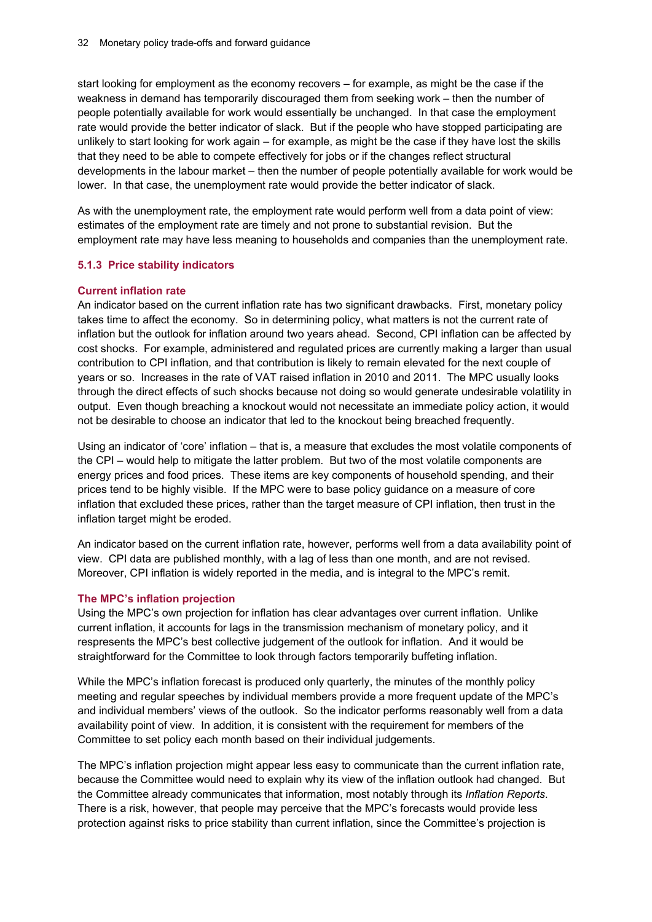start looking for employment as the economy recovers – for example, as might be the case if the weakness in demand has temporarily discouraged them from seeking work – then the number of people potentially available for work would essentially be unchanged. In that case the employment rate would provide the better indicator of slack. But if the people who have stopped participating are unlikely to start looking for work again – for example, as might be the case if they have lost the skills that they need to be able to compete effectively for jobs or if the changes reflect structural developments in the labour market – then the number of people potentially available for work would be lower. In that case, the unemployment rate would provide the better indicator of slack.

As with the unemployment rate, the employment rate would perform well from a data point of view: estimates of the employment rate are timely and not prone to substantial revision. But the employment rate may have less meaning to households and companies than the unemployment rate.

### 5.1.3 Price stability indicators

#### Current inflation rate

An indicator based on the current inflation rate has two significant drawbacks. First, monetary policy takes time to affect the economy. So in determining policy, what matters is not the current rate of inflation but the outlook for inflation around two years ahead. Second, CPI inflation can be affected by cost shocks. For example, administered and regulated prices are currently making a larger than usual contribution to CPI inflation, and that contribution is likely to remain elevated for the next couple of years or so. Increases in the rate of VAT raised inflation in 2010 and 2011. The MPC usually looks through the direct effects of such shocks because not doing so would generate undesirable volatility in output. Even though breaching a knockout would not necessitate an immediate policy action, it would not be desirable to choose an indicator that led to the knockout being breached frequently.

Using an indicator of 'core' inflation – that is, a measure that excludes the most volatile components of the CPI – would help to mitigate the latter problem. But two of the most volatile components are energy prices and food prices. These items are key components of household spending, and their prices tend to be highly visible. If the MPC were to base policy guidance on a measure of core inflation that excluded these prices, rather than the target measure of CPI inflation, then trust in the inflation target might be eroded.

An indicator based on the current inflation rate, however, performs well from a data availability point of view. CPI data are published monthly, with a lag of less than one month, and are not revised. Moreover, CPI inflation is widely reported in the media, and is integral to the MPC's remit.

#### The MPC's inflation projection

Using the MPC's own projection for inflation has clear advantages over current inflation. Unlike current inflation, it accounts for lags in the transmission mechanism of monetary policy, and it respresents the MPC's best collective judgement of the outlook for inflation. And it would be straightforward for the Committee to look through factors temporarily buffeting inflation.

While the MPC's inflation forecast is produced only quarterly, the minutes of the monthly policy meeting and regular speeches by individual members provide a more frequent update of the MPC's and individual members' views of the outlook. So the indicator performs reasonably well from a data availability point of view. In addition, it is consistent with the requirement for members of the Committee to set policy each month based on their individual judgements.

The MPC's inflation projection might appear less easy to communicate than the current inflation rate, because the Committee would need to explain why its view of the inflation outlook had changed. But the Committee already communicates that information, most notably through its *Inflation Reports*. There is a risk, however, that people may perceive that the MPC's forecasts would provide less protection against risks to price stability than current inflation, since the Committee's projection is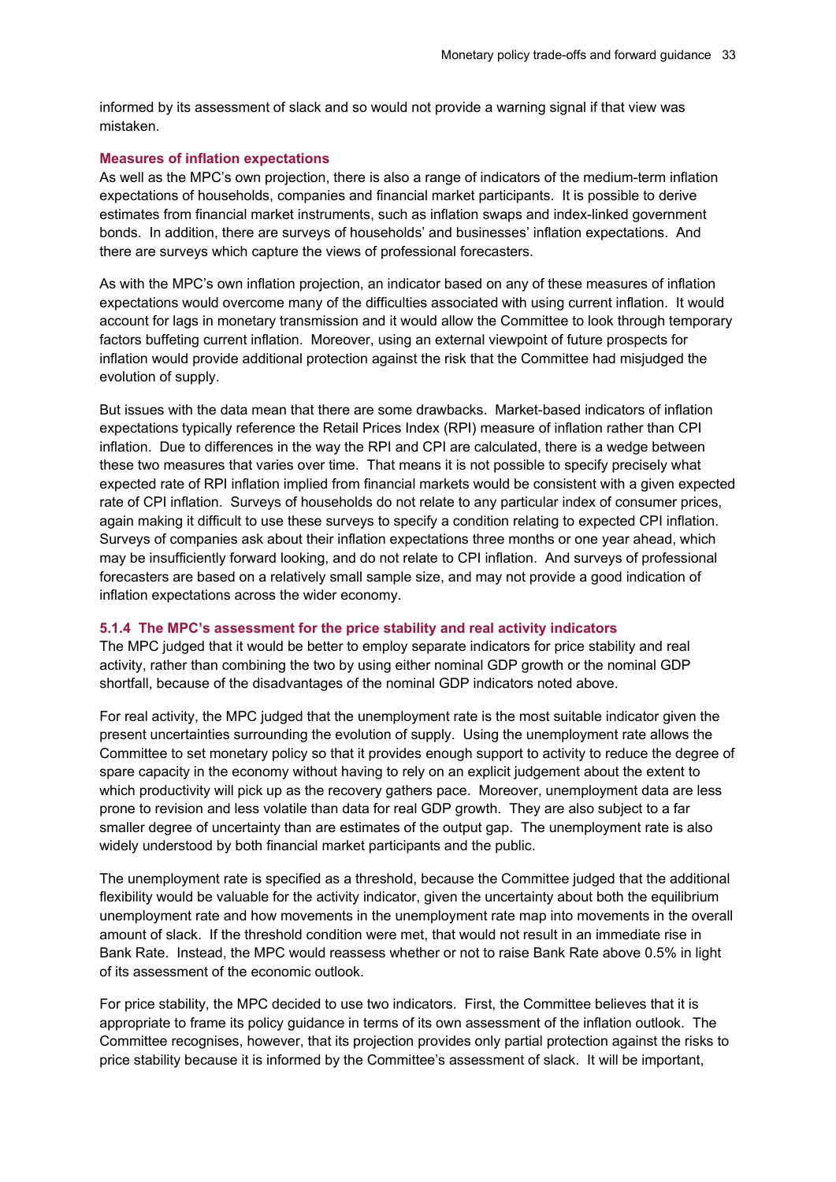informed by its assessment of slack and so would not provide a warning signal if that view was mistaken.

#### Measures of inflation expectations

As well as the MPC's own projection, there is also a range of indicators of the medium-term inflation expectations of households, companies and financial market participants. It is possible to derive estimates from financial market instruments, such as inflation swaps and index-linked government bonds. In addition, there are surveys of households' and businesses' inflation expectations. And there are surveys which capture the views of professional forecasters.

As with the MPC's own inflation projection, an indicator based on any of these measures of inflation expectations would overcome many of the difficulties associated with using current inflation. It would account for lags in monetary transmission and it would allow the Committee to look through temporary factors buffeting current inflation. Moreover, using an external viewpoint of future prospects for inflation would provide additional protection against the risk that the Committee had misjudged the evolution of supply.

But issues with the data mean that there are some drawbacks. Market-based indicators of inflation expectations typically reference the Retail Prices Index (RPI) measure of inflation rather than CPI inflation. Due to differences in the way the RPI and CPI are calculated, there is a wedge between these two measures that varies over time. That means it is not possible to specify precisely what expected rate of RPI inflation implied from financial markets would be consistent with a given expected rate of CPI inflation. Surveys of households do not relate to any particular index of consumer prices, again making it difficult to use these surveys to specify a condition relating to expected CPI inflation. Surveys of companies ask about their inflation expectations three months or one year ahead, which may be insufficiently forward looking, and do not relate to CPI inflation. And surveys of professional forecasters are based on a relatively small sample size, and may not provide a good indication of inflation expectations across the wider economy.

### 5.1.4 The MPC's assessment for the price stability and real activity indicators

The MPC judged that it would be better to employ separate indicators for price stability and real activity, rather than combining the two by using either nominal GDP growth or the nominal GDP shortfall, because of the disadvantages of the nominal GDP indicators noted above.

For real activity, the MPC judged that the unemployment rate is the most suitable indicator given the present uncertainties surrounding the evolution of supply. Using the unemployment rate allows the Committee to set monetary policy so that it provides enough support to activity to reduce the degree of spare capacity in the economy without having to rely on an explicit judgement about the extent to which productivity will pick up as the recovery gathers pace. Moreover, unemployment data are less prone to revision and less volatile than data for real GDP growth. They are also subject to a far smaller degree of uncertainty than are estimates of the output gap. The unemployment rate is also widely understood by both financial market participants and the public.

The unemployment rate is specified as a threshold, because the Committee judged that the additional flexibility would be valuable for the activity indicator, given the uncertainty about both the equilibrium unemployment rate and how movements in the unemployment rate map into movements in the overall amount of slack. If the threshold condition were met, that would not result in an immediate rise in Bank Rate. Instead, the MPC would reassess whether or not to raise Bank Rate above 0.5% in light of its assessment of the economic outlook.

For price stability, the MPC decided to use two indicators. First, the Committee believes that it is appropriate to frame its policy guidance in terms of its own assessment of the inflation outlook. The Committee recognises, however, that its projection provides only partial protection against the risks to price stability because it is informed by the Committee's assessment of slack. It will be important,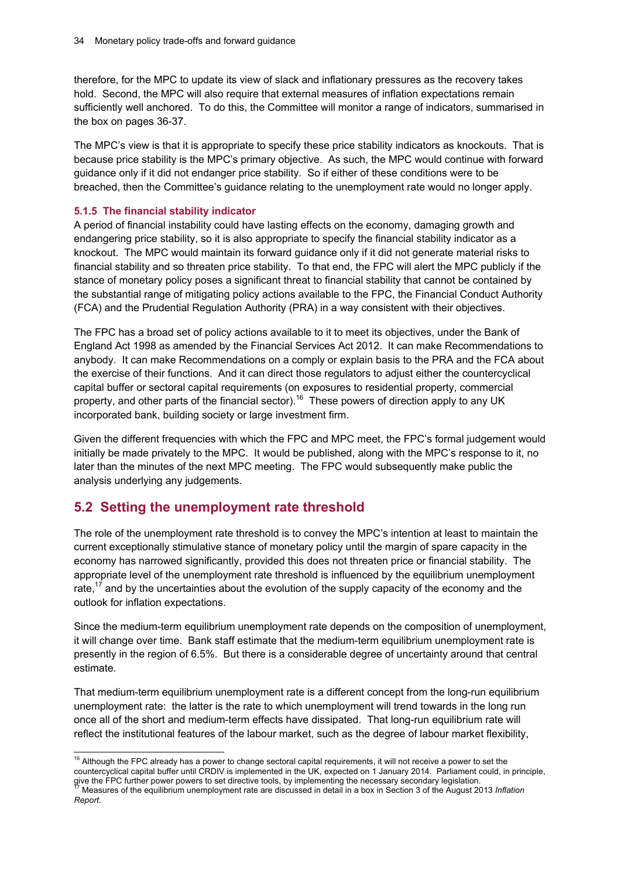therefore, for the MPC to update its view of slack and inflationary pressures as the recovery takes hold. Second, the MPC will also require that external measures of inflation expectations remain sufficiently well anchored. To do this, the Committee will monitor a range of indicators, summarised in the box on pages 36-37.

The MPC's view is that it is appropriate to specify these price stability indicators as knockouts. That is because price stability is the MPC's primary objective. As such, the MPC would continue with forward guidance only if it did not endanger price stability. So if either of these conditions were to be breached, then the Committee's guidance relating to the unemployment rate would no longer apply.

### 5.1.5 The financial stability indicator

A period of financial instability could have lasting effects on the economy, damaging growth and endangering price stability, so it is also appropriate to specify the financial stability indicator as a knockout. The MPC would maintain its forward guidance only if it did not generate material risks to financial stability and so threaten price stability. To that end, the FPC will alert the MPC publicly if the stance of monetary policy poses a significant threat to financial stability that cannot be contained by the substantial range of mitigating policy actions available to the FPC, the Financial Conduct Authority (FCA) and the Prudential Regulation Authority (PRA) in a way consistent with their objectives.

The FPC has a broad set of policy actions available to it to meet its objectives, under the Bank of England Act 1998 as amended by the Financial Services Act 2012. It can make Recommendations to anybody. It can make Recommendations on a comply or explain basis to the PRA and the FCA about the exercise of their functions. And it can direct those regulators to adjust either the countercyclical capital buffer or sectoral capital requirements (on exposures to residential property, commercial property, and other parts of the financial sector).[16] These powers of direction apply to any UK incorporated bank, building society or large investment firm.

Given the different frequencies with which the FPC and MPC meet, the FPC's formal judgement would initially be made privately to the MPC. It would be published, along with the MPC's response to it, no later than the minutes of the next MPC meeting. The FPC would subsequently make public the analysis underlying any judgements.

## 5.2 Setting the unemployment rate threshold

The role of the unemployment rate threshold is to convey the MPC's intention at least to maintain the current exceptionally stimulative stance of monetary policy until the margin of spare capacity in the economy has narrowed significantly, provided this does not threaten price or financial stability. The appropriate level of the unemployment rate threshold is influenced by the equilibrium unemployment rate,[17] and by the uncertainties about the evolution of the supply capacity of the economy and the outlook for inflation expectations.

Since the medium-term equilibrium unemployment rate depends on the composition of unemployment, it will change over time. Bank staff estimate that the medium-term equilibrium unemployment rate is presently in the region of 6.5%. But there is a considerable degree of uncertainty around that central estimate.

That medium-term equilibrium unemployment rate is a different concept from the long-run equilibrium unemployment rate: the latter is the rate to which unemployment will trend towards in the long run once all of the short and medium-term effects have dissipated. That long-run equilibrium rate will reflect the institutional features of the labour market, such as the degree of labour market flexibility,

---

[16] Although the FPC already has a power to change sectoral capital requirements, it will not receive a power to set the countercyclical capital buffer until CRDIV is implemented in the UK, expected on 1 January 2014. Parliament could, in principle, give the FPC further power powers to set directive tools, by implementing the necessary secondary legislation.

[17] Measures of the equilibrium unemployment rate are discussed in detail in a box in Section 3 of the August 2013 *Inflation Report*.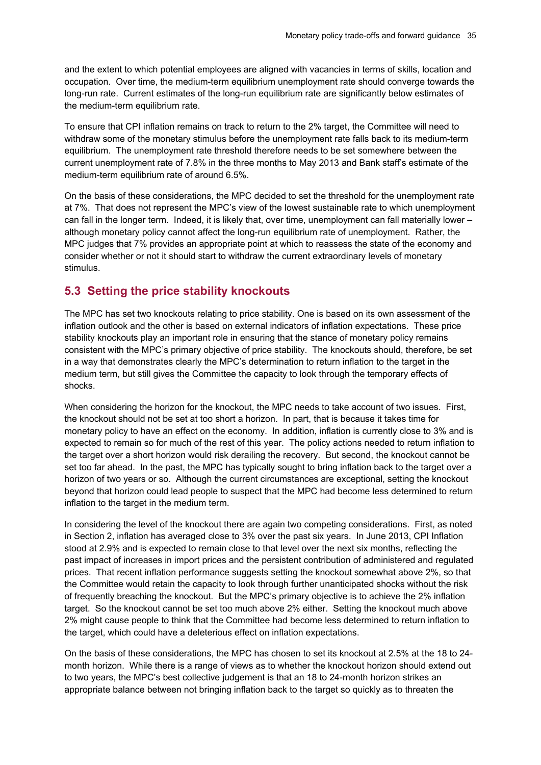and the extent to which potential employees are aligned with vacancies in terms of skills, location and occupation. Over time, the medium-term equilibrium unemployment rate should converge towards the long-run rate. Current estimates of the long-run equilibrium rate are significantly below estimates of the medium-term equilibrium rate.

To ensure that CPI inflation remains on track to return to the 2% target, the Committee will need to withdraw some of the monetary stimulus before the unemployment rate falls back to its medium-term equilibrium. The unemployment rate threshold therefore needs to be set somewhere between the current unemployment rate of 7.8% in the three months to May 2013 and Bank staff's estimate of the medium-term equilibrium rate of around 6.5%.

On the basis of these considerations, the MPC decided to set the threshold for the unemployment rate at 7%. That does not represent the MPC's view of the lowest sustainable rate to which unemployment can fall in the longer term. Indeed, it is likely that, over time, unemployment can fall materially lower – although monetary policy cannot affect the long-run equilibrium rate of unemployment. Rather, the MPC judges that 7% provides an appropriate point at which to reassess the state of the economy and consider whether or not it should start to withdraw the current extraordinary levels of monetary stimulus.

## 5.3 Setting the price stability knockouts

The MPC has set two knockouts relating to price stability. One is based on its own assessment of the inflation outlook and the other is based on external indicators of inflation expectations. These price stability knockouts play an important role in ensuring that the stance of monetary policy remains consistent with the MPC's primary objective of price stability. The knockouts should, therefore, be set in a way that demonstrates clearly the MPC's determination to return inflation to the target in the medium term, but still gives the Committee the capacity to look through the temporary effects of shocks.

When considering the horizon for the knockout, the MPC needs to take account of two issues. First, the knockout should not be set at too short a horizon. In part, that is because it takes time for monetary policy to have an effect on the economy. In addition, inflation is currently close to 3% and is expected to remain so for much of the rest of this year. The policy actions needed to return inflation to the target over a short horizon would risk derailing the recovery. But second, the knockout cannot be set too far ahead. In the past, the MPC has typically sought to bring inflation back to the target over a horizon of two years or so. Although the current circumstances are exceptional, setting the knockout beyond that horizon could lead people to suspect that the MPC had become less determined to return inflation to the target in the medium term.

In considering the level of the knockout there are again two competing considerations. First, as noted in Section 2, inflation has averaged close to 3% over the past six years. In June 2013, CPI Inflation stood at 2.9% and is expected to remain close to that level over the next six months, reflecting the past impact of increases in import prices and the persistent contribution of administered and regulated prices. That recent inflation performance suggests setting the knockout somewhat above 2%, so that the Committee would retain the capacity to look through further unanticipated shocks without the risk of frequently breaching the knockout. But the MPC's primary objective is to achieve the 2% inflation target. So the knockout cannot be set too much above 2% either. Setting the knockout much above 2% might cause people to think that the Committee had become less determined to return inflation to the target, which could have a deleterious effect on inflation expectations.

On the basis of these considerations, the MPC has chosen to set its knockout at 2.5% at the 18 to 24-month horizon. While there is a range of views as to whether the knockout horizon should extend out to two years, the MPC's best collective judgement is that an 18 to 24-month horizon strikes an appropriate balance between not bringing inflation back to the target so quickly as to threaten the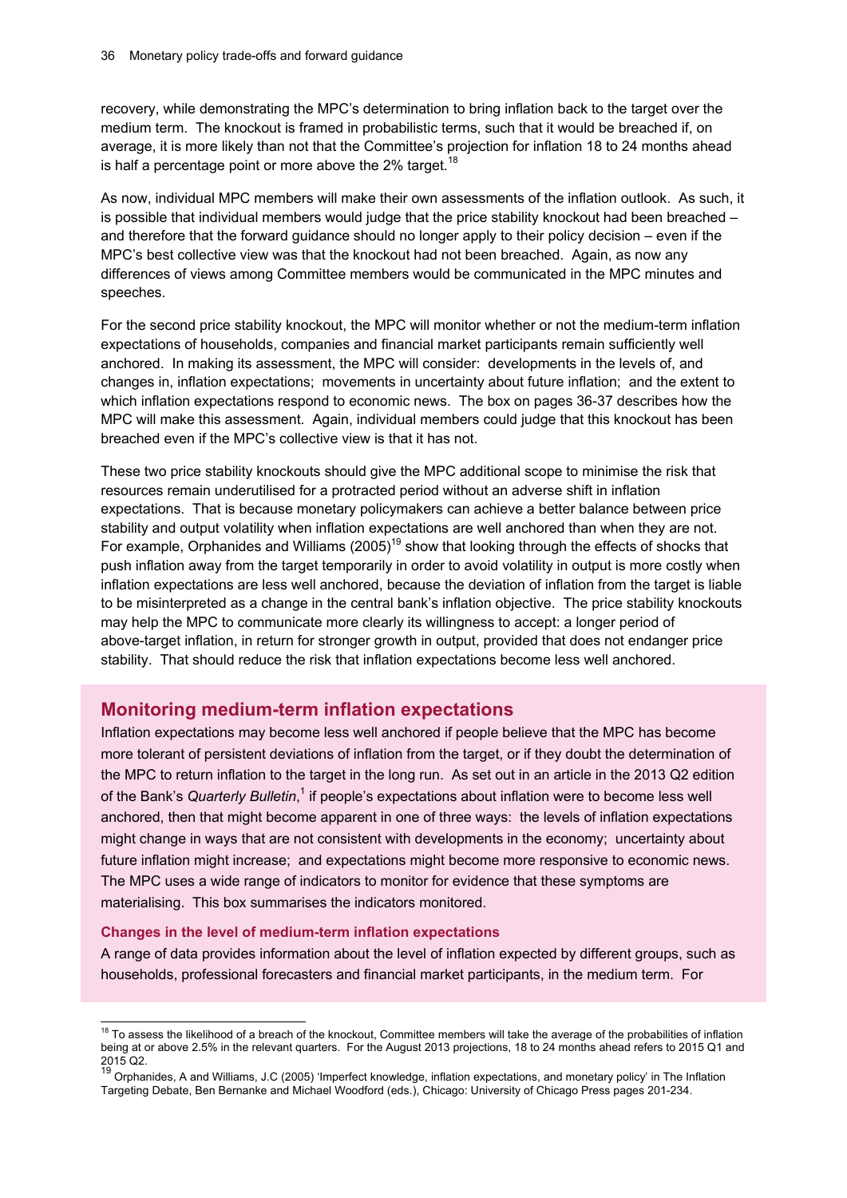recovery, while demonstrating the MPC's determination to bring inflation back to the target over the medium term. The knockout is framed in probabilistic terms, such that it would be breached if, on average, it is more likely than not that the Committee's projection for inflation 18 to 24 months ahead is half a percentage point or more above the 2% target.[18]

As now, individual MPC members will make their own assessments of the inflation outlook. As such, it is possible that individual members would judge that the price stability knockout had been breached – and therefore that the forward guidance should no longer apply to their policy decision – even if the MPC's best collective view was that the knockout had not been breached. Again, as now any differences of views among Committee members would be communicated in the MPC minutes and speeches.

For the second price stability knockout, the MPC will monitor whether or not the medium-term inflation expectations of households, companies and financial market participants remain sufficiently well anchored. In making its assessment, the MPC will consider: developments in the levels of, and changes in, inflation expectations; movements in uncertainty about future inflation; and the extent to which inflation expectations respond to economic news. The box on pages 36-37 describes how the MPC will make this assessment. Again, individual members could judge that this knockout has been breached even if the MPC's collective view is that it has not.

These two price stability knockouts should give the MPC additional scope to minimise the risk that resources remain underutilised for a protracted period without an adverse shift in inflation expectations. That is because monetary policymakers can achieve a better balance between price stability and output volatility when inflation expectations are well anchored than when they are not. For example, Orphanides and Williams (2005)[19] show that looking through the effects of shocks that push inflation away from the target temporarily in order to avoid volatility in output is more costly when inflation expectations are less well anchored, because the deviation of inflation from the target is liable to be misinterpreted as a change in the central bank's inflation objective. The price stability knockouts may help the MPC to communicate more clearly its willingness to accept: a longer period of above-target inflation, in return for stronger growth in output, provided that does not endanger price stability. That should reduce the risk that inflation expectations become less well anchored.

## Monitoring medium-term inflation expectations

Inflation expectations may become less well anchored if people believe that the MPC has become more tolerant of persistent deviations of inflation from the target, or if they doubt the determination of the MPC to return inflation to the target in the long run. As set out in an article in the 2013 Q2 edition of the Bank's *Quarterly Bulletin*,[1] if people's expectations about inflation were to become less well anchored, then that might become apparent in one of three ways: the levels of inflation expectations might change in ways that are not consistent with developments in the economy; uncertainty about future inflation might increase; and expectations might become more responsive to economic news. The MPC uses a wide range of indicators to monitor for evidence that these symptoms are materialising. This box summarises the indicators monitored.

### Changes in the level of medium-term inflation expectations

A range of data provides information about the level of inflation expected by different groups, such as households, professional forecasters and financial market participants, in the medium term. For

---

[18] To assess the likelihood of a breach of the knockout, Committee members will take the average of the probabilities of inflation being at or above 2.5% in the relevant quarters. For the August 2013 projections, 18 to 24 months ahead refers to 2015 Q1 and 2015 Q2.

[19] Orphanides, A and Williams, J.C (2005) 'Imperfect knowledge, inflation expectations, and monetary policy' in The Inflation Targeting Debate, Ben Bernanke and Michael Woodford (eds.), Chicago: University of Chicago Press pages 201-234.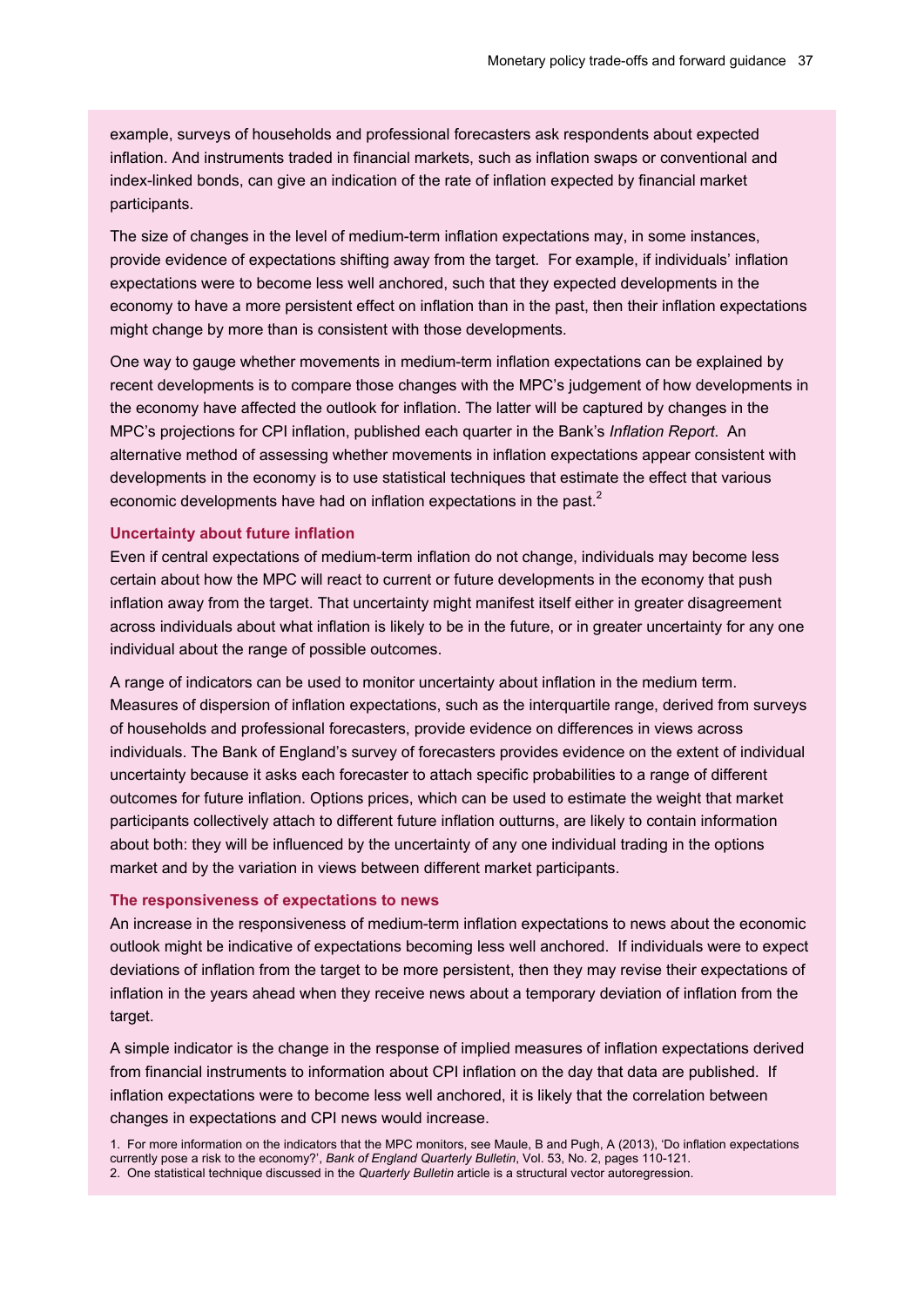example, surveys of households and professional forecasters ask respondents about expected inflation. And instruments traded in financial markets, such as inflation swaps or conventional and index-linked bonds, can give an indication of the rate of inflation expected by financial market participants.

The size of changes in the level of medium-term inflation expectations may, in some instances, provide evidence of expectations shifting away from the target. For example, if individuals' inflation expectations were to become less well anchored, such that they expected developments in the economy to have a more persistent effect on inflation than in the past, then their inflation expectations might change by more than is consistent with those developments.

One way to gauge whether movements in medium-term inflation expectations can be explained by recent developments is to compare those changes with the MPC's judgement of how developments in the economy have affected the outlook for inflation. The latter will be captured by changes in the MPC's projections for CPI inflation, published each quarter in the Bank's *Inflation Report*. An alternative method of assessing whether movements in inflation expectations appear consistent with developments in the economy is to use statistical techniques that estimate the effect that various economic developments have had on inflation expectations in the past.[2]

**Uncertainty about future inflation**

Even if central expectations of medium-term inflation do not change, individuals may become less certain about how the MPC will react to current or future developments in the economy that push inflation away from the target. That uncertainty might manifest itself either in greater disagreement across individuals about what inflation is likely to be in the future, or in greater uncertainty for any one individual about the range of possible outcomes.

A range of indicators can be used to monitor uncertainty about inflation in the medium term. Measures of dispersion of inflation expectations, such as the interquartile range, derived from surveys of households and professional forecasters, provide evidence on differences in views across individuals. The Bank of England's survey of forecasters provides evidence on the extent of individual uncertainty because it asks each forecaster to attach specific probabilities to a range of different outcomes for future inflation. Options prices, which can be used to estimate the weight that market participants collectively attach to different future inflation outturns, are likely to contain information about both: they will be influenced by the uncertainty of any one individual trading in the options market and by the variation in views between different market participants.

**The responsiveness of expectations to news**

An increase in the responsiveness of medium-term inflation expectations to news about the economic outlook might be indicative of expectations becoming less well anchored. If individuals were to expect deviations of inflation from the target to be more persistent, then they may revise their expectations of inflation in the years ahead when they receive news about a temporary deviation of inflation from the target.

A simple indicator is the change in the response of implied measures of inflation expectations derived from financial instruments to information about CPI inflation on the day that data are published. If inflation expectations were to become less well anchored, it is likely that the correlation between changes in expectations and CPI news would increase.

1. For more information on the indicators that the MPC monitors, see Maule, B and Pugh, A (2013), 'Do inflation expectations currently pose a risk to the economy?', *Bank of England Quarterly Bulletin*, Vol. 53, No. 2, pages 110-121.
2. One statistical technique discussed in the *Quarterly Bulletin* article is a structural vector autoregression.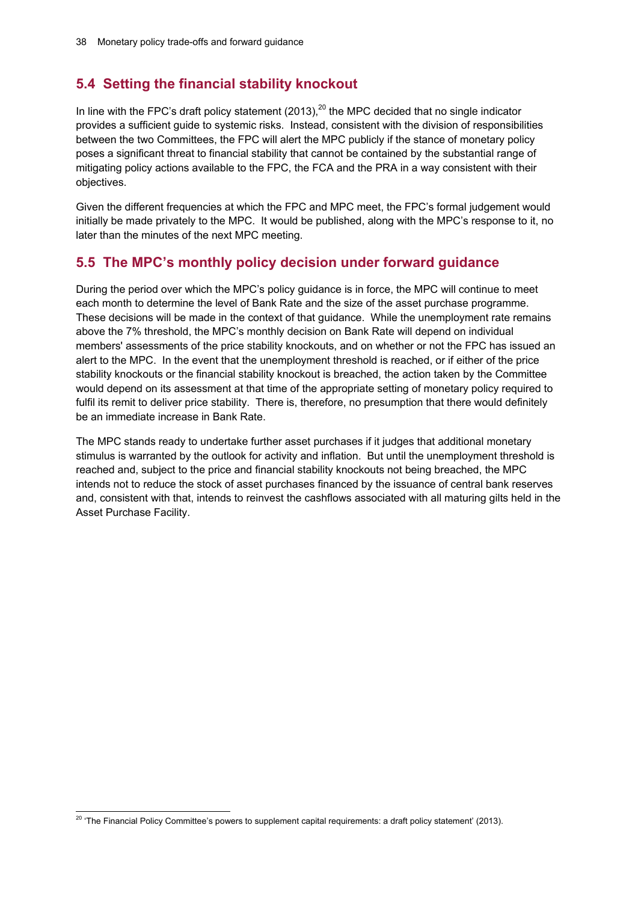## 5.4 Setting the financial stability knockout

In line with the FPC's draft policy statement (2013),[20] the MPC decided that no single indicator provides a sufficient guide to systemic risks. Instead, consistent with the division of responsibilities between the two Committees, the FPC will alert the MPC publicly if the stance of monetary policy poses a significant threat to financial stability that cannot be contained by the substantial range of mitigating policy actions available to the FPC, the FCA and the PRA in a way consistent with their objectives.

Given the different frequencies at which the FPC and MPC meet, the FPC's formal judgement would initially be made privately to the MPC. It would be published, along with the MPC's response to it, no later than the minutes of the next MPC meeting.

## 5.5 The MPC's monthly policy decision under forward guidance

During the period over which the MPC's policy guidance is in force, the MPC will continue to meet each month to determine the level of Bank Rate and the size of the asset purchase programme. These decisions will be made in the context of that guidance. While the unemployment rate remains above the 7% threshold, the MPC's monthly decision on Bank Rate will depend on individual members' assessments of the price stability knockouts, and on whether or not the FPC has issued an alert to the MPC. In the event that the unemployment threshold is reached, or if either of the price stability knockouts or the financial stability knockout is breached, the action taken by the Committee would depend on its assessment at that time of the appropriate setting of monetary policy required to fulfil its remit to deliver price stability. There is, therefore, no presumption that there would definitely be an immediate increase in Bank Rate.

The MPC stands ready to undertake further asset purchases if it judges that additional monetary stimulus is warranted by the outlook for activity and inflation. But until the unemployment threshold is reached and, subject to the price and financial stability knockouts not being breached, the MPC intends not to reduce the stock of asset purchases financed by the issuance of central bank reserves and, consistent with that, intends to reinvest the cashflows associated with all maturing gilts held in the Asset Purchase Facility.

[20] 'The Financial Policy Committee's powers to supplement capital requirements: a draft policy statement' (2013).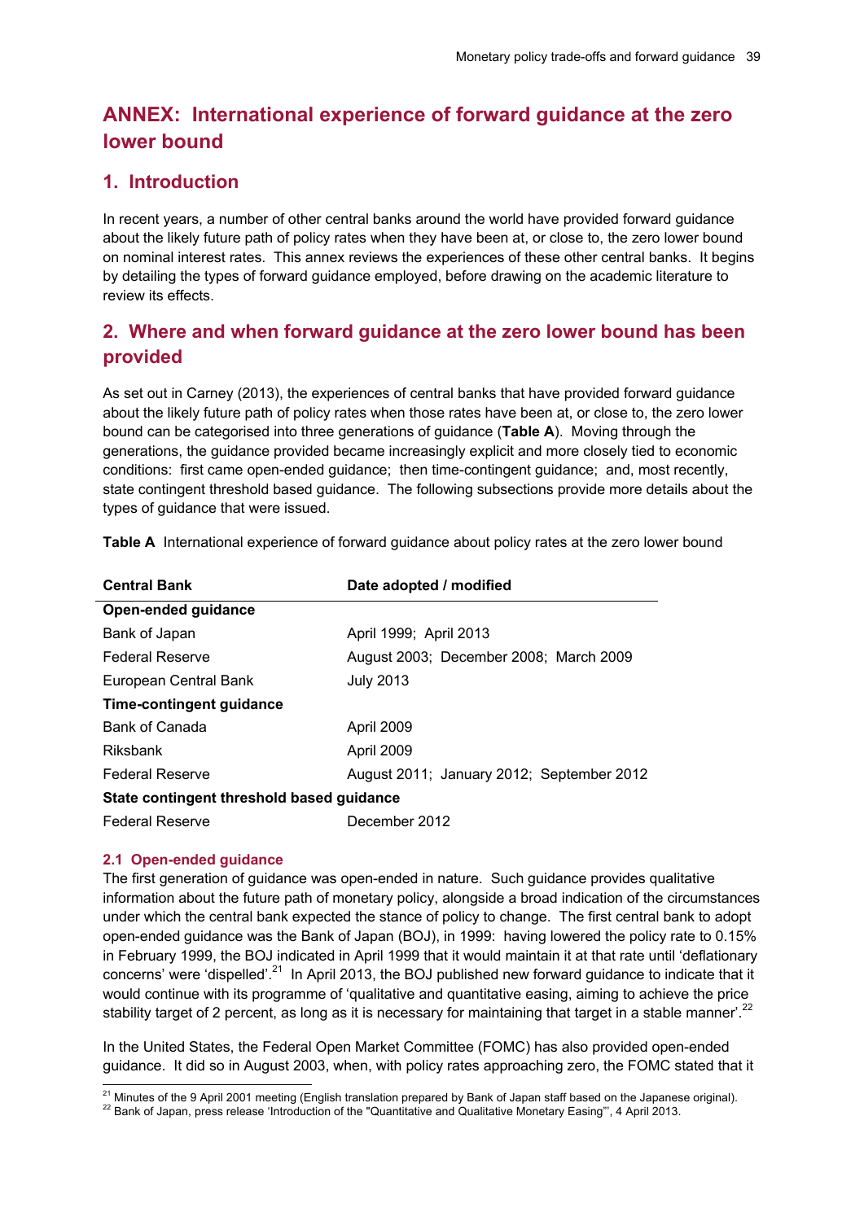# ANNEX: International experience of forward guidance at the zero lower bound

## 1. Introduction

In recent years, a number of other central banks around the world have provided forward guidance about the likely future path of policy rates when they have been at, or close to, the zero lower bound on nominal interest rates. This annex reviews the experiences of these other central banks. It begins by detailing the types of forward guidance employed, before drawing on the academic literature to review its effects.

## 2. Where and when forward guidance at the zero lower bound has been provided

As set out in Carney (2013), the experiences of central banks that have provided forward guidance about the likely future path of policy rates when those rates have been at, or close to, the zero lower bound can be categorised into three generations of guidance (**Table A**). Moving through the generations, the guidance provided became increasingly explicit and more closely tied to economic conditions: first came open-ended guidance; then time-contingent guidance; and, most recently, state contingent threshold based guidance. The following subsections provide more details about the types of guidance that were issued.

**Table A** International experience of forward guidance about policy rates at the zero lower bound

| Central Bank | Date adopted / modified |
|---|---|
| **Open-ended guidance** | |
| Bank of Japan | April 1999; April 2013 |
| Federal Reserve | August 2003; December 2008; March 2009 |
| European Central Bank | July 2013 |
| **Time-contingent guidance** | |
| Bank of Canada | April 2009 |
| Riksbank | April 2009 |
| Federal Reserve | August 2011; January 2012; September 2012 |
| **State contingent threshold based guidance** | |
| Federal Reserve | December 2012 |

### 2.1 Open-ended guidance

The first generation of guidance was open-ended in nature. Such guidance provides qualitative information about the future path of monetary policy, alongside a broad indication of the circumstances under which the central bank expected the stance of policy to change. The first central bank to adopt open-ended guidance was the Bank of Japan (BOJ), in 1999: having lowered the policy rate to 0.15% in February 1999, the BOJ indicated in April 1999 that it would maintain it at that rate until 'deflationary concerns' were 'dispelled'.[21] In April 2013, the BOJ published new forward guidance to indicate that it would continue with its programme of 'qualitative and quantitative easing, aiming to achieve the price stability target of 2 percent, as long as it is necessary for maintaining that target in a stable manner'.[22]

In the United States, the Federal Open Market Committee (FOMC) has also provided open-ended guidance. It did so in August 2003, when, with policy rates approaching zero, the FOMC stated that it

[21] Minutes of the 9 April 2001 meeting (English translation prepared by Bank of Japan staff based on the Japanese original).

[22] Bank of Japan, press release 'Introduction of the "Quantitative and Qualitative Monetary Easing"', 4 April 2013.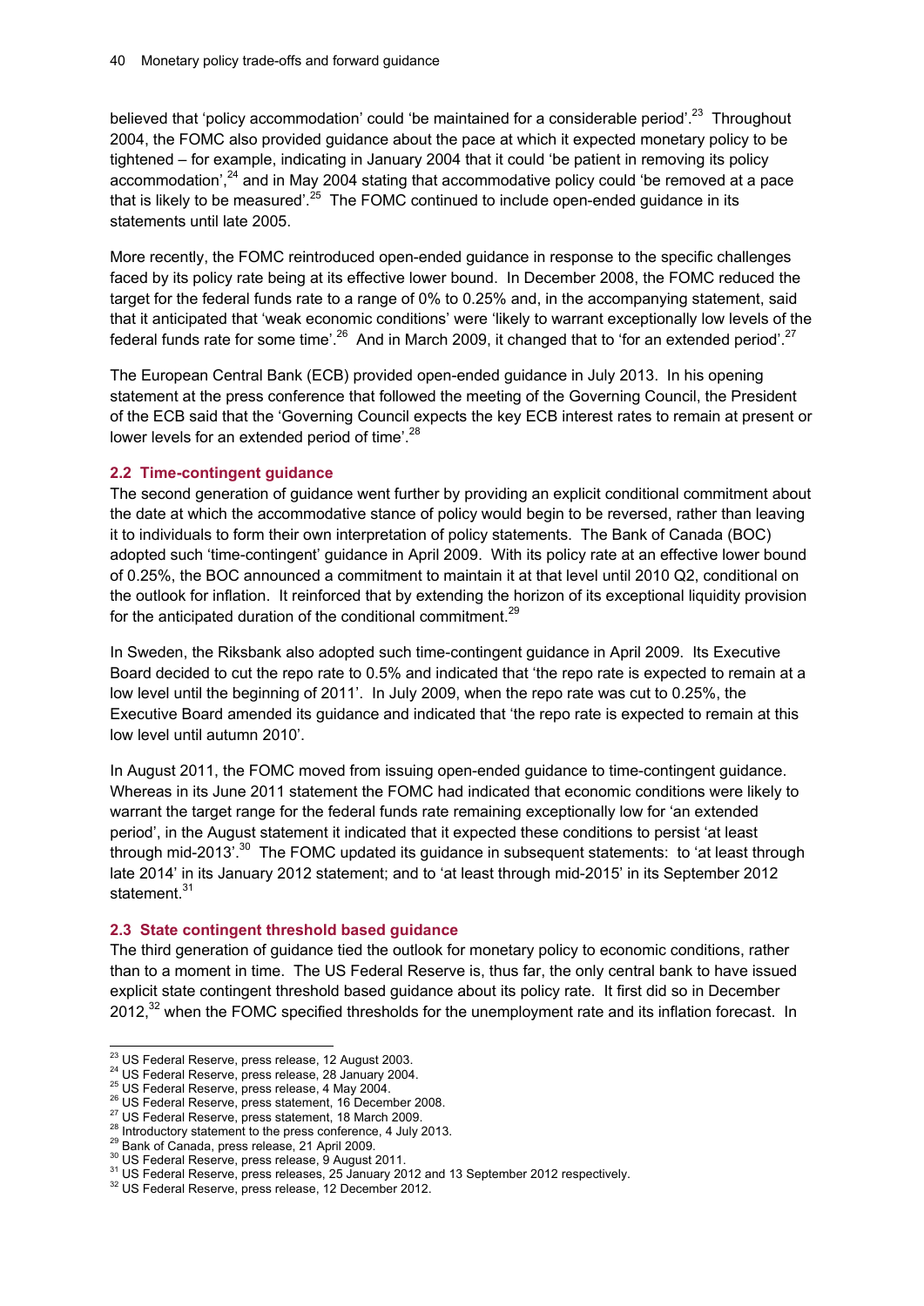believed that 'policy accommodation' could 'be maintained for a considerable period'.[23] Throughout 2004, the FOMC also provided guidance about the pace at which it expected monetary policy to be tightened – for example, indicating in January 2004 that it could 'be patient in removing its policy accommodation',[24] and in May 2004 stating that accommodative policy could 'be removed at a pace that is likely to be measured'.[25] The FOMC continued to include open-ended guidance in its statements until late 2005.

More recently, the FOMC reintroduced open-ended guidance in response to the specific challenges faced by its policy rate being at its effective lower bound. In December 2008, the FOMC reduced the target for the federal funds rate to a range of 0% to 0.25% and, in the accompanying statement, said that it anticipated that 'weak economic conditions' were 'likely to warrant exceptionally low levels of the federal funds rate for some time'.[26] And in March 2009, it changed that to 'for an extended period'.[27]

The European Central Bank (ECB) provided open-ended guidance in July 2013. In his opening statement at the press conference that followed the meeting of the Governing Council, the President of the ECB said that the 'Governing Council expects the key ECB interest rates to remain at present or lower levels for an extended period of time'.[28]

### 2.2 Time-contingent guidance

The second generation of guidance went further by providing an explicit conditional commitment about the date at which the accommodative stance of policy would begin to be reversed, rather than leaving it to individuals to form their own interpretation of policy statements. The Bank of Canada (BOC) adopted such 'time-contingent' guidance in April 2009. With its policy rate at an effective lower bound of 0.25%, the BOC announced a commitment to maintain it at that level until 2010 Q2, conditional on the outlook for inflation. It reinforced that by extending the horizon of its exceptional liquidity provision for the anticipated duration of the conditional commitment.[29]

In Sweden, the Riksbank also adopted such time-contingent guidance in April 2009. Its Executive Board decided to cut the repo rate to 0.5% and indicated that 'the repo rate is expected to remain at a low level until the beginning of 2011'. In July 2009, when the repo rate was cut to 0.25%, the Executive Board amended its guidance and indicated that 'the repo rate is expected to remain at this low level until autumn 2010'.

In August 2011, the FOMC moved from issuing open-ended guidance to time-contingent guidance. Whereas in its June 2011 statement the FOMC had indicated that economic conditions were likely to warrant the target range for the federal funds rate remaining exceptionally low for 'an extended period', in the August statement it indicated that it expected these conditions to persist 'at least through mid-2013'.[30] The FOMC updated its guidance in subsequent statements: to 'at least through late 2014' in its January 2012 statement; and to 'at least through mid-2015' in its September 2012 statement.[31]

### 2.3 State contingent threshold based guidance

The third generation of guidance tied the outlook for monetary policy to economic conditions, rather than to a moment in time. The US Federal Reserve is, thus far, the only central bank to have issued explicit state contingent threshold based guidance about its policy rate. It first did so in December 2012,[32] when the FOMC specified thresholds for the unemployment rate and its inflation forecast. In

---

[23] US Federal Reserve, press release, 12 August 2003.
[24] US Federal Reserve, press release, 28 January 2004.
[25] US Federal Reserve, press release, 4 May 2004.
[26] US Federal Reserve, press statement, 16 December 2008.
[27] US Federal Reserve, press statement, 18 March 2009.
[28] Introductory statement to the press conference, 4 July 2013.
[29] Bank of Canada, press release, 21 April 2009.
[30] US Federal Reserve, press release, 9 August 2011.
[31] US Federal Reserve, press releases, 25 January 2012 and 13 September 2012 respectively.
[32] US Federal Reserve, press release, 12 December 2012.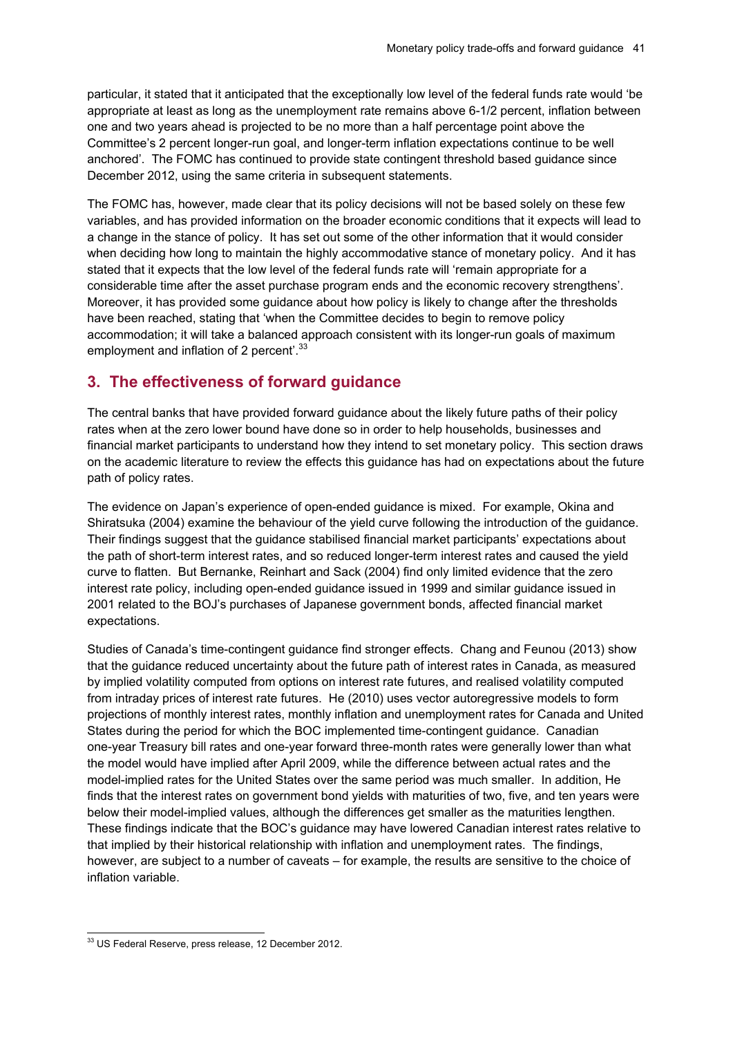particular, it stated that it anticipated that the exceptionally low level of the federal funds rate would 'be appropriate at least as long as the unemployment rate remains above 6-1/2 percent, inflation between one and two years ahead is projected to be no more than a half percentage point above the Committee's 2 percent longer-run goal, and longer-term inflation expectations continue to be well anchored'. The FOMC has continued to provide state contingent threshold based guidance since December 2012, using the same criteria in subsequent statements.

The FOMC has, however, made clear that its policy decisions will not be based solely on these few variables, and has provided information on the broader economic conditions that it expects will lead to a change in the stance of policy. It has set out some of the other information that it would consider when deciding how long to maintain the highly accommodative stance of monetary policy. And it has stated that it expects that the low level of the federal funds rate will 'remain appropriate for a considerable time after the asset purchase program ends and the economic recovery strengthens'. Moreover, it has provided some guidance about how policy is likely to change after the thresholds have been reached, stating that 'when the Committee decides to begin to remove policy accommodation; it will take a balanced approach consistent with its longer-run goals of maximum employment and inflation of 2 percent'.[33]

## 3. The effectiveness of forward guidance

The central banks that have provided forward guidance about the likely future paths of their policy rates when at the zero lower bound have done so in order to help households, businesses and financial market participants to understand how they intend to set monetary policy. This section draws on the academic literature to review the effects this guidance has had on expectations about the future path of policy rates.

The evidence on Japan's experience of open-ended guidance is mixed. For example, Okina and Shiratsuka (2004) examine the behaviour of the yield curve following the introduction of the guidance. Their findings suggest that the guidance stabilised financial market participants' expectations about the path of short-term interest rates, and so reduced longer-term interest rates and caused the yield curve to flatten. But Bernanke, Reinhart and Sack (2004) find only limited evidence that the zero interest rate policy, including open-ended guidance issued in 1999 and similar guidance issued in 2001 related to the BOJ's purchases of Japanese government bonds, affected financial market expectations.

Studies of Canada's time-contingent guidance find stronger effects. Chang and Feunou (2013) show that the guidance reduced uncertainty about the future path of interest rates in Canada, as measured by implied volatility computed from options on interest rate futures, and realised volatility computed from intraday prices of interest rate futures. He (2010) uses vector autoregressive models to form projections of monthly interest rates, monthly inflation and unemployment rates for Canada and United States during the period for which the BOC implemented time-contingent guidance. Canadian one-year Treasury bill rates and one-year forward three-month rates were generally lower than what the model would have implied after April 2009, while the difference between actual rates and the model-implied rates for the United States over the same period was much smaller. In addition, He finds that the interest rates on government bond yields with maturities of two, five, and ten years were below their model-implied values, although the differences get smaller as the maturities lengthen. These findings indicate that the BOC's guidance may have lowered Canadian interest rates relative to that implied by their historical relationship with inflation and unemployment rates. The findings, however, are subject to a number of caveats – for example, the results are sensitive to the choice of inflation variable.

[33] US Federal Reserve, press release, 12 December 2012.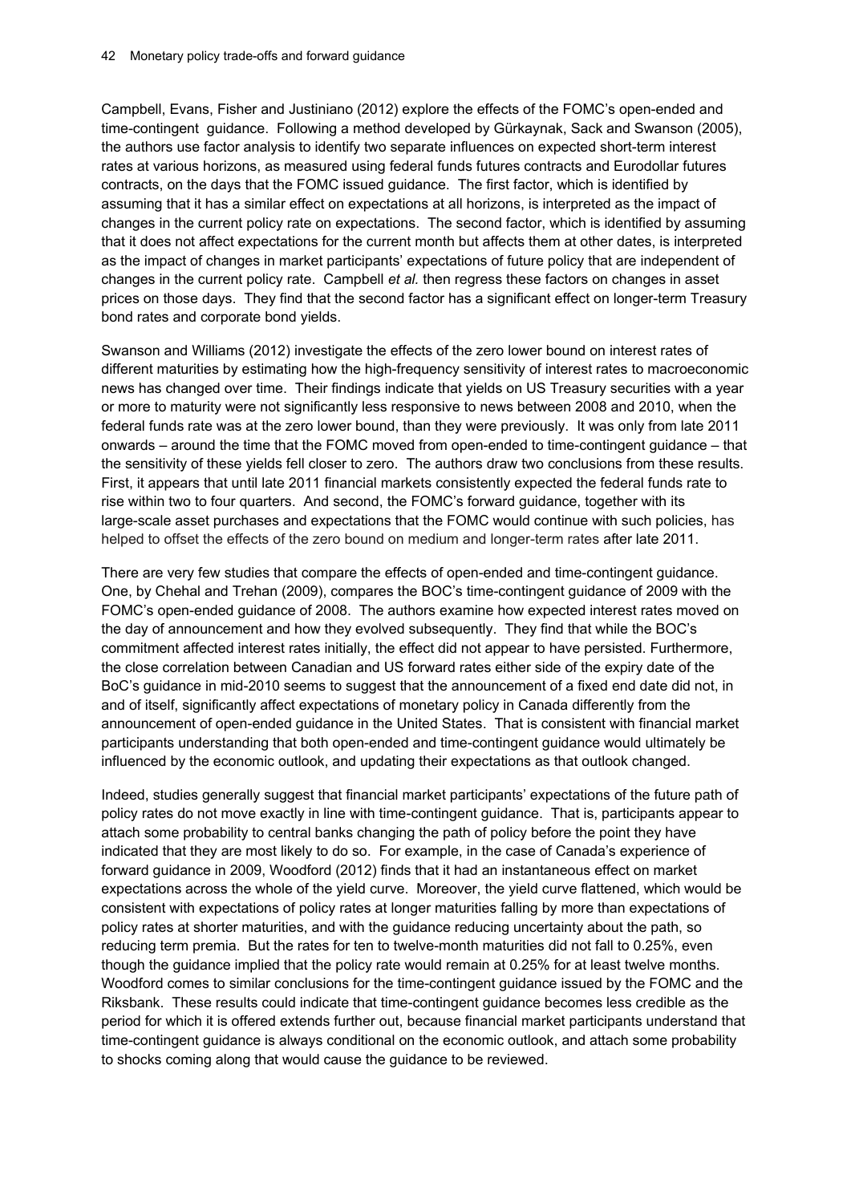Campbell, Evans, Fisher and Justiniano (2012) explore the effects of the FOMC's open-ended and time-contingent guidance. Following a method developed by Gürkaynak, Sack and Swanson (2005), the authors use factor analysis to identify two separate influences on expected short-term interest rates at various horizons, as measured using federal funds futures contracts and Eurodollar futures contracts, on the days that the FOMC issued guidance. The first factor, which is identified by assuming that it has a similar effect on expectations at all horizons, is interpreted as the impact of changes in the current policy rate on expectations. The second factor, which is identified by assuming that it does not affect expectations for the current month but affects them at other dates, is interpreted as the impact of changes in market participants' expectations of future policy that are independent of changes in the current policy rate. Campbell *et al.* then regress these factors on changes in asset prices on those days. They find that the second factor has a significant effect on longer-term Treasury bond rates and corporate bond yields.

Swanson and Williams (2012) investigate the effects of the zero lower bound on interest rates of different maturities by estimating how the high-frequency sensitivity of interest rates to macroeconomic news has changed over time. Their findings indicate that yields on US Treasury securities with a year or more to maturity were not significantly less responsive to news between 2008 and 2010, when the federal funds rate was at the zero lower bound, than they were previously. It was only from late 2011 onwards – around the time that the FOMC moved from open-ended to time-contingent guidance – that the sensitivity of these yields fell closer to zero. The authors draw two conclusions from these results. First, it appears that until late 2011 financial markets consistently expected the federal funds rate to rise within two to four quarters. And second, the FOMC's forward guidance, together with its large-scale asset purchases and expectations that the FOMC would continue with such policies, has helped to offset the effects of the zero bound on medium and longer-term rates after late 2011.

There are very few studies that compare the effects of open-ended and time-contingent guidance. One, by Chehal and Trehan (2009), compares the BOC's time-contingent guidance of 2009 with the FOMC's open-ended guidance of 2008. The authors examine how expected interest rates moved on the day of announcement and how they evolved subsequently. They find that while the BOC's commitment affected interest rates initially, the effect did not appear to have persisted. Furthermore, the close correlation between Canadian and US forward rates either side of the expiry date of the BoC's guidance in mid-2010 seems to suggest that the announcement of a fixed end date did not, in and of itself, significantly affect expectations of monetary policy in Canada differently from the announcement of open-ended guidance in the United States. That is consistent with financial market participants understanding that both open-ended and time-contingent guidance would ultimately be influenced by the economic outlook, and updating their expectations as that outlook changed.

Indeed, studies generally suggest that financial market participants' expectations of the future path of policy rates do not move exactly in line with time-contingent guidance. That is, participants appear to attach some probability to central banks changing the path of policy before the point they have indicated that they are most likely to do so. For example, in the case of Canada's experience of forward guidance in 2009, Woodford (2012) finds that it had an instantaneous effect on market expectations across the whole of the yield curve. Moreover, the yield curve flattened, which would be consistent with expectations of policy rates at longer maturities falling by more than expectations of policy rates at shorter maturities, and with the guidance reducing uncertainty about the path, so reducing term premia. But the rates for ten to twelve-month maturities did not fall to 0.25%, even though the guidance implied that the policy rate would remain at 0.25% for at least twelve months. Woodford comes to similar conclusions for the time-contingent guidance issued by the FOMC and the Riksbank. These results could indicate that time-contingent guidance becomes less credible as the period for which it is offered extends further out, because financial market participants understand that time-contingent guidance is always conditional on the economic outlook, and attach some probability to shocks coming along that would cause the guidance to be reviewed.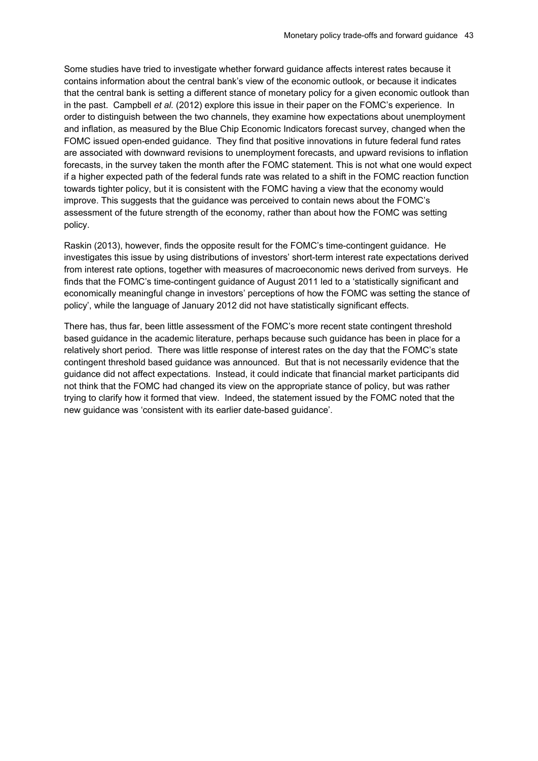Some studies have tried to investigate whether forward guidance affects interest rates because it contains information about the central bank's view of the economic outlook, or because it indicates that the central bank is setting a different stance of monetary policy for a given economic outlook than in the past. Campbell *et al.* (2012) explore this issue in their paper on the FOMC's experience. In order to distinguish between the two channels, they examine how expectations about unemployment and inflation, as measured by the Blue Chip Economic Indicators forecast survey, changed when the FOMC issued open-ended guidance. They find that positive innovations in future federal fund rates are associated with downward revisions to unemployment forecasts, and upward revisions to inflation forecasts, in the survey taken the month after the FOMC statement. This is not what one would expect if a higher expected path of the federal funds rate was related to a shift in the FOMC reaction function towards tighter policy, but it is consistent with the FOMC having a view that the economy would improve. This suggests that the guidance was perceived to contain news about the FOMC's assessment of the future strength of the economy, rather than about how the FOMC was setting policy.

Raskin (2013), however, finds the opposite result for the FOMC's time-contingent guidance. He investigates this issue by using distributions of investors' short-term interest rate expectations derived from interest rate options, together with measures of macroeconomic news derived from surveys. He finds that the FOMC's time-contingent guidance of August 2011 led to a 'statistically significant and economically meaningful change in investors' perceptions of how the FOMC was setting the stance of policy', while the language of January 2012 did not have statistically significant effects.

There has, thus far, been little assessment of the FOMC's more recent state contingent threshold based guidance in the academic literature, perhaps because such guidance has been in place for a relatively short period. There was little response of interest rates on the day that the FOMC's state contingent threshold based guidance was announced. But that is not necessarily evidence that the guidance did not affect expectations. Instead, it could indicate that financial market participants did not think that the FOMC had changed its view on the appropriate stance of policy, but was rather trying to clarify how it formed that view. Indeed, the statement issued by the FOMC noted that the new guidance was 'consistent with its earlier date-based guidance'.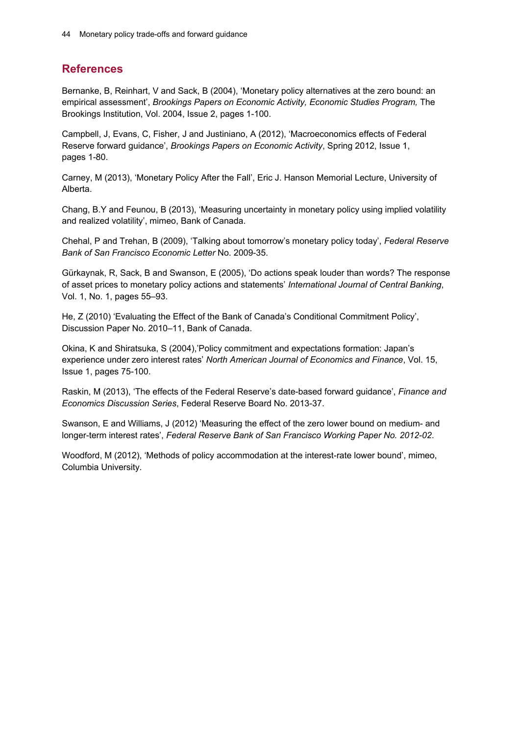## References

Bernanke, B, Reinhart, V and Sack, B (2004), 'Monetary policy alternatives at the zero bound: an empirical assessment', *Brookings Papers on Economic Activity, Economic Studies Program,* The Brookings Institution, Vol. 2004, Issue 2, pages 1-100.

Campbell, J, Evans, C, Fisher, J and Justiniano, A (2012), 'Macroeconomics effects of Federal Reserve forward guidance', *Brookings Papers on Economic Activity*, Spring 2012, Issue 1, pages 1-80.

Carney, M (2013), 'Monetary Policy After the Fall', Eric J. Hanson Memorial Lecture, University of Alberta.

Chang, B.Y and Feunou, B (2013), 'Measuring uncertainty in monetary policy using implied volatility and realized volatility', mimeo, Bank of Canada.

Chehal, P and Trehan, B (2009), 'Talking about tomorrow's monetary policy today', *Federal Reserve Bank of San Francisco Economic Letter* No. 2009-35.

Gürkaynak, R, Sack, B and Swanson, E (2005), 'Do actions speak louder than words? The response of asset prices to monetary policy actions and statements' *International Journal of Central Banking*, Vol. 1, No. 1, pages 55–93.

He, Z (2010) 'Evaluating the Effect of the Bank of Canada's Conditional Commitment Policy', Discussion Paper No. 2010–11, Bank of Canada.

Okina, K and Shiratsuka, S (2004),'Policy commitment and expectations formation: Japan's experience under zero interest rates' *North American Journal of Economics and Finance*, Vol. 15, Issue 1, pages 75-100.

Raskin, M (2013), 'The effects of the Federal Reserve's date-based forward guidance', *Finance and Economics Discussion Series*, Federal Reserve Board No. 2013-37.

Swanson, E and Williams, J (2012) 'Measuring the effect of the zero lower bound on medium- and longer-term interest rates', *Federal Reserve Bank of San Francisco Working Paper No. 2012-02*.

Woodford, M (2012), 'Methods of policy accommodation at the interest-rate lower bound', mimeo, Columbia University.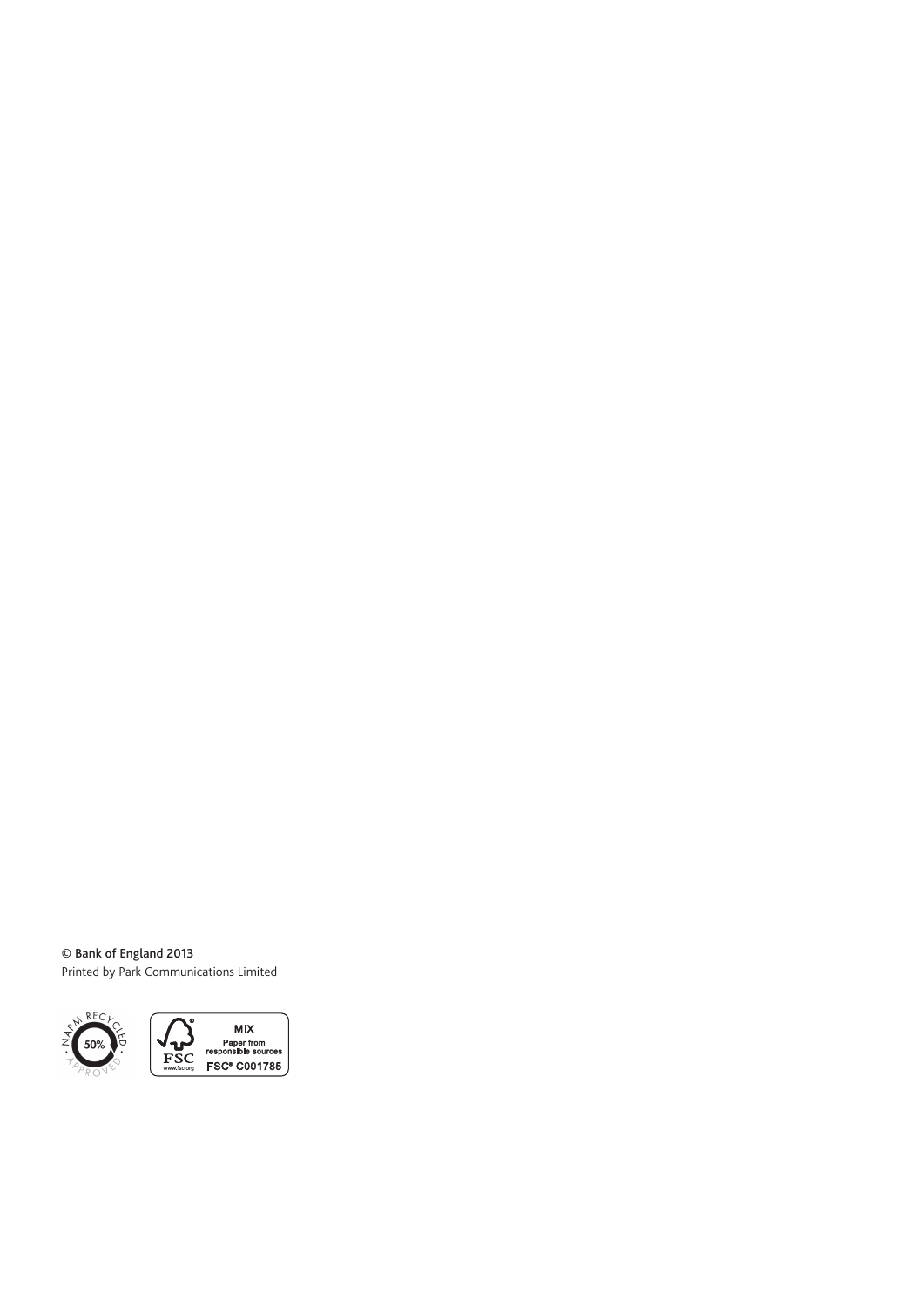© Bank of England 2013
Printed by Park Communications Limited

NAPM RECYCLED 50% APPROVED

MIX
Paper from responsible sources
FSC® C001785